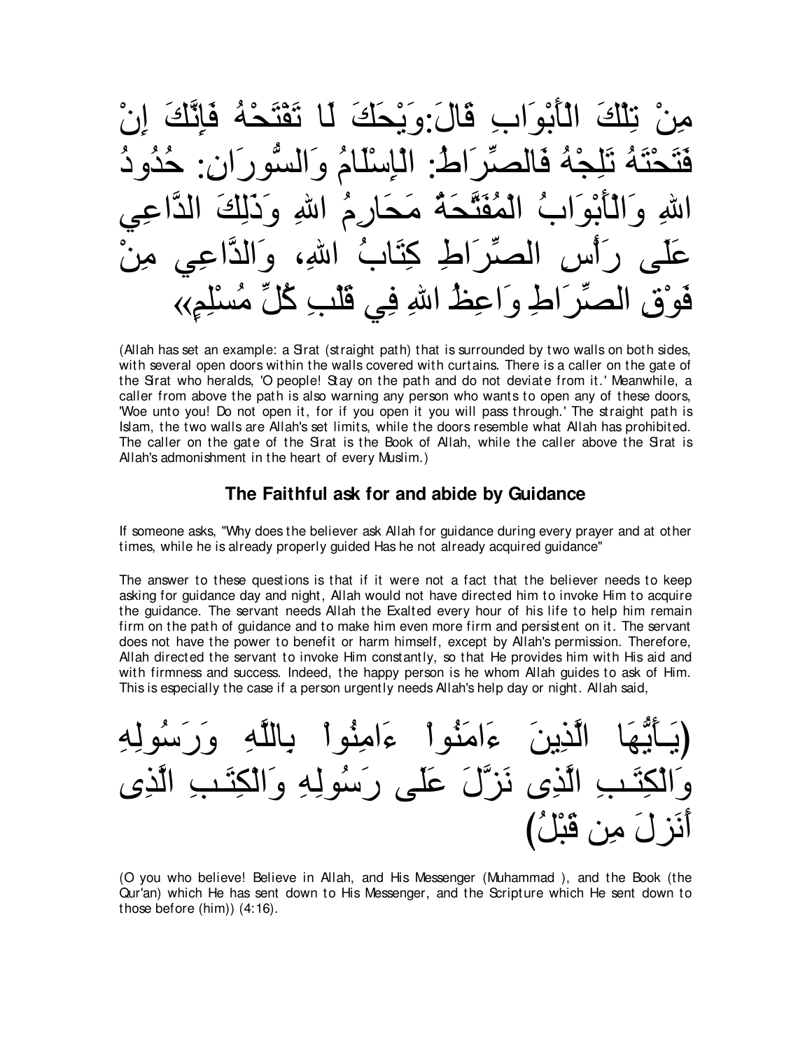مِنْ تِلْكَ الْأَبْوَابِ قَالَ:وَيْحَكَ لَا تَفْتَحْهُ فَإِنَّكَ إِنْ فَتَحْتَهُ تَلِجْهُ فَالصِّرَاطُ: الْإِسْلَامُ وَالسُّورَانِ: حُدُودُ اللهِ وَالْأَبْوَابُ الْمُفَتَّحَةُ مَحَارِمُ اللهِ وَذَلِكَ الدَّاعِي عَلَى رَأْسِ الصِّرَاطِ كِتَابُ اللهِ، وَالدَّاعِي مِنْ فَوْقِ الصِّرَاطِ وَاعِظُ اللهِ فِي قَلْبِ كُلِّ مُسْلِمٍ»

(Allah has set an example: a Sirat (straight path) that is surrounded by two walls on both sides, with several open doors within the walls covered with curtains. There is a caller on the gate of the Sirat who heralds, 'O people! Stay on the path and do not deviate from it.' Meanwhile, a caller from above the path is also warning any person who wants to open any of these doors, 'Woe unto you! Do not open it, for if you open it you will pass through.' The straight path is Islam, the two walls are Allah's set limits, while the doors resemble what Allah has prohibited. The caller on the gate of the Sirat is the Book of Allah, while the caller above the Sirat is Allah's admonishment in the heart of every Muslim.)

## The Faithful ask for and abide by Guidance

If someone asks, "Why does the believer ask Allah for guidance during every prayer and at other times, while he is already properly guided Has he not already acquired guidance"

The answer to these questions is that if it were not a fact that the believer needs to keep asking for guidance day and night, Allah would not have directed him to invoke Him to acquire the guidance. The servant needs Allah the Exalted every hour of his life to help him remain firm on the path of guidance and to make him even more firm and persistent on it. The servant does not have the power to benefit or harm himself, except by Allah's permission. Therefore, Allah directed the servant to invoke Him constantly, so that He provides him with His aid and with firmness and success. Indeed, the happy person is he whom Allah guides to ask of Him. This is especially the case if a person urgently needs Allah's help day or night. Allah said,

(يَـأَيُّهَا الَّذِينَ ءَامَنُواْ ءَامِنُواْ بِاللَّهِ وَرَسُولِهِ وَالْكِتَـبِ الَّذِى نَزَّلَ عَلَى رَسُولِهِ وَالْكِتَـبِ الَّذِى أَنَزلَ مِن قَبْلُ)

(O you who believe! Believe in Allah, and His Messenger (Muhammad ), and the Book (the Qur'an) which He has sent down to His Messenger, and the Scripture which He sent down to those before (him)) (4:16).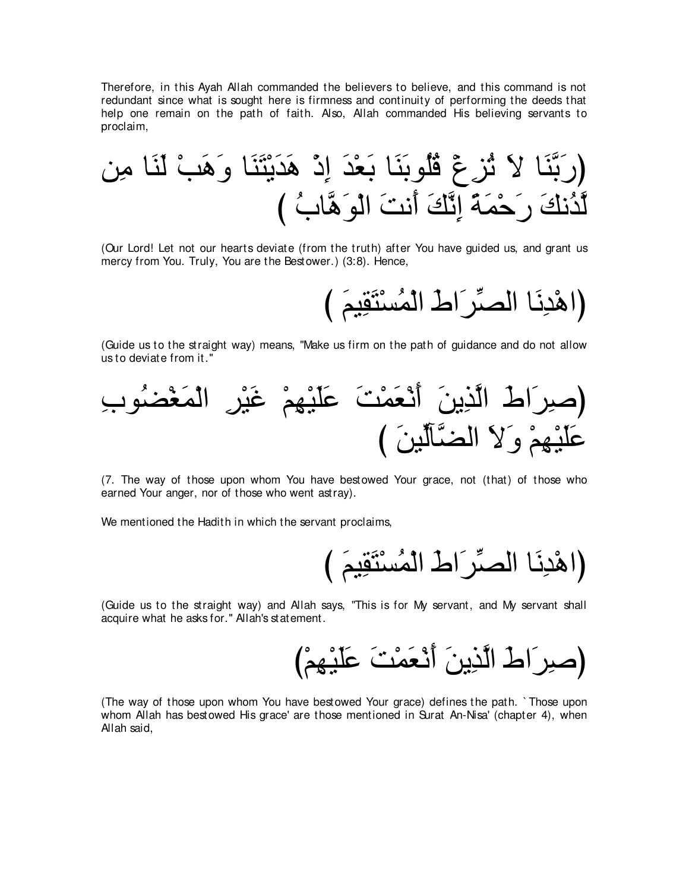Therefore, in this Ayah Allah commanded the believers to believe, and this command is not redundant since what is sought here is firmness and continuity of performing the deeds that help one remain on the path of faith. Also, Allah commanded His believing servants to proclaim,

(رَبَّنَا لاَ تُزِغْ قُلُوبَنَا بَعْدَ إِذْ هَدَيْتَنَا وَهَبْ لَنَا مِن لَّدُنكَ رَحْمَةً إِنَّكَ أَنتَ الْوَهَّابُ )

(Our Lord! Let not our hearts deviate (from the truth) after You have guided us, and grant us mercy from You. Truly, You are the Bestower.) (3:8). Hence,

(اهْدِنَا الصِّرَاطَ الْمُسْتَقِيمَ )

(Guide us to the straight way) means, "Make us firm on the path of guidance and do not allow us to deviate from it."

(صِرَاطَ الَّذِينَ أَنْعَمْتَ عَلَيْهِمْ غَيْرِ الْمَغْضُوبِ عَلَيْهِمْ وَلاَ الضَّآلِّينَ )

(7. The way of those upon whom You have bestowed Your grace, not (that) of those who earned Your anger, nor of those who went astray).

We mentioned the Hadith in which the servant proclaims,

(اهْدِنَا الصِّرَاطَ الْمُسْتَقِيمَ )

(Guide us to the straight way) and Allah says, "This is for My servant, and My servant shall acquire what he asks for." Allah's statement.

(صِرَاطَ الَّذِينَ أَنْعَمْتَ عَلَيْهِمْ)

(The way of those upon whom You have bestowed Your grace) defines the path. `Those upon whom Allah has bestowed His grace' are those mentioned in Surat An-Nisa' (chapter 4), when Allah said,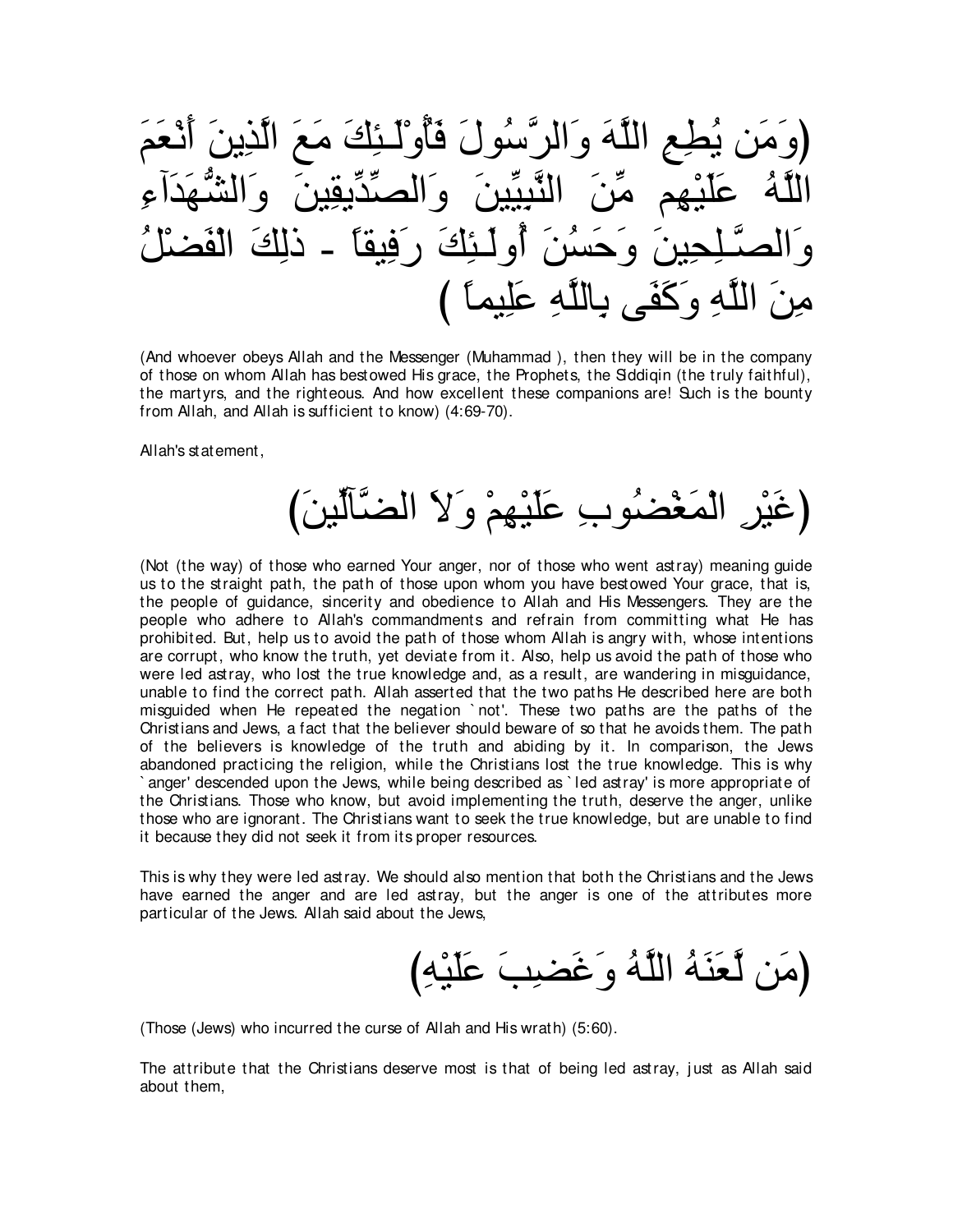(وَمَن يُطِعِ اللَّهَ وَالرَّسُولَ فَأُوْلَـئِكَ مَعَ الَّذِينَ أَنْعَمَ اللَّهُ عَلَيْهِم مِّنَ النَّبِيِّينَ وَالصِّدِّيقِينَ وَالشُّهَدَآءِ وَالصَّـلِحِينَ وَحَسُنَ أُولَـئِكَ رَفِيقاً - ذلِكَ الْفَضْلُ مِنَ اللَّهِ وَكَفَى بِاللَّهِ عَلِيماً )

(And whoever obeys Allah and the Messenger (Muhammad ), then they will be in the company of those on whom Allah has bestowed His grace, the Prophets, the Siddiqin (the truly faithful), the martyrs, and the righteous. And how excellent these companions are! Such is the bounty from Allah, and Allah is sufficient to know) (4:69-70).

Allah's statement,

(غَيْرِ الْمَغْضُوبِ عَلَيْهِمْ وَلاَ الضَّآلِّينَ)

(Not (the way) of those who earned Your anger, nor of those who went astray) meaning guide us to the straight path, the path of those upon whom you have bestowed Your grace, that is, the people of guidance, sincerity and obedience to Allah and His Messengers. They are the people who adhere to Allah's commandments and refrain from committing what He has prohibited. But, help us to avoid the path of those whom Allah is angry with, whose intentions are corrupt, who know the truth, yet deviate from it. Also, help us avoid the path of those who were led astray, who lost the true knowledge and, as a result, are wandering in misguidance, unable to find the correct path. Allah asserted that the two paths He described here are both misguided when He repeated the negation `not'. These two paths are the paths of the Christians and Jews, a fact that the believer should beware of so that he avoids them. The path of the believers is knowledge of the truth and abiding by it. In comparison, the Jews abandoned practicing the religion, while the Christians lost the true knowledge. This is why `anger' descended upon the Jews, while being described as `led astray' is more appropriate of the Christians. Those who know, but avoid implementing the truth, deserve the anger, unlike those who are ignorant. The Christians want to seek the true knowledge, but are unable to find it because they did not seek it from its proper resources.

This is why they were led astray. We should also mention that both the Christians and the Jews have earned the anger and are led astray, but the anger is one of the attributes more particular of the Jews. Allah said about the Jews,

(مَن لَّعَنَهُ اللَّهُ وَغَضِبَ عَلَيْهِ)

(Those (Jews) who incurred the curse of Allah and His wrath) (5:60).

The attribute that the Christians deserve most is that of being led astray, just as Allah said about them,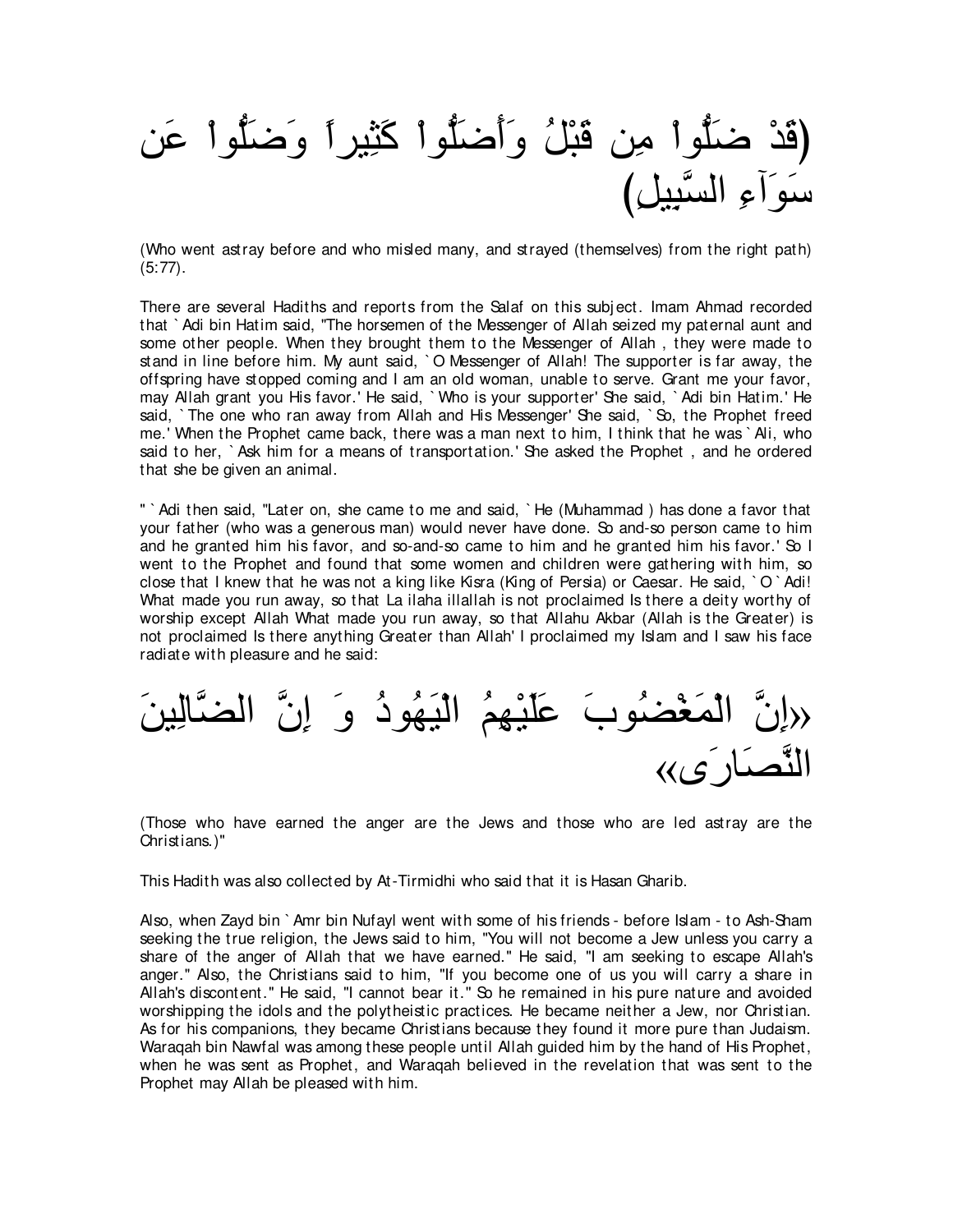(قَدْ ضَلُّواْ مِن قَبْلُ وَأَضَلُّواْ كَثِيراً وَضَلُّواْ عَن سَوَآءِ السَّبِيلِ)

(Who went astray before and who misled many, and strayed (themselves) from the right path) (5:77).

There are several Hadiths and reports from the Salaf on this subject. Imam Ahmad recorded that `Adi bin Hatim said, "The horsemen of the Messenger of Allah seized my paternal aunt and some other people. When they brought them to the Messenger of Allah , they were made to stand in line before him. My aunt said, `O Messenger of Allah! The supporter is far away, the offspring have stopped coming and I am an old woman, unable to serve. Grant me your favor, may Allah grant you His favor.' He said, `Who is your supporter' She said, `Adi bin Hatim.' He said, `The one who ran away from Allah and His Messenger' She said, `So, the Prophet freed me.' When the Prophet came back, there was a man next to him, I think that he was `Ali, who said to her, `Ask him for a means of transportation.' She asked the Prophet , and he ordered that she be given an animal.

" `Adi then said, "Later on, she came to me and said, `He (Muhammad ) has done a favor that your father (who was a generous man) would never have done. So and-so person came to him and he granted him his favor, and so-and-so came to him and he granted him his favor.' So I went to the Prophet and found that some women and children were gathering with him, so close that I knew that he was not a king like Kisra (King of Persia) or Caesar. He said, `O `Adi! What made you run away, so that La ilaha illallah is not proclaimed Is there a deity worthy of worship except Allah What made you run away, so that Allahu Akbar (Allah is the Greater) is not proclaimed Is there anything Greater than Allah' I proclaimed my Islam and I saw his face radiate with pleasure and he said:

«إِنَّ الْمَغْضُوبَ عَلَيْهِمُ الْيَهُودُ وَ إِنَّ الضَّالِّينَ النَّصَارَى»

(Those who have earned the anger are the Jews and those who are led astray are the Christians.)"

This Hadith was also collected by At-Tirmidhi who said that it is Hasan Gharib.

Also, when Zayd bin `Amr bin Nufayl went with some of his friends - before Islam - to Ash-Sham seeking the true religion, the Jews said to him, "You will not become a Jew unless you carry a share of the anger of Allah that we have earned." He said, "I am seeking to escape Allah's anger." Also, the Christians said to him, "If you become one of us you will carry a share in Allah's discontent." He said, "I cannot bear it." So he remained in his pure nature and avoided worshipping the idols and the polytheistic practices. He became neither a Jew, nor Christian. As for his companions, they became Christians because they found it more pure than Judaism. Waraqah bin Nawfal was among these people until Allah guided him by the hand of His Prophet, when he was sent as Prophet, and Waraqah believed in the revelation that was sent to the Prophet may Allah be pleased with him.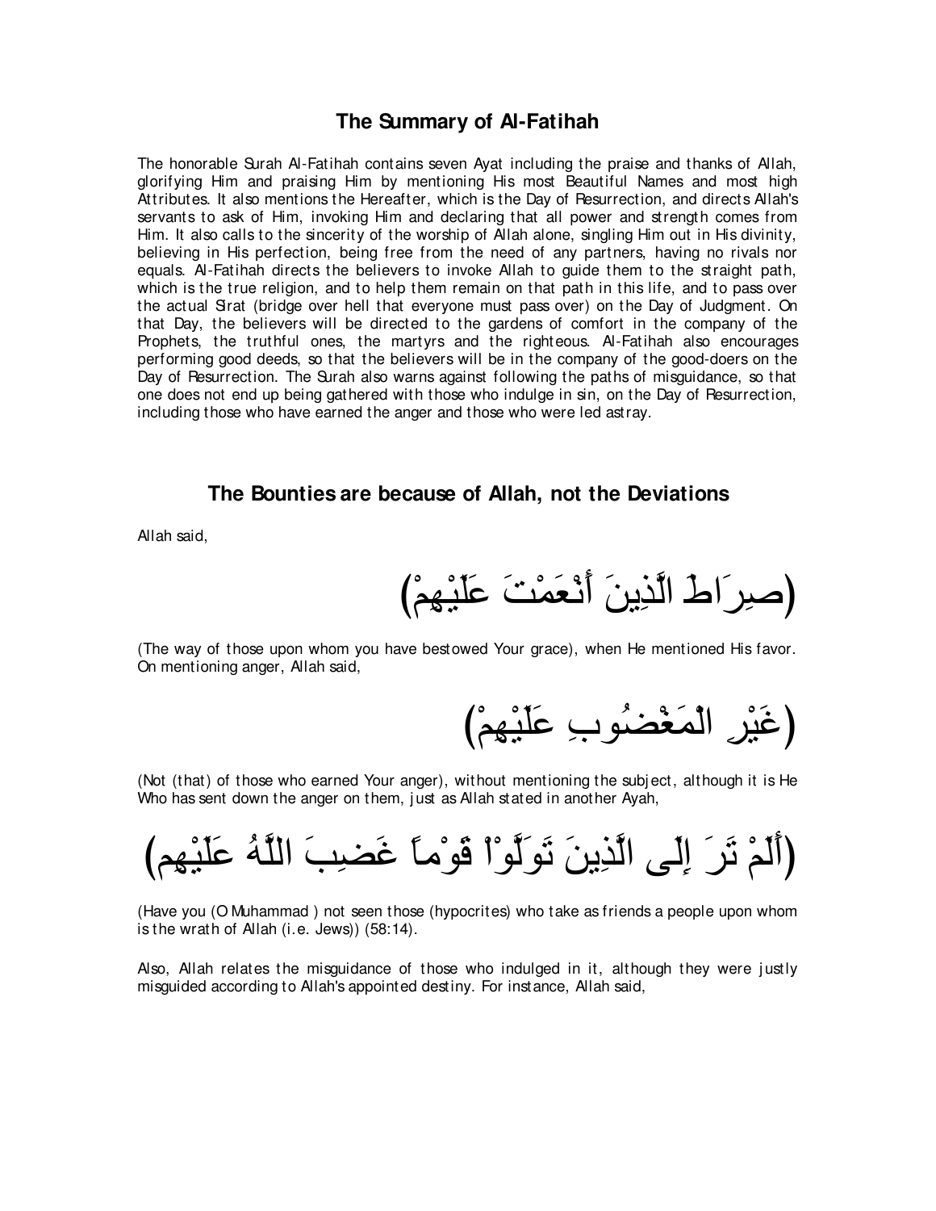## The Summary of Al-Fatihah

The honorable Surah Al-Fatihah contains seven Ayat including the praise and thanks of Allah, glorifying Him and praising Him by mentioning His most Beautiful Names and most high Attributes. It also mentions the Hereafter, which is the Day of Resurrection, and directs Allah's servants to ask of Him, invoking Him and declaring that all power and strength comes from Him. It also calls to the sincerity of the worship of Allah alone, singling Him out in His divinity, believing in His perfection, being free from the need of any partners, having no rivals nor equals. Al-Fatihah directs the believers to invoke Allah to guide them to the straight path, which is the true religion, and to help them remain on that path in this life, and to pass over the actual Sirat (bridge over hell that everyone must pass over) on the Day of Judgment. On that Day, the believers will be directed to the gardens of comfort in the company of the Prophets, the truthful ones, the martyrs and the righteous. Al-Fatihah also encourages performing good deeds, so that the believers will be in the company of the good-doers on the Day of Resurrection. The Surah also warns against following the paths of misguidance, so that one does not end up being gathered with those who indulge in sin, on the Day of Resurrection, including those who have earned the anger and those who were led astray.

## The Bounties are because of Allah, not the Deviations

Allah said,

(صِرَاطَ الَّذِينَ أَنْعَمْتَ عَلَيْهِمْ)

(The way of those upon whom you have bestowed Your grace), when He mentioned His favor. On mentioning anger, Allah said,

(غَيْرِ الْمَغْضُوبِ عَلَيْهِمْ)

(Not (that) of those who earned Your anger), without mentioning the subject, although it is He Who has sent down the anger on them, just as Allah stated in another Ayah,

(أَلَمْ تَرَ إِلَى الَّذِينَ تَوَلَّوْاْ قَوْماً غَضِبَ اللَّهُ عَلَيْهِم)

(Have you (O Muhammad ) not seen those (hypocrites) who take as friends a people upon whom is the wrath of Allah (i.e. Jews)) (58:14).

Also, Allah relates the misguidance of those who indulged in it, although they were justly misguided according to Allah's appointed destiny. For instance, Allah said,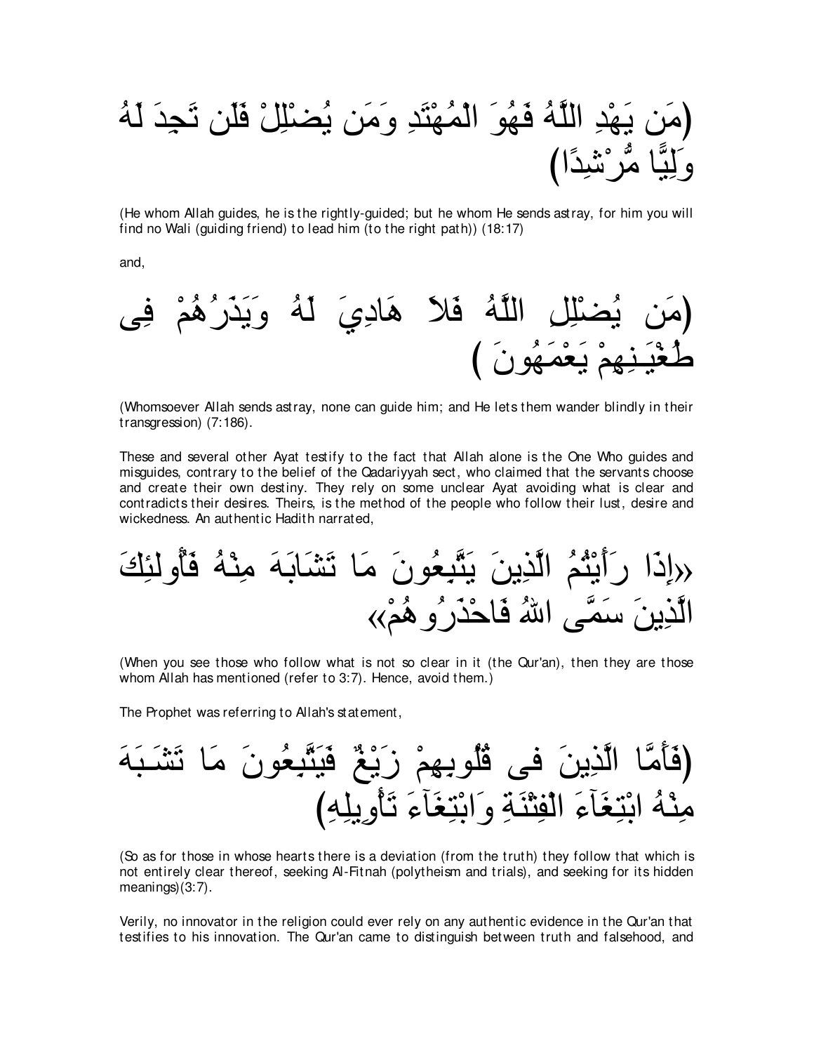(مَن يَهْدِ اللَّهُ فَهُوَ الْمُهْتَدِ وَمَن يُضْلِلْ فَلَن تَجِدَ لَهُ وَلِيًّا مُّرْشِدًا)

(He whom Allah guides, he is the rightly-guided; but he whom He sends astray, for him you will find no Wali (guiding friend) to lead him (to the right path)) (18:17)

and,

(مَن يُضْلِلِ اللَّهُ فَلاَ هَادِيَ لَهُ وَيَذَرُهُمْ فِى طُغْيَـنِهِمْ يَعْمَهُونَ )

(Whomsoever Allah sends astray, none can guide him; and He lets them wander blindly in their transgression) (7:186).

These and several other Ayat testify to the fact that Allah alone is the One Who guides and misguides, contrary to the belief of the Qadariyyah sect, who claimed that the servants choose and create their own destiny. They rely on some unclear Ayat avoiding what is clear and contradicts their desires. Theirs, is the method of the people who follow their lust, desire and wickedness. An authentic Hadith narrated,

«إِذَا رَأَيْتُمُ الَّذِينَ يَتَّبِعُونَ مَا تَشَابَهَ مِنْهُ فَأُولئِكَ الَّذِينَ سَمَّى اللهُ فَاحْذَرُوهُمْ»

(When you see those who follow what is not so clear in it (the Qur'an), then they are those whom Allah has mentioned (refer to 3:7). Hence, avoid them.)

The Prophet was referring to Allah's statement,

(فَأَمَّا الَّذِينَ فى قُلُوبِهِمْ زَيْغٌ فَيَتَّبِعُونَ مَا تَشَـبَهَ مِنْهُ ابْتِغَآءَ الْفِتْنَةِ وَابْتِغَآءَ تَأْوِيلِهِ)

(So as for those in whose hearts there is a deviation (from the truth) they follow that which is not entirely clear thereof, seeking Al-Fitnah (polytheism and trials), and seeking for its hidden meanings)(3:7).

Verily, no innovator in the religion could ever rely on any authentic evidence in the Qur'an that testifies to his innovation. The Qur'an came to distinguish between truth and falsehood, and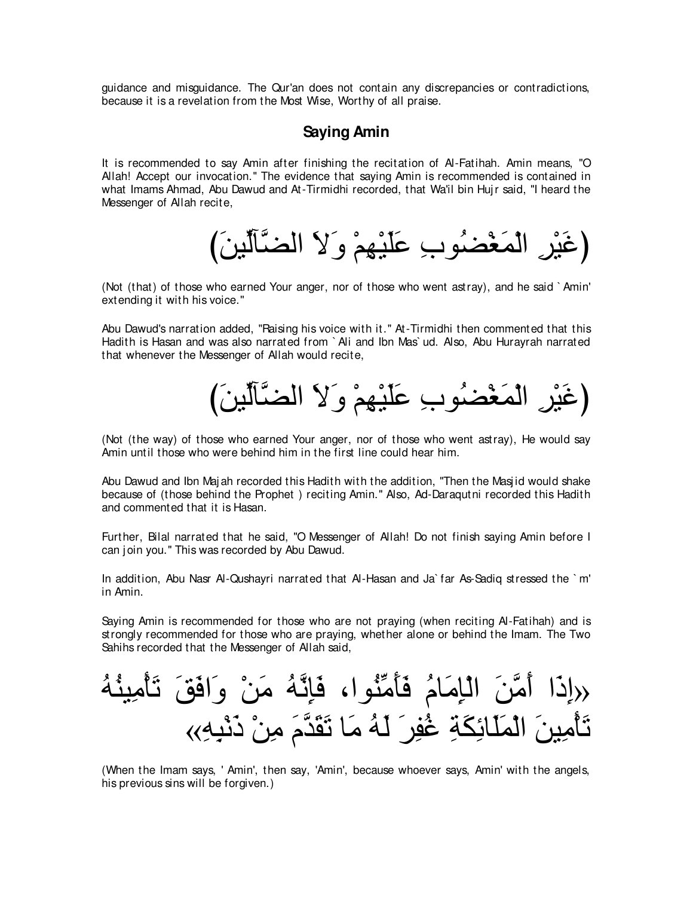guidance and misguidance. The Qur'an does not contain any discrepancies or contradictions, because it is a revelation from the Most Wise, Worthy of all praise.

## Saying Amin

It is recommended to say Amin after finishing the recitation of Al-Fatihah. Amin means, "O Allah! Accept our invocation." The evidence that saying Amin is recommended is contained in what Imams Ahmad, Abu Dawud and At-Tirmidhi recorded, that Wa'il bin Hujr said, "I heard the Messenger of Allah recite,

(غَيْرِ الْمَغْضُوبِ عَلَيْهِمْ وَلاَ الضَّآلِّينَ)

(Not (that) of those who earned Your anger, nor of those who went astray), and he said `Amin' extending it with his voice."

Abu Dawud's narration added, "Raising his voice with it." At-Tirmidhi then commented that this Hadith is Hasan and was also narrated from `Ali and Ibn Mas`ud. Also, Abu Hurayrah narrated that whenever the Messenger of Allah would recite,

(غَيْرِ الْمَغْضُوبِ عَلَيْهِمْ وَلاَ الضَّآلِّينَ)

(Not (the way) of those who earned Your anger, nor of those who went astray), He would say Amin until those who were behind him in the first line could hear him.

Abu Dawud and Ibn Majah recorded this Hadith with the addition, "Then the Masjid would shake because of (those behind the Prophet ) reciting Amin." Also, Ad-Daraqutni recorded this Hadith and commented that it is Hasan.

Further, Bilal narrated that he said, "O Messenger of Allah! Do not finish saying Amin before I can join you." This was recorded by Abu Dawud.

In addition, Abu Nasr Al-Qushayri narrated that Al-Hasan and Ja`far As-Sadiq stressed the `m' in Amin.

Saying Amin is recommended for those who are not praying (when reciting Al-Fatihah) and is strongly recommended for those who are praying, whether alone or behind the Imam. The Two Sahihs recorded that the Messenger of Allah said,

«إِذَا أَمَّنَ الْإِمَامُ فَأَمِّنُوا، فَإِنَّهُ مَنْ وَافَقَ تَأْمِينُهُ تَأْمِينَ الْمَلَائِكَةِ غُفِرَ لَهُ مَا تَقَدَّمَ مِنْ ذَنْبِهِ»

(When the Imam says, ' Amin', then say, 'Amin', because whoever says, Amin' with the angels, his previous sins will be forgiven.)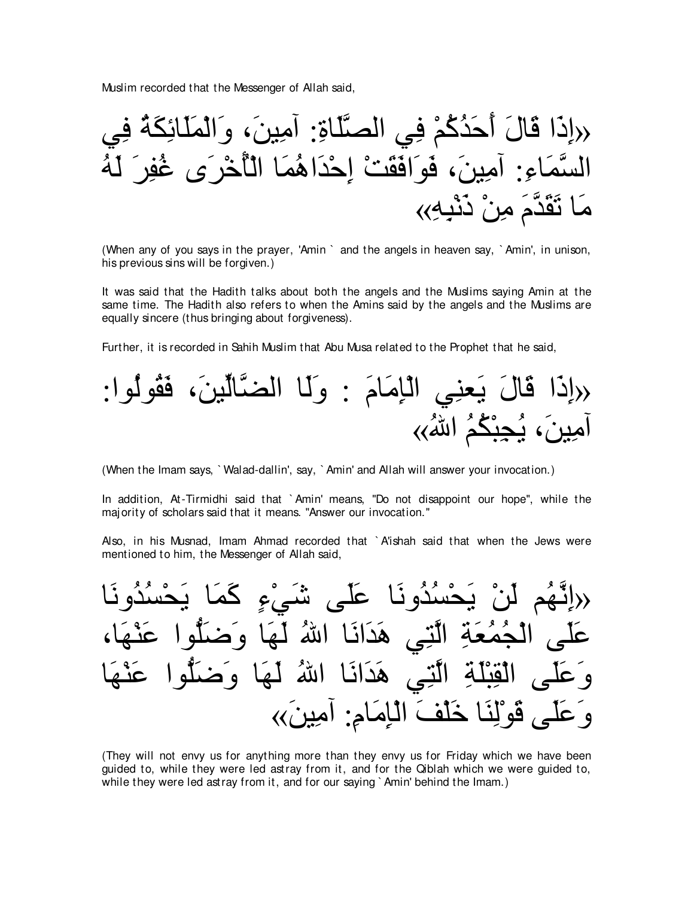Muslim recorded that the Messenger of Allah said,

«إِذَا قَالَ أَحَدُكُمْ فِي الصَّلَاةِ: آمِينَ، وَالْمَلَائِكَةُ فِي السَّمَاءِ: آمِينَ، فَوَافَقَتْ إِحْدَاهُمَا الْأُخْرَى غُفِرَ لَهُ مَا تَقَدَّمَ مِنْ ذَنْبِهِ»

(When any of you says in the prayer, 'Amin ` and the angels in heaven say, ` Amin', in unison, his previous sins will be forgiven.)

It was said that the Hadith talks about both the angels and the Muslims saying Amin at the same time. The Hadith also refers to when the Amins said by the angels and the Muslims are equally sincere (thus bringing about forgiveness).

Further, it is recorded in Sahih Muslim that Abu Musa related to the Prophet that he said,

«إِذَا قَالَ يَعنِي الْإِمَامَ : وَلَا الضَّالِّينَ، فَقُولُوا: آمِينَ، يُجِبْكُمُ اللهُ»

(When the Imam says, ` Walad-dallin', say, ` Amin' and Allah will answer your invocation.)

In addition, At-Tirmidhi said that ` Amin' means, "Do not disappoint our hope", while the majority of scholars said that it means. "Answer our invocation."

Also, in his Musnad, Imam Ahmad recorded that ` A'ishah said that when the Jews were mentioned to him, the Messenger of Allah said,

«إِنَّهُم لَنْ يَحْسُدُونَا عَلَى شَيْءٍ كَمَا يَحْسُدُونَا عَلَى الْجُمُعَةِ الَّتِي هَدَانَا اللهُ لَهَا وَضَلُّوا عَنْهَا، وَعَلَى الْقِبْلَةِ الَّتِي هَدَانَا اللهُ لَهَا وَضَلُّوا عَنْهَا وَعَلَى قَوْلِنَا خَلْفَ الْإِمَامِ: آمِينَ»

(They will not envy us for anything more than they envy us for Friday which we have been guided to, while they were led astray from it, and for the Qiblah which we were guided to, while they were led astray from it, and for our saying ` Amin' behind the Imam.)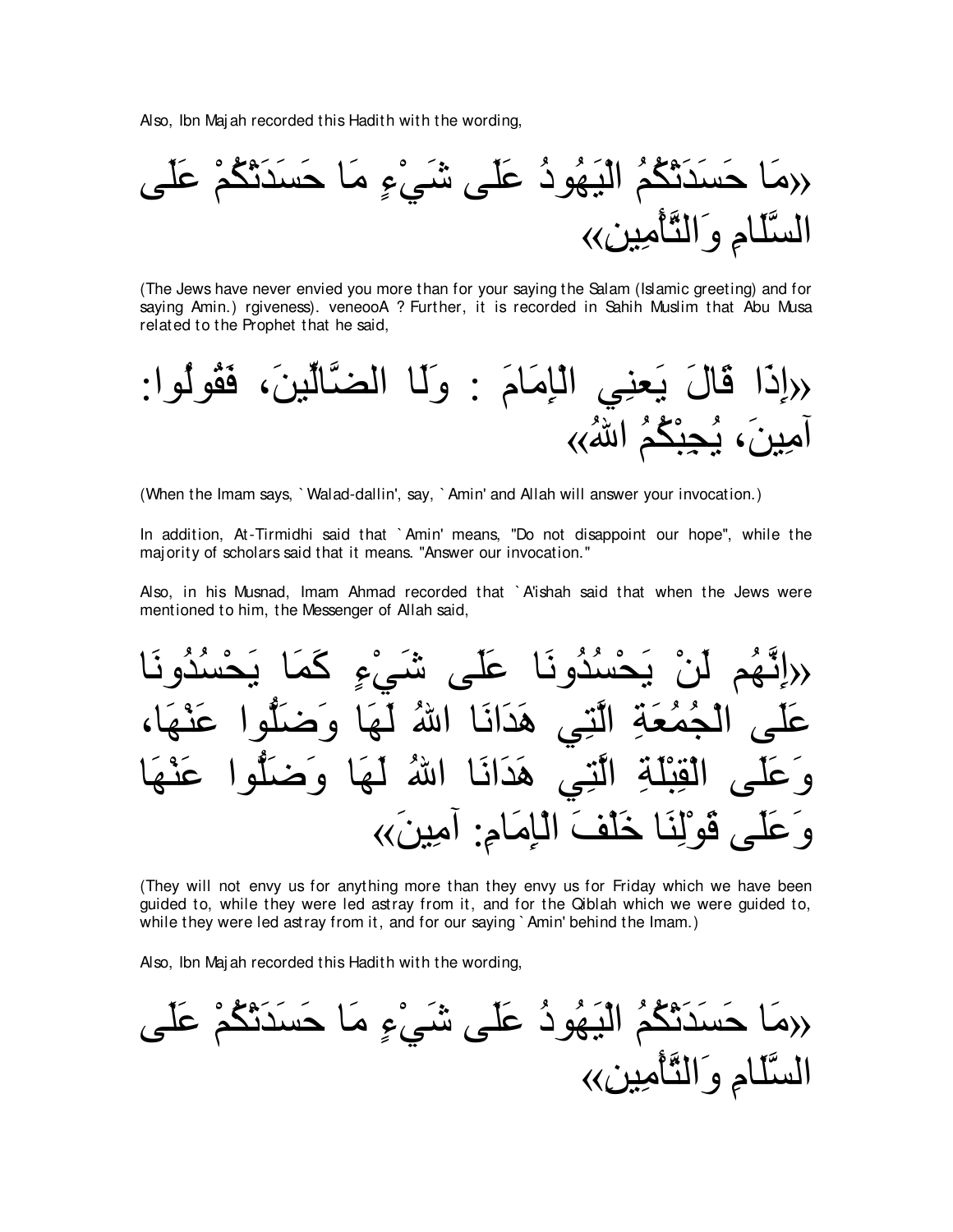Also, Ibn Majah recorded this Hadith with the wording,

«مَا حَسَدَتْكُمُ الْيَهُودُ عَلَى شَيْءٍ مَا حَسَدَتْكُمْ عَلَى السَّلَامِ وَالتَّأْمِينِ»

(The Jews have never envied you more than for your saying the Salam (Islamic greeting) and for saying Amin.) rgiveness). veneooA ? Further, it is recorded in Sahih Muslim that Abu Musa related to the Prophet that he said,

«إِذَا قَالَ يَعنِي الْإِمَامَ : وَلَا الضَّالِّينَ، فَقُولُوا: آمِينَ، يُجِبْكُمُ اللهُ»

(When the Imam says, `Walad-dallin', say, `Amin' and Allah will answer your invocation.)

In addition, At-Tirmidhi said that `Amin' means, "Do not disappoint our hope", while the majority of scholars said that it means. "Answer our invocation."

Also, in his Musnad, Imam Ahmad recorded that `A'ishah said that when the Jews were mentioned to him, the Messenger of Allah said,

«إِنَّهُم لَنْ يَحْسُدُونَا عَلَى شَيْءٍ كَمَا يَحْسُدُونَا عَلَى الْجُمُعَةِ الَّتِي هَدَانَا اللهُ لَهَا وَضَلُّوا عَنْهَا، وَعَلَى الْقِبْلَةِ الَّتِي هَدَانَا اللهُ لَهَا وَضَلُّوا عَنْهَا وَعَلَى قَوْلِنَا خَلْفَ الْإِمَامِ: آمِينَ»

(They will not envy us for anything more than they envy us for Friday which we have been guided to, while they were led astray from it, and for the Qiblah which we were guided to, while they were led astray from it, and for our saying `Amin' behind the Imam.)

Also, Ibn Majah recorded this Hadith with the wording,

«مَا حَسَدَتْكُمُ الْيَهُودُ عَلَى شَيْءٍ مَا حَسَدَتْكُمْ عَلَى السَّلَامِ وَالتَّأْمِينِ»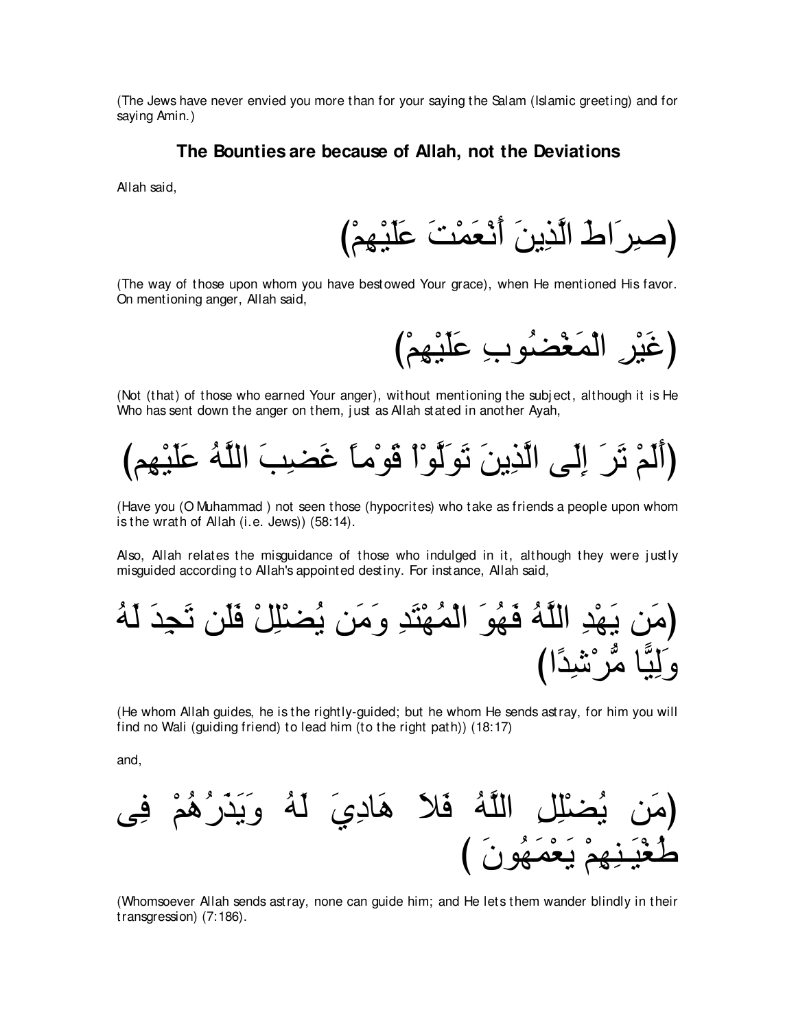(The Jews have never envied you more than for your saying the Salam (Islamic greeting) and for saying Amin.)

## The Bounties are because of Allah, not the Deviations

Allah said,

(صِرَاطَ الَّذِينَ أَنْعَمْتَ عَلَيْهِمْ)

(The way of those upon whom you have bestowed Your grace), when He mentioned His favor. On mentioning anger, Allah said,

(غَيْرِ الْمَغْضُوبِ عَلَيْهِمْ)

(Not (that) of those who earned Your anger), without mentioning the subject, although it is He Who has sent down the anger on them, just as Allah stated in another Ayah,

(أَلَمْ تَرَ إِلَى الَّذِينَ تَوَلَّوْاْ قَوْماً غَضِبَ اللَّهُ عَلَيْهِم)

(Have you (O Muhammad ) not seen those (hypocrites) who take as friends a people upon whom is the wrath of Allah (i.e. Jews)) (58:14).

Also, Allah relates the misguidance of those who indulged in it, although they were justly misguided according to Allah's appointed destiny. For instance, Allah said,

(مَن يَهْدِ اللَّهُ فَهُوَ الْمُهْتَدِ وَمَن يُضْلِلْ فَلَن تَجِدَ لَهُ وَلِيًّا مُّرْشِدًا)

(He whom Allah guides, he is the rightly-guided; but he whom He sends astray, for him you will find no Wali (guiding friend) to lead him (to the right path)) (18:17)

and,

(مَن يُضْلِلِ اللَّهُ فَلاَ هَادِيَ لَهُ وَيَذَرُهُمْ فِى طُغْيَـنِهِمْ يَعْمَهُونَ )

(Whomsoever Allah sends astray, none can guide him; and He lets them wander blindly in their transgression) (7:186).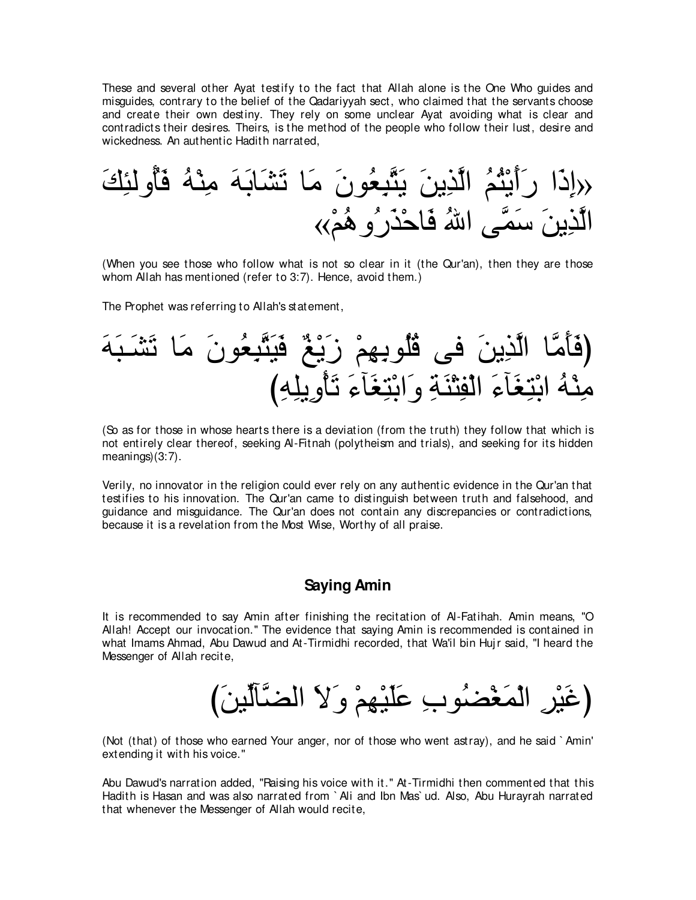These and several other Ayat testify to the fact that Allah alone is the One Who guides and misguides, contrary to the belief of the Qadariyyah sect, who claimed that the servants choose and create their own destiny. They rely on some unclear Ayat avoiding what is clear and contradicts their desires. Theirs, is the method of the people who follow their lust, desire and wickedness. An authentic Hadith narrated,

«إِذَا رَأَيْتُمُ الَّذِينَ يَتَّبِعُونَ مَا تَشَابَهَ مِنْهُ فَأُولئِكَ الَّذِينَ سَمَّى اللهُ فَاحْذَرُوهُمْ»

(When you see those who follow what is not so clear in it (the Qur'an), then they are those whom Allah has mentioned (refer to 3:7). Hence, avoid them.)

The Prophet was referring to Allah's statement,

(فَأَمَّا الَّذِينَ فى قُلُوبِهِمْ زَيْغٌ فَيَتَّبِعُونَ مَا تَشَـبَهَ مِنْهُ ابْتِغَآءَ الْفِتْنَةِ وَابْتِغَآءَ تَأْوِيلِهِ)

(So as for those in whose hearts there is a deviation (from the truth) they follow that which is not entirely clear thereof, seeking Al-Fitnah (polytheism and trials), and seeking for its hidden meanings)(3:7).

Verily, no innovator in the religion could ever rely on any authentic evidence in the Qur'an that testifies to his innovation. The Qur'an came to distinguish between truth and falsehood, and guidance and misguidance. The Qur'an does not contain any discrepancies or contradictions, because it is a revelation from the Most Wise, Worthy of all praise.

### Saying Amin

It is recommended to say Amin after finishing the recitation of Al-Fatihah. Amin means, "O Allah! Accept our invocation." The evidence that saying Amin is recommended is contained in what Imams Ahmad, Abu Dawud and At-Tirmidhi recorded, that Wa'il bin Hujr said, "I heard the Messenger of Allah recite,

(غَيْرِ الْمَغْضُوبِ عَلَيْهِمْ وَلاَ الضَّآلِّينَ)

(Not (that) of those who earned Your anger, nor of those who went astray), and he said `Amin' extending it with his voice."

Abu Dawud's narration added, "Raising his voice with it." At-Tirmidhi then commented that this Hadith is Hasan and was also narrated from `Ali and Ibn Mas`ud. Also, Abu Hurayrah narrated that whenever the Messenger of Allah would recite,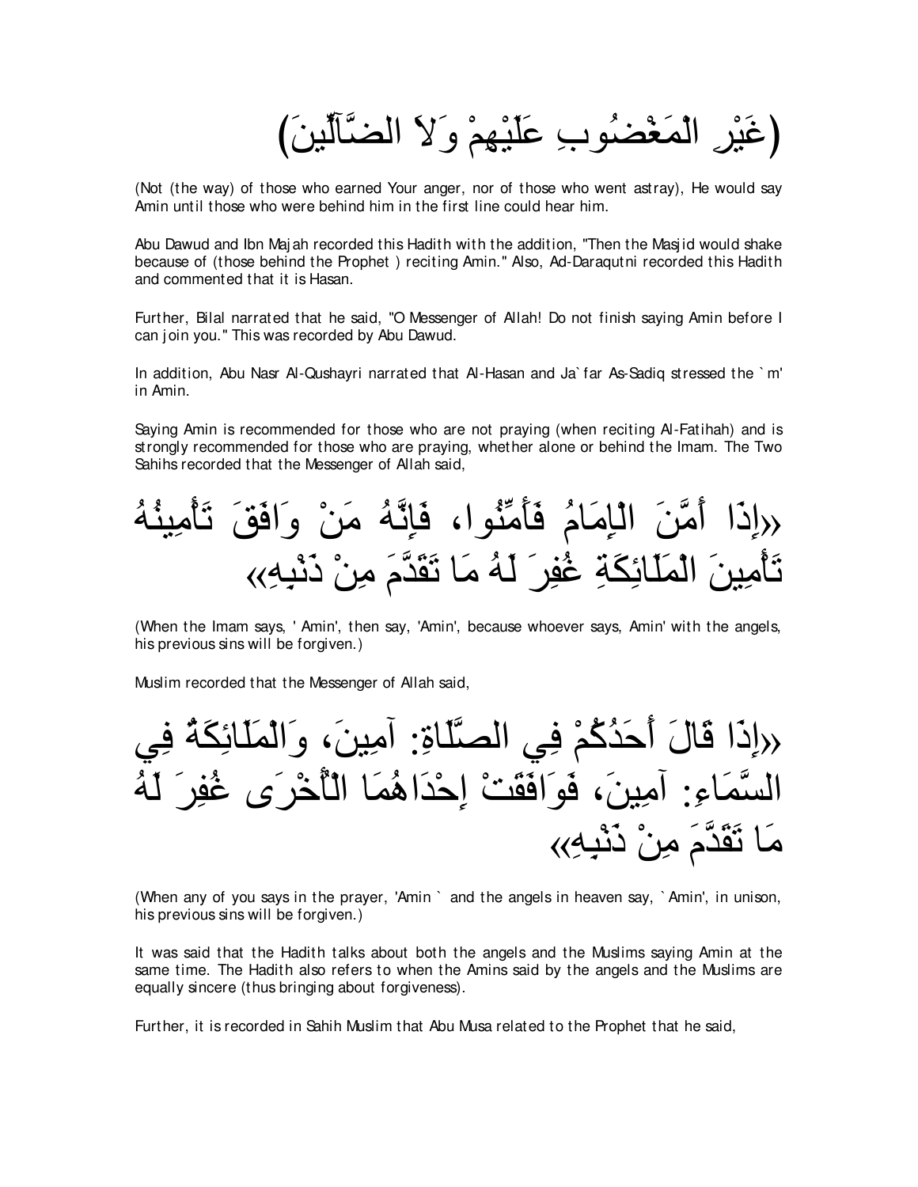(غَيْرِ الْمَغْضُوبِ عَلَيْهِمْ وَلاَ الضَّآلِّينَ)

(Not (the way) of those who earned Your anger, nor of those who went astray), He would say Amin until those who were behind him in the first line could hear him.

Abu Dawud and Ibn Majah recorded this Hadith with the addition, "Then the Masjid would shake because of (those behind the Prophet ) reciting Amin." Also, Ad-Daraqutni recorded this Hadith and commented that it is Hasan.

Further, Bilal narrated that he said, "O Messenger of Allah! Do not finish saying Amin before I can join you." This was recorded by Abu Dawud.

In addition, Abu Nasr Al-Qushayri narrated that Al-Hasan and Ja`far As-Sadiq stressed the `m' in Amin.

Saying Amin is recommended for those who are not praying (when reciting Al-Fatihah) and is strongly recommended for those who are praying, whether alone or behind the Imam. The Two Sahihs recorded that the Messenger of Allah said,

«إِذَا أَمَّنَ الْإِمَامُ فَأَمِّنُوا، فَإِنَّهُ مَنْ وَافَقَ تَأْمِينُهُ تَأْمِينَ الْمَلَائِكَةِ غُفِرَ لَهُ مَا تَقَدَّمَ مِنْ ذَنْبِهِ»

(When the Imam says, ' Amin', then say, 'Amin', because whoever says, Amin' with the angels, his previous sins will be forgiven.)

Muslim recorded that the Messenger of Allah said,

«إِذَا قَالَ أَحَدُكُمْ فِي الصَّلَاةِ: آمِينَ، وَالْمَلَائِكَةُ فِي السَّمَاءِ: آمِينَ، فَوَافَقَتْ إِحْدَاهُمَا الْأُخْرَى غُفِرَ لَهُ مَا تَقَدَّمَ مِنْ ذَنْبِهِ»

(When any of you says in the prayer, 'Amin ` and the angels in heaven say, `Amin', in unison, his previous sins will be forgiven.)

It was said that the Hadith talks about both the angels and the Muslims saying Amin at the same time. The Hadith also refers to when the Amins said by the angels and the Muslims are equally sincere (thus bringing about forgiveness).

Further, it is recorded in Sahih Muslim that Abu Musa related to the Prophet that he said,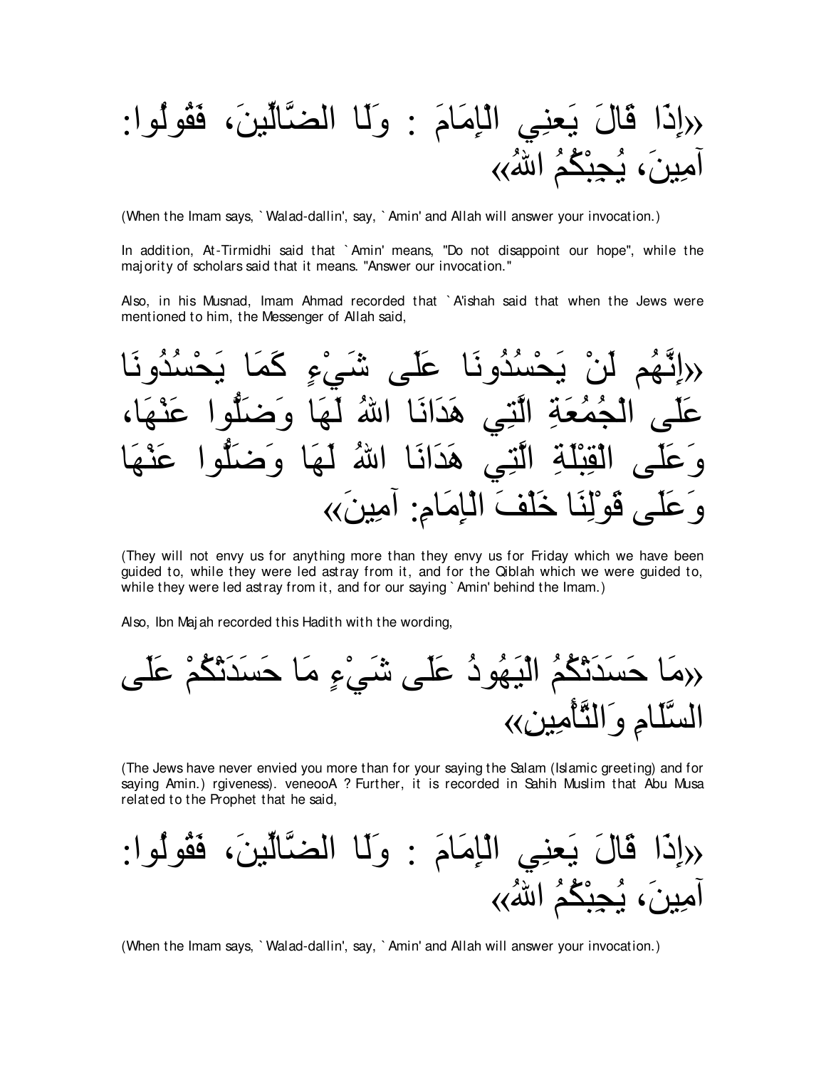«إِذَا قَالَ يَعنِي الْإِمَامَ : وَلَا الضَّالِّينَ، فَقُولُوا: آمِينَ، يُجِبْكُمُ اللهُ»

(When the Imam says, `Walad-dallin', say, `Amin' and Allah will answer your invocation.)

In addition, At-Tirmidhi said that `Amin' means, "Do not disappoint our hope", while the majority of scholars said that it means. "Answer our invocation."

Also, in his Musnad, Imam Ahmad recorded that `A'ishah said that when the Jews were mentioned to him, the Messenger of Allah said,

«إِنَّهُم لَنْ يَحْسُدُونَا عَلَى شَيْءٍ كَمَا يَحْسُدُونَا عَلَى الْجُمُعَةِ الَّتِي هَدَانَا اللهُ لَهَا وَضَلُّوا عَنْهَا، وَعَلَى الْقِبْلَةِ الَّتِي هَدَانَا اللهُ لَهَا وَضَلُّوا عَنْهَا وَعَلَى قَوْلِنَا خَلْفَ الْإِمَامِ: آمِينَ»

(They will not envy us for anything more than they envy us for Friday which we have been guided to, while they were led astray from it, and for the Qiblah which we were guided to, while they were led astray from it, and for our saying `Amin' behind the Imam.)

Also, Ibn Majah recorded this Hadith with the wording,

«مَا حَسَدَتْكُمُ الْيَهُودُ عَلَى شَيْءٍ مَا حَسَدَتْكُمْ عَلَى السَّلَامِ وَالتَّأْمِينِ»

(The Jews have never envied you more than for your saying the Salam (Islamic greeting) and for saying Amin.) rgiveness). veneooA ? Further, it is recorded in Sahih Muslim that Abu Musa related to the Prophet that he said,

«إِذَا قَالَ يَعنِي الْإِمَامَ : وَلَا الضَّالِّينَ، فَقُولُوا: آمِينَ، يُجِبْكُمُ اللهُ»

(When the Imam says, `Walad-dallin', say, `Amin' and Allah will answer your invocation.)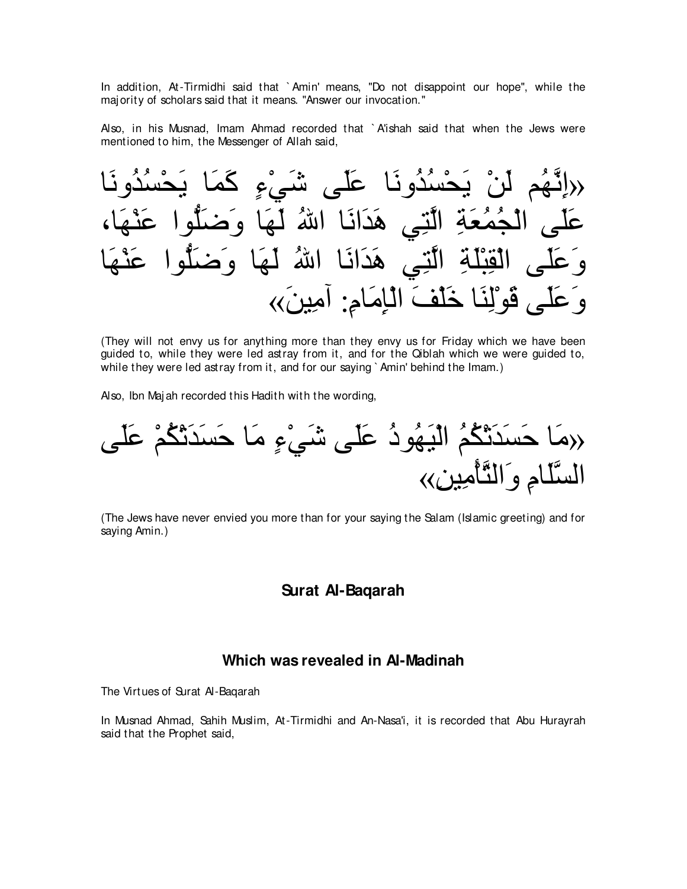In addition, At-Tirmidhi said that `Amin' means, "Do not disappoint our hope", while the majority of scholars said that it means. "Answer our invocation."

Also, in his Musnad, Imam Ahmad recorded that `A'ishah said that when the Jews were mentioned to him, the Messenger of Allah said,

«إِنَّهُم لَنْ يَحْسُدُونَا عَلَى شَيْءٍ كَمَا يَحْسُدُونَا عَلَى الْجُمُعَةِ الَّتِي هَدَانَا اللهُ لَهَا وَضَلُّوا عَنْهَا، وَعَلَى الْقِبْلَةِ الَّتِي هَدَانَا اللهُ لَهَا وَضَلُّوا عَنْهَا وَعَلَى قَوْلِنَا خَلْفَ الْإِمَامِ: آمِينَ»

(They will not envy us for anything more than they envy us for Friday which we have been guided to, while they were led astray from it, and for the Qiblah which we were guided to, while they were led astray from it, and for our saying `Amin' behind the Imam.)

Also, Ibn Majah recorded this Hadith with the wording,

«مَا حَسَدَتْكُمُ الْيَهُودُ عَلَى شَيْءٍ مَا حَسَدَتْكُمْ عَلَى السَّلَامِ وَالتَّأْمِينِ»

(The Jews have never envied you more than for your saying the Salam (Islamic greeting) and for saying Amin.)

## Surat Al-Baqarah

## Which was revealed in Al-Madinah

The Virtues of Surat Al-Baqarah

In Musnad Ahmad, Sahih Muslim, At-Tirmidhi and An-Nasa'i, it is recorded that Abu Hurayrah said that the Prophet said,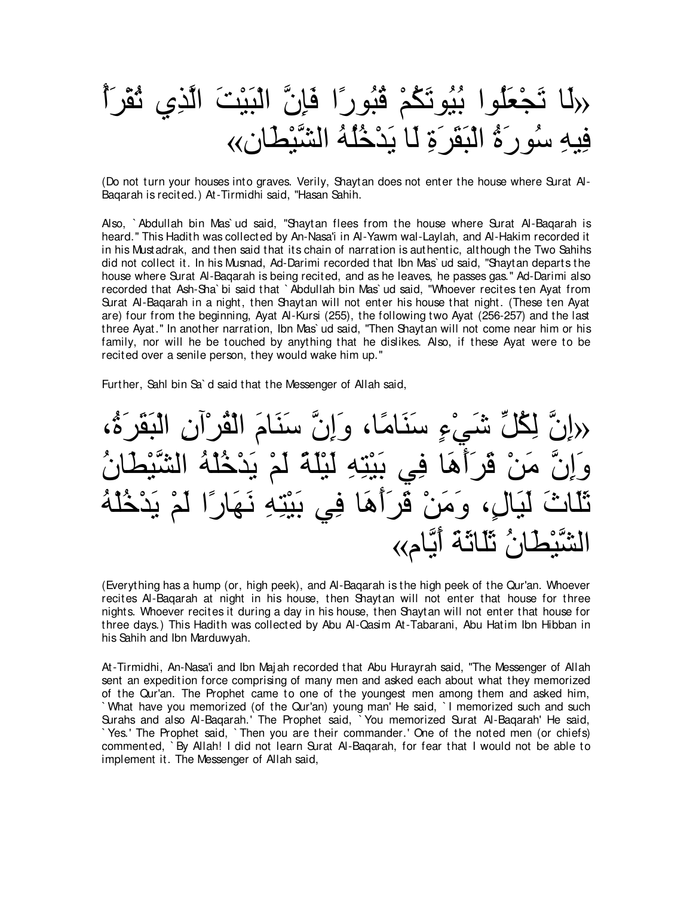«لَا تَجْعَلُوا بُيُوتَكُمْ قُبُورًا فَإِنَّ الْبَيْتَ الَّذِي تُقْرَأُ فِيهِ سُورَةُ الْبَقَرَةِ لَا يَدْخُلُهُ الشَّيْطَان»

(Do not turn your houses into graves. Verily, Shaytan does not enter the house where Surat Al-Baqarah is recited.) At-Tirmidhi said, "Hasan Sahih.

Also, `Abdullah bin Mas`ud said, "Shaytan flees from the house where Surat Al-Baqarah is heard." This Hadith was collected by An-Nasa'i in Al-Yawm wal-Laylah, and Al-Hakim recorded it in his Mustadrak, and then said that its chain of narration is authentic, although the Two Sahihs did not collect it. In his Musnad, Ad-Darimi recorded that Ibn Mas`ud said, "Shaytan departs the house where Surat Al-Baqarah is being recited, and as he leaves, he passes gas." Ad-Darimi also recorded that Ash-Sha`bi said that `Abdullah bin Mas`ud said, "Whoever recites ten Ayat from Surat Al-Baqarah in a night, then Shaytan will not enter his house that night. (These ten Ayat are) four from the beginning, Ayat Al-Kursi (255), the following two Ayat (256-257) and the last three Ayat." In another narration, Ibn Mas`ud said, "Then Shaytan will not come near him or his family, nor will he be touched by anything that he dislikes. Also, if these Ayat were to be recited over a senile person, they would wake him up."

Further, Sahl bin Sa`d said that the Messenger of Allah said,

«إِنَّ لِكُلِّ شَيْءٍ سَنَامًا، وَإِنَّ سَنَامَ الْقُرْآنِ الْبَقَرَةُ، وَإِنَّ مَنْ قَرَأَهَا فِي بَيْتِهِ لَيْلَةً لَمْ يَدْخُلْهُ الشَّيْطَانُ ثَلَاثَ لَيَالٍ، وَمَنْ قَرَأَهَا فِي بَيْتِهِ نَهَارًا لَمْ يَدْخُلْهُ الشَّيْطَانُ ثَلَاثَةَ أَيَّام»

(Everything has a hump (or, high peek), and Al-Baqarah is the high peek of the Qur'an. Whoever recites Al-Baqarah at night in his house, then Shaytan will not enter that house for three nights. Whoever recites it during a day in his house, then Shaytan will not enter that house for three days.) This Hadith was collected by Abu Al-Qasim At-Tabarani, Abu Hatim Ibn Hibban in his Sahih and Ibn Marduwyah.

At-Tirmidhi, An-Nasa'i and Ibn Majah recorded that Abu Hurayrah said, "The Messenger of Allah sent an expedition force comprising of many men and asked each about what they memorized of the Qur'an. The Prophet came to one of the youngest men among them and asked him, `What have you memorized (of the Qur'an) young man' He said, `I memorized such and such Surahs and also Al-Baqarah.' The Prophet said, `You memorized Surat Al-Baqarah' He said, `Yes.' The Prophet said, `Then you are their commander.' One of the noted men (or chiefs) commented, `By Allah! I did not learn Surat Al-Baqarah, for fear that I would not be able to implement it. The Messenger of Allah said,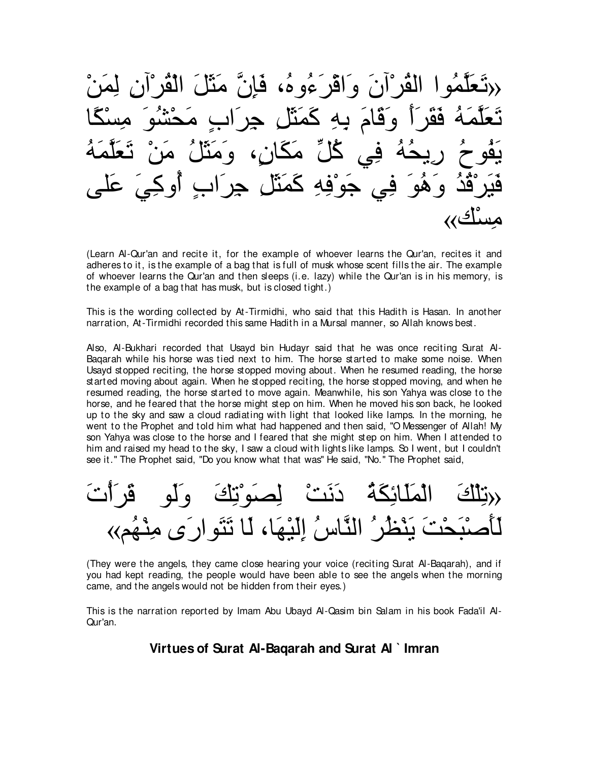«تَعَلَّمُوا الْقُرْآنَ وَاقْرَءُوهُ، فَإِنَّ مَثَلَ الْقُرْآنِ لِمَنْ تَعَلَّمَهُ فَقَرَأَ وَقَامَ بِهِ كَمَثَلِ جِرَابٍ مَحْشُوَ مِسْكًا يَفُوحُ رِيحُهُ فِي كُلِّ مَكَانٍ، وَمَثَلُ مَنْ تَعَلَّمَهُ فَيَرْقُدُ وَهُوَ فِي جَوْفِهِ كَمَثَلِ جِرَابٍ أُوكِيَ عَلى مِسْك»

(Learn Al-Qur'an and recite it, for the example of whoever learns the Qur'an, recites it and adheres to it, is the example of a bag that is full of musk whose scent fills the air. The example of whoever learns the Qur'an and then sleeps (i.e. lazy) while the Qur'an is in his memory, is the example of a bag that has musk, but is closed tight.)

This is the wording collected by At-Tirmidhi, who said that this Hadith is Hasan. In another narration, At-Tirmidhi recorded this same Hadith in a Mursal manner, so Allah knows best.

Also, Al-Bukhari recorded that Usayd bin Hudayr said that he was once reciting Surat Al-Baqarah while his horse was tied next to him. The horse started to make some noise. When Usayd stopped reciting, the horse stopped moving about. When he resumed reading, the horse started moving about again. When he stopped reciting, the horse stopped moving, and when he resumed reading, the horse started to move again. Meanwhile, his son Yahya was close to the horse, and he feared that the horse might step on him. When he moved his son back, he looked up to the sky and saw a cloud radiating with light that looked like lamps. In the morning, he went to the Prophet and told him what had happened and then said, "O Messenger of Allah! My son Yahya was close to the horse and I feared that she might step on him. When I attended to him and raised my head to the sky, I saw a cloud with lights like lamps. So I went, but I couldn't see it." The Prophet said, "Do you know what that was" He said, "No." The Prophet said,

«تِلْكَ الْمَلَائِكَةُ دَنَتْ لِصَوْتِكَ وَلَو قَرَأْتَ لَأَصْبَحْتَ يَنْظُرُ النَّاسُ إِلَيْهَا، لَا تَتَوارَى مِنْهُم»

(They were the angels, they came close hearing your voice (reciting Surat Al-Baqarah), and if you had kept reading, the people would have been able to see the angels when the morning came, and the angels would not be hidden from their eyes.)

This is the narration reported by Imam Abu Ubayd Al-Qasim bin Salam in his book Fada'il Al-Qur'an.

## Virtues of Surat Al-Baqarah and Surat Al ` Imran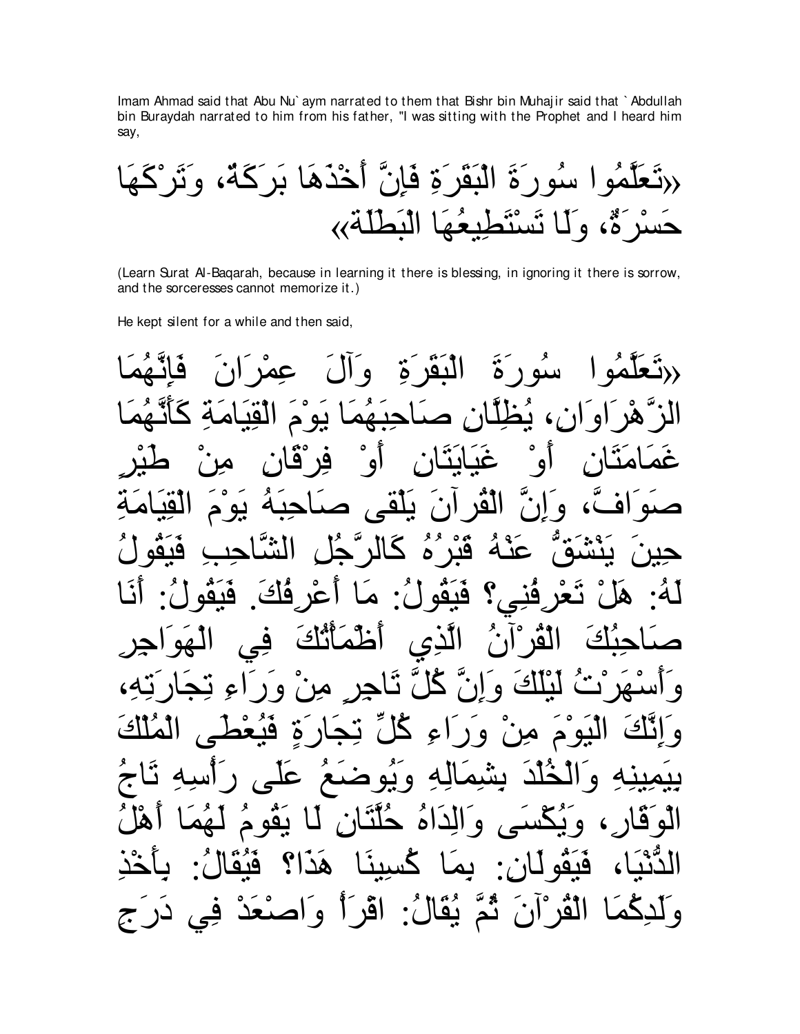Imam Ahmad said that Abu Nu` aym narrated to them that Bishr bin Muhajir said that ` Abdullah bin Buraydah narrated to him from his father, "I was sitting with the Prophet and I heard him say,

«تَعَلَّمُوا سُورَةَ الْبَقَرَةِ فَإِنَّ أَخْذَهَا بَرَكَةٌ، وَتَرْكَهَا حَسْرَةٌ، وَلَا تَسْتَطِيعُهَا الْبَطَلَة»

(Learn Surat Al-Baqarah, because in learning it there is blessing, in ignoring it there is sorrow, and the sorceresses cannot memorize it.)

He kept silent for a while and then said,

«تَعَلَّمُوا سُورَةَ الْبَقَرَةِ وَآلَ عِمْرَانَ فَإِنَّهُمَا الزَّهْرَاوَانِ، يُظِلَّانِ صَاحِبَهُمَا يَوْمَ الْقِيَامَةِ كَأَنَّهُمَا غَمَامَتَانِ أَوْ غَيَايَتَانِ أَوْ فِرْقَانِ مِنْ طَيْرٍ صَوَافَّ، وَإِنَّ الْقُرآنَ يَلْقَى صَاحِبَهُ يَوْمَ الْقِيَامَةِ حِينَ يَنْشَقُّ عَنْهُ قَبْرُهُ كَالرَّجُلِ الشَّاحِبِ فَيَقُولُ لَهُ: هَلْ تَعْرِفُنِي؟ فَيَقُولُ: مَا أَعْرِفُكَ. فَيَقُولُ: أَنَا صَاحِبُكَ الْقُرْآنُ الَّذِي أَظْمَأْتُكَ فِي الْهَوَاجِرِ وَأَسْهَرْتُ لَيْلَكَ وَإِنَّ كُلَّ تَاجِرٍ مِنْ وَرَاءِ تِجَارَتِهِ، وَإِنَّكَ الْيَوْمَ مِنْ وَرَاءِ كُلِّ تِجَارَةٍ فَيُعْطَى الْمُلْكَ بِيَمِينِهِ وَالْخُلْدَ بِشِمَالِهِ وَيُوضَعُ عَلَى رَأْسِهِ تَاجُ الْوَقَارِ، وَيُكْسَى وَالِدَاهُ حُلَّتَانِ لَا يَقُومُ لَهُمَا أَهْلُ الدُّنْيَا، فَيَقُولَانِ: بِمَا كُسِينَا هَذَا؟ فَيُقَالُ: بِأَخْذِ وَلَدِكُمَا الْقُرْآنَ ثُمَّ يُقَالُ: اقْرَأْ وَاصْعَدْ فِي دَرَجِ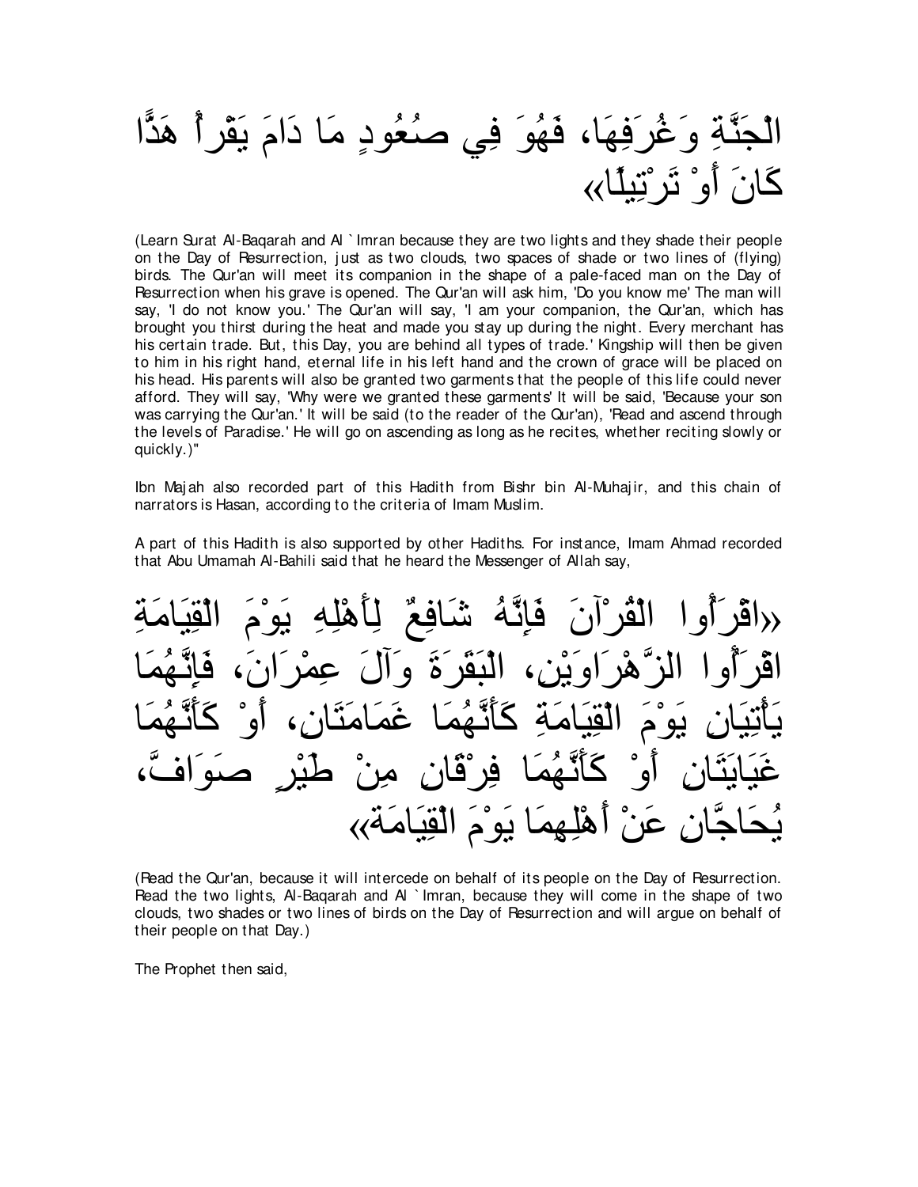الْجَنَّةِ وَغُرَفِهَا، فَهُوَ فِي صُعُودٍ مَا دَامَ يَقْرَأُ هَذًّا كَانَ أَوْ تَرْتِيلًا»

(Learn Surat Al-Baqarah and Al `Imran because they are two lights and they shade their people on the Day of Resurrection, just as two clouds, two spaces of shade or two lines of (flying) birds. The Qur'an will meet its companion in the shape of a pale-faced man on the Day of Resurrection when his grave is opened. The Qur'an will ask him, 'Do you know me' The man will say, 'I do not know you.' The Qur'an will say, 'I am your companion, the Qur'an, which has brought you thirst during the heat and made you stay up during the night. Every merchant has his certain trade. But, this Day, you are behind all types of trade.' Kingship will then be given to him in his right hand, eternal life in his left hand and the crown of grace will be placed on his head. His parents will also be granted two garments that the people of this life could never afford. They will say, 'Why were we granted these garments' It will be said, 'Because your son was carrying the Qur'an.' It will be said (to the reader of the Qur'an), 'Read and ascend through the levels of Paradise.' He will go on ascending as long as he recites, whether reciting slowly or quickly.)"

Ibn Majah also recorded part of this Hadith from Bishr bin Al-Muhajir, and this chain of narrators is Hasan, according to the criteria of Imam Muslim.

A part of this Hadith is also supported by other Hadiths. For instance, Imam Ahmad recorded that Abu Umamah Al-Bahili said that he heard the Messenger of Allah say,

«اقْرَأُوا الْقُرْآنَ فَإِنَّهُ شَافِعٌ لِأَهْلِهِ يَوْمَ الْقِيَامَةِ اقْرَأُوا الزَّهْرَاوَيْنِ، الْبَقَرَةَ وَآلَ عِمْرَانَ، فَإِنَّهُمَا يَأْتِيَانِ يَوْمَ الْقِيَامَةِ كَأَنَّهُمَا غَمَامَتَانِ، أَوْ كَأَنَّهُمَا غَيَايَتَانِ أَوْ كَأَنَّهُمَا فِرْقَانِ مِنْ طَيْرٍ صَوَافَّ، يُحَاجَّانِ عَنْ أَهْلِهِمَا يَوْمَ الْقِيَامَةِ»

(Read the Qur'an, because it will intercede on behalf of its people on the Day of Resurrection. Read the two lights, Al-Baqarah and Al `Imran, because they will come in the shape of two clouds, two shades or two lines of birds on the Day of Resurrection and will argue on behalf of their people on that Day.)

The Prophet then said,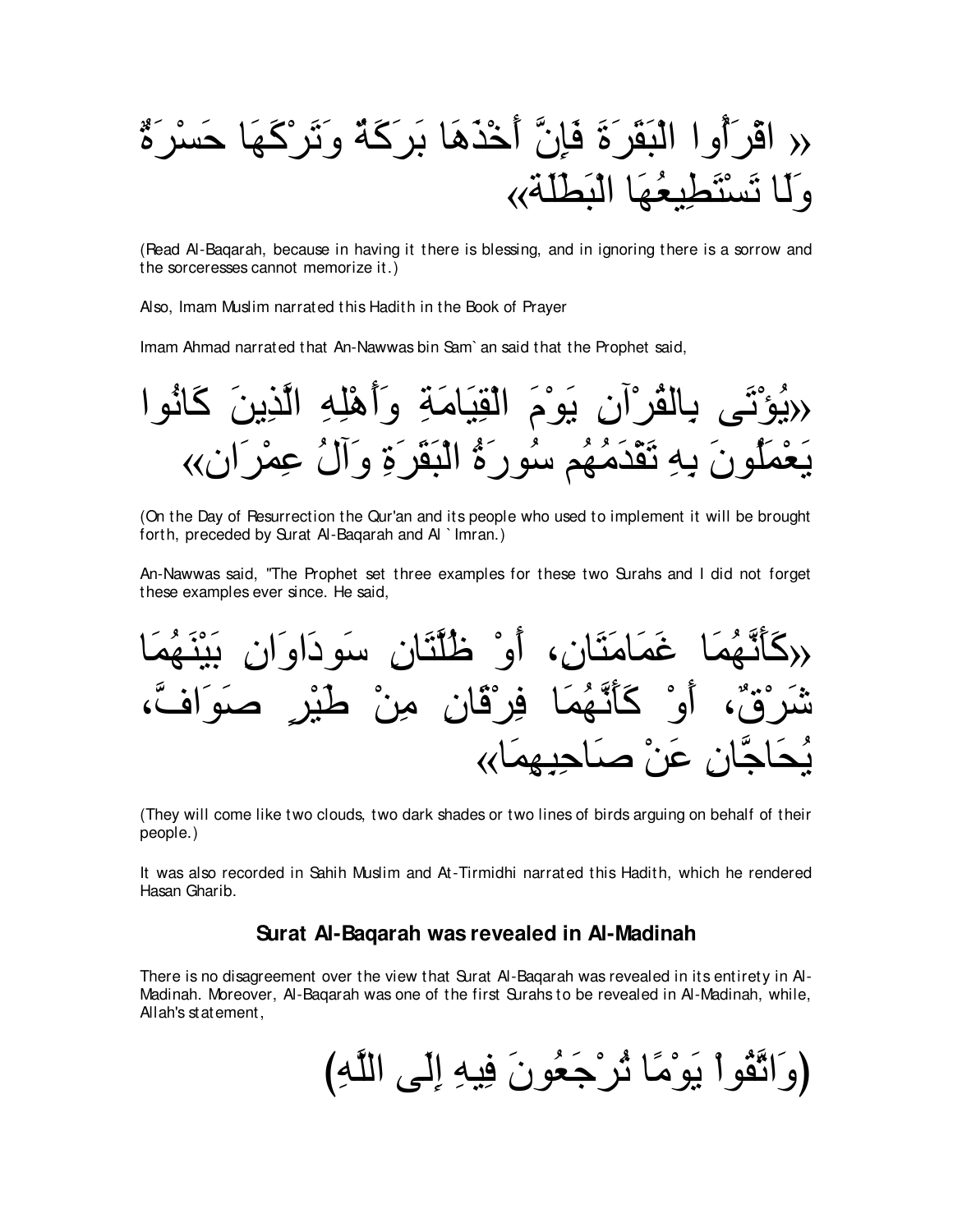« اقْرَأُوا الْبَقَرَةَ فَإِنَّ أَخْذَهَا بَرَكَةٌ وَتَرْكَهَا حَسْرَةٌ وَلَا تَسْتَطِيعُهَا الْبَطَلَةُ»

(Read Al-Baqarah, because in having it there is blessing, and in ignoring there is a sorrow and the sorceresses cannot memorize it.)

Also, Imam Muslim narrated this Hadith in the Book of Prayer

Imam Ahmad narrated that An-Nawwas bin Sam`an said that the Prophet said,

«يُؤْتَى بِالْقُرْآنِ يَوْمَ الْقِيَامَةِ وَأَهْلِهِ الَّذِينَ كَانُوا يَعْمَلُونَ بِهِ تَقْدَمُهُم سُورَةُ الْبَقَرَةِ وَآلُ عِمْرَانِ»

(On the Day of Resurrection the Qur'an and its people who used to implement it will be brought forth, preceded by Surat Al-Baqarah and Al `Imran.)

An-Nawwas said, "The Prophet set three examples for these two Surahs and I did not forget these examples ever since. He said,

«كَأَنَّهُمَا غَمَامَتَانِ، أَوْ ظُلَّتَانِ سَوداوَانِ بَيْنَهُمَا شَرْقٌ، أَوْ كَأَنَّهُمَا فِرْقَانِ مِنْ طَيْرٍ صَوَافَّ، يُحَاجَّانِ عَنْ صَاحِبِهِمَا»

(They will come like two clouds, two dark shades or two lines of birds arguing on behalf of their people.)

It was also recorded in Sahih Muslim and At-Tirmidhi narrated this Hadith, which he rendered Hasan Gharib.

### Surat Al-Baqarah was revealed in Al-Madinah

There is no disagreement over the view that Surat Al-Baqarah was revealed in its entirety in Al-Madinah. Moreover, Al-Baqarah was one of the first Surahs to be revealed in Al-Madinah, while, Allah's statement,

(وَاتَّقُواْ يَوْمًا تُرْجَعُونَ فِيهِ إِلَى اللَّهِ)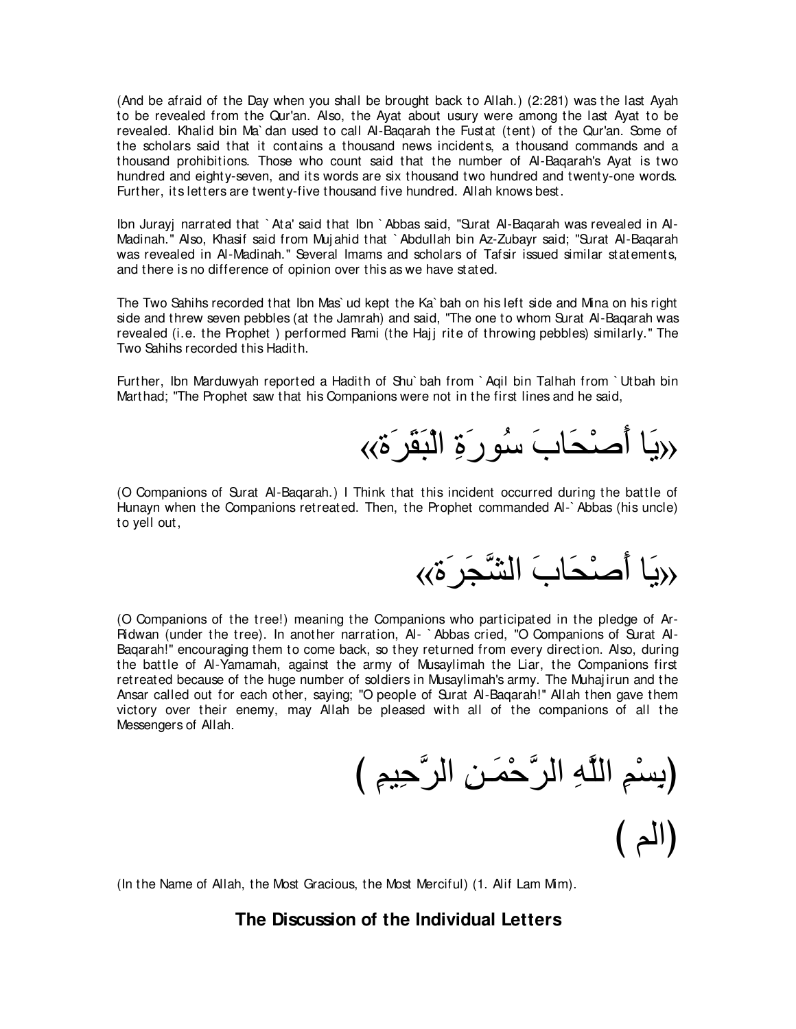(And be afraid of the Day when you shall be brought back to Allah.) (2:281) was the last Ayah to be revealed from the Qur'an. Also, the Ayat about usury were among the last Ayat to be revealed. Khalid bin Ma`dan used to call Al-Baqarah the Fustat (tent) of the Qur'an. Some of the scholars said that it contains a thousand news incidents, a thousand commands and a thousand prohibitions. Those who count said that the number of Al-Baqarah's Ayat is two hundred and eighty-seven, and its words are six thousand two hundred and twenty-one words. Further, its letters are twenty-five thousand five hundred. Allah knows best.

Ibn Jurayj narrated that `Ata' said that Ibn `Abbas said, "Surat Al-Baqarah was revealed in Al-Madinah." Also, Khasif said from Mujahid that `Abdullah bin Az-Zubayr said; "Surat Al-Baqarah was revealed in Al-Madinah." Several Imams and scholars of Tafsir issued similar statements, and there is no difference of opinion over this as we have stated.

The Two Sahihs recorded that Ibn Mas`ud kept the Ka`bah on his left side and Mina on his right side and threw seven pebbles (at the Jamrah) and said, "The one to whom Surat Al-Baqarah was revealed (i.e. the Prophet ) performed Rami (the Hajj rite of throwing pebbles) similarly." The Two Sahihs recorded this Hadith.

Further, Ibn Marduwyah reported a Hadith of Shu`bah from `Aqil bin Talhah from `Utbah bin Marthad; "The Prophet saw that his Companions were not in the first lines and he said,

«يَا أَصْحَابَ سُورَةِ الْبَقَرَةِ»

(O Companions of Surat Al-Baqarah.) I Think that this incident occurred during the battle of Hunayn when the Companions retreated. Then, the Prophet commanded Al-`Abbas (his uncle) to yell out,

«يَا أَصْحَابَ الشَّجَرَةِ»

(O Companions of the tree!) meaning the Companions who participated in the pledge of Ar-Ridwan (under the tree). In another narration, Al- `Abbas cried, "O Companions of Surat Al-Baqarah!" encouraging them to come back, so they returned from every direction. Also, during the battle of Al-Yamamah, against the army of Musaylimah the Liar, the Companions first retreated because of the huge number of soldiers in Musaylimah's army. The Muhajirun and the Ansar called out for each other, saying; "O people of Surat Al-Baqarah!" Allah then gave them victory over their enemy, may Allah be pleased with all of the companions of all the Messengers of Allah.

(بِسْمِ اللَّهِ الرَّحْمَـنِ الرَّحِيمِ )

(الم )

(In the Name of Allah, the Most Gracious, the Most Merciful) (1. Alif Lam Mim).

## The Discussion of the Individual Letters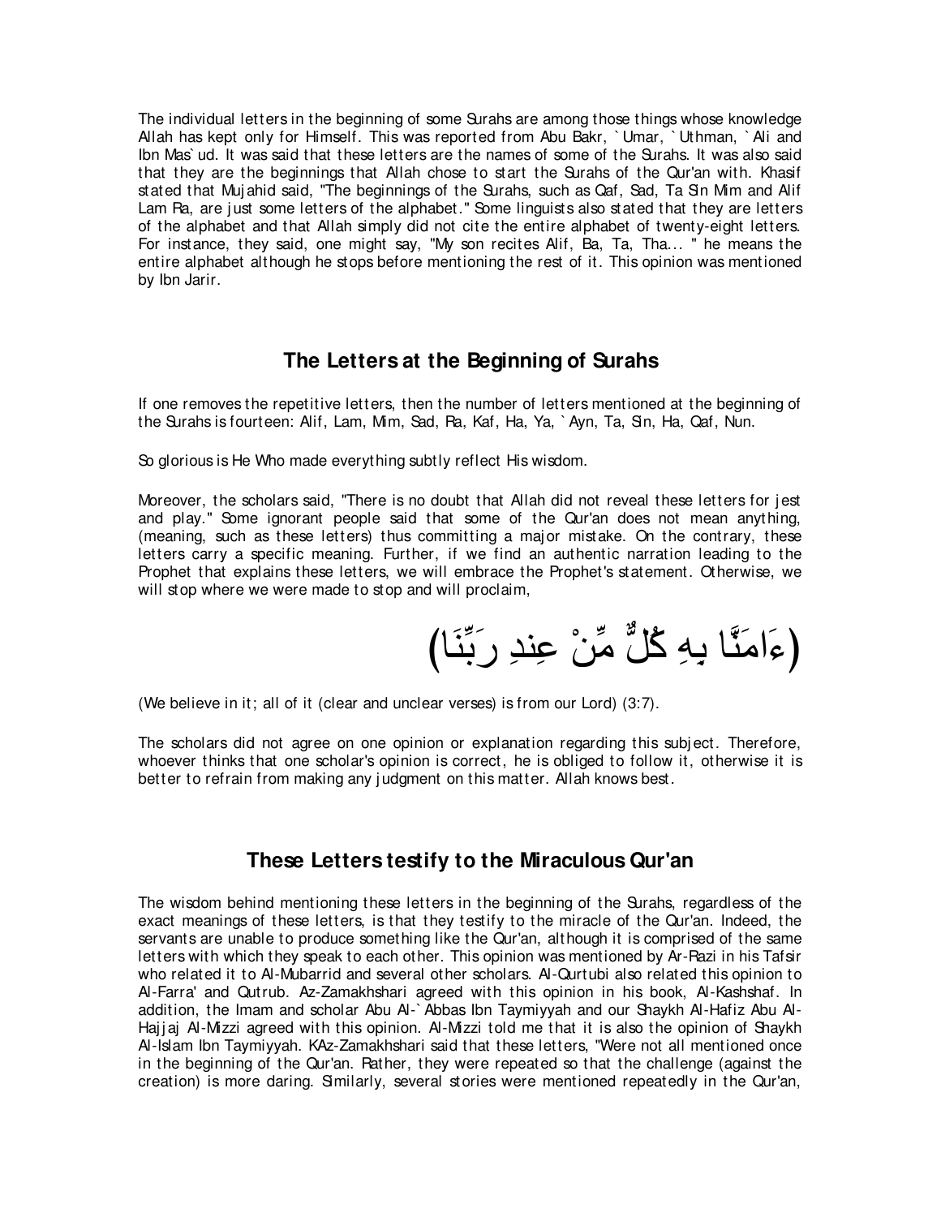The individual letters in the beginning of some Surahs are among those things whose knowledge Allah has kept only for Himself. This was reported from Abu Bakr, `Umar, `Uthman, `Ali and Ibn Mas`ud. It was said that these letters are the names of some of the Surahs. It was also said that they are the beginnings that Allah chose to start the Surahs of the Qur'an with. Khasif stated that Mujahid said, "The beginnings of the Surahs, such as Qaf, Sad, Ta Sin Mim and Alif Lam Ra, are just some letters of the alphabet." Some linguists also stated that they are letters of the alphabet and that Allah simply did not cite the entire alphabet of twenty-eight letters. For instance, they said, one might say, "My son recites Alif, Ba, Ta, Tha... " he means the entire alphabet although he stops before mentioning the rest of it. This opinion was mentioned by Ibn Jarir.

## The Letters at the Beginning of Surahs

If one removes the repetitive letters, then the number of letters mentioned at the beginning of the Surahs is fourteen: Alif, Lam, Mim, Sad, Ra, Kaf, Ha, Ya, `Ayn, Ta, Sin, Ha, Qaf, Nun.

So glorious is He Who made everything subtly reflect His wisdom.

Moreover, the scholars said, "There is no doubt that Allah did not reveal these letters for jest and play." Some ignorant people said that some of the Qur'an does not mean anything, (meaning, such as these letters) thus committing a major mistake. On the contrary, these letters carry a specific meaning. Further, if we find an authentic narration leading to the Prophet that explains these letters, we will embrace the Prophet's statement. Otherwise, we will stop where we were made to stop and will proclaim,

(ءَامَنَّا بِهِ كُلٌّ مِّنْ عِندِ رَبِّنَا)

(We believe in it; all of it (clear and unclear verses) is from our Lord) (3:7).

The scholars did not agree on one opinion or explanation regarding this subject. Therefore, whoever thinks that one scholar's opinion is correct, he is obliged to follow it, otherwise it is better to refrain from making any judgment on this matter. Allah knows best.

## These Letters testify to the Miraculous Qur'an

The wisdom behind mentioning these letters in the beginning of the Surahs, regardless of the exact meanings of these letters, is that they testify to the miracle of the Qur'an. Indeed, the servants are unable to produce something like the Qur'an, although it is comprised of the same letters with which they speak to each other. This opinion was mentioned by Ar-Razi in his Tafsir who related it to Al-Mubarrid and several other scholars. Al-Qurtubi also related this opinion to Al-Farra' and Qutrub. Az-Zamakhshari agreed with this opinion in his book, Al-Kashshaf. In addition, the Imam and scholar Abu Al-`Abbas Ibn Taymiyyah and our Shaykh Al-Hafiz Abu Al-Hajjaj Al-Mizzi agreed with this opinion. Al-Mizzi told me that it is also the opinion of Shaykh Al-Islam Ibn Taymiyyah. KAz-Zamakhshari said that these letters, "Were not all mentioned once in the beginning of the Qur'an. Rather, they were repeated so that the challenge (against the creation) is more daring. Similarly, several stories were mentioned repeatedly in the Qur'an,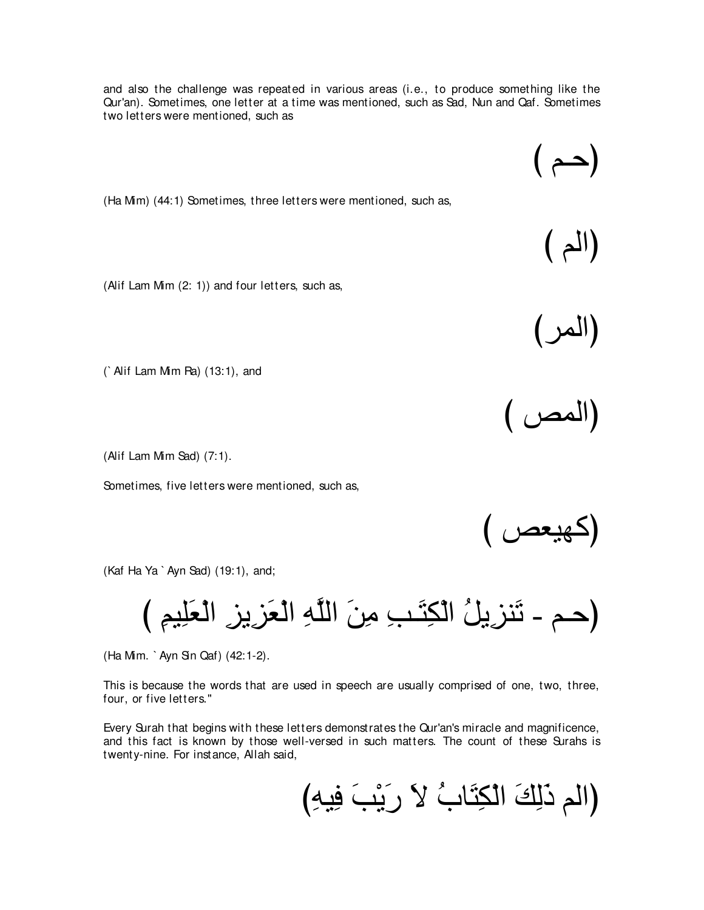and also the challenge was repeated in various areas (i.e., to produce something like the Qur'an). Sometimes, one letter at a time was mentioned, such as Sad, Nun and Qaf. Sometimes two letters were mentioned, such as

(حـم )

(Ha Mim) (44:1) Sometimes, three letters were mentioned, such as,

(الم )

(Alif Lam Mim (2: 1)) and four letters, such as,

(المر)

(` Alif Lam Mim Ra) (13:1), and

(المص )

(Alif Lam Mim Sad) (7:1).

Sometimes, five letters were mentioned, such as,

(كهيعص )

(Kaf Ha Ya ` Ayn Sad) (19:1), and;

(حـم - تَنزِيلُ الْكِتَـبِ مِنَ اللَّهِ الْعَزِيزِ الْعَلِيمِ )

(Ha Mim. ` Ayn Sin Qaf) (42:1-2).

This is because the words that are used in speech are usually comprised of one, two, three, four, or five letters."

Every Surah that begins with these letters demonstrates the Qur'an's miracle and magnificence, and this fact is known by those well-versed in such matters. The count of these Surahs is twenty-nine. For instance, Allah said,

(الم ذَلِكَ الْكِتَابُ لاَ رَيْبَ فِيهِ)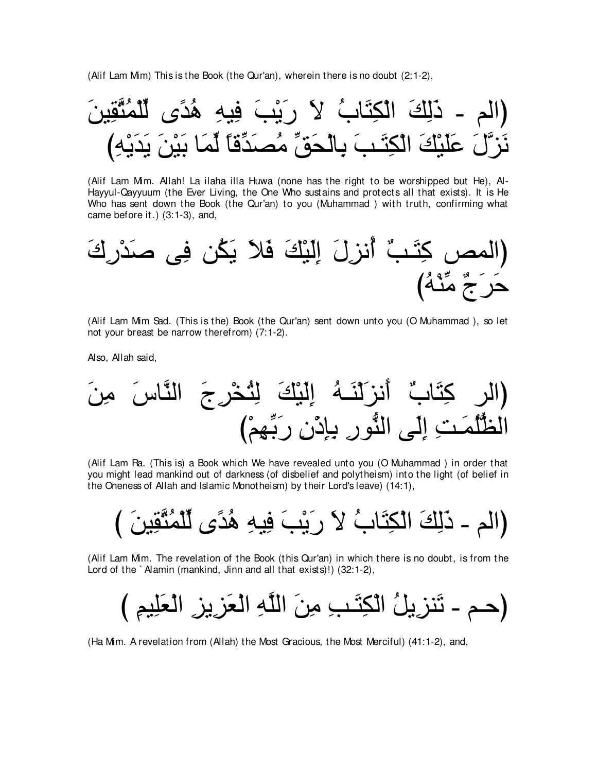(Alif Lam Mim) This is the Book (the Qur'an), wherein there is no doubt (2:1-2),

(الم - ذَلِكَ الْكِتَابُ لاَ رَيْبَ فِيهِ هُدًى لِّلْمُتَّقِينَ نَزَّلَ عَلَيْكَ الْكِتَـبَ بِالْحَقِّ مُصَدِّقاً لِّمَا بَيْنَ يَدَيْهِ)

(Alif Lam Mim. Allah! La ilaha illa Huwa (none has the right to be worshipped but He), Al-Hayyul-Qayyuum (the Ever Living, the One Who sustains and protects all that exists). It is He Who has sent down the Book (the Qur'an) to you (Muhammad ) with truth, confirming what came before it.) (3:1-3), and,

(المص كِتَـبٌ أُنزِلَ إِلَيْكَ فَلاَ يَكُن فِى صَدْرِكَ حَرَجٌ مِّنْهُ)

(Alif Lam Mim Sad. (This is the) Book (the Qur'an) sent down unto you (O Muhammad ), so let not your breast be narrow therefrom) (7:1-2).

Also, Allah said,

(الر كِتَابٌ أَنزَلْنَـهُ إِلَيْكَ لِتُخْرِجَ النَّاسَ مِنَ الظُّلُمَـتِ إِلَى النُّورِ بِإِذْنِ رَبِّهِمْ)

(Alif Lam Ra. (This is) a Book which We have revealed unto you (O Muhammad ) in order that you might lead mankind out of darkness (of disbelief and polytheism) into the light (of belief in the Oneness of Allah and Islamic Monotheism) by their Lord's leave) (14:1),

(الم - ذَلِكَ الْكِتَابُ لاَ رَيْبَ فِيهِ هُدًى لِّلْمُتَّقِينَ )

(Alif Lam Mim. The revelation of the Book (this Qur'an) in which there is no doubt, is from the Lord of the `Alamin (mankind, Jinn and all that exists)!) (32:1-2),

(حـم - تَنزِيلُ الْكِتَـبِ مِنَ اللَّهِ الْعَزِيزِ الْعَلِيمِ )

(Ha Mim. A revelation from (Allah) the Most Gracious, the Most Merciful) (41:1-2), and,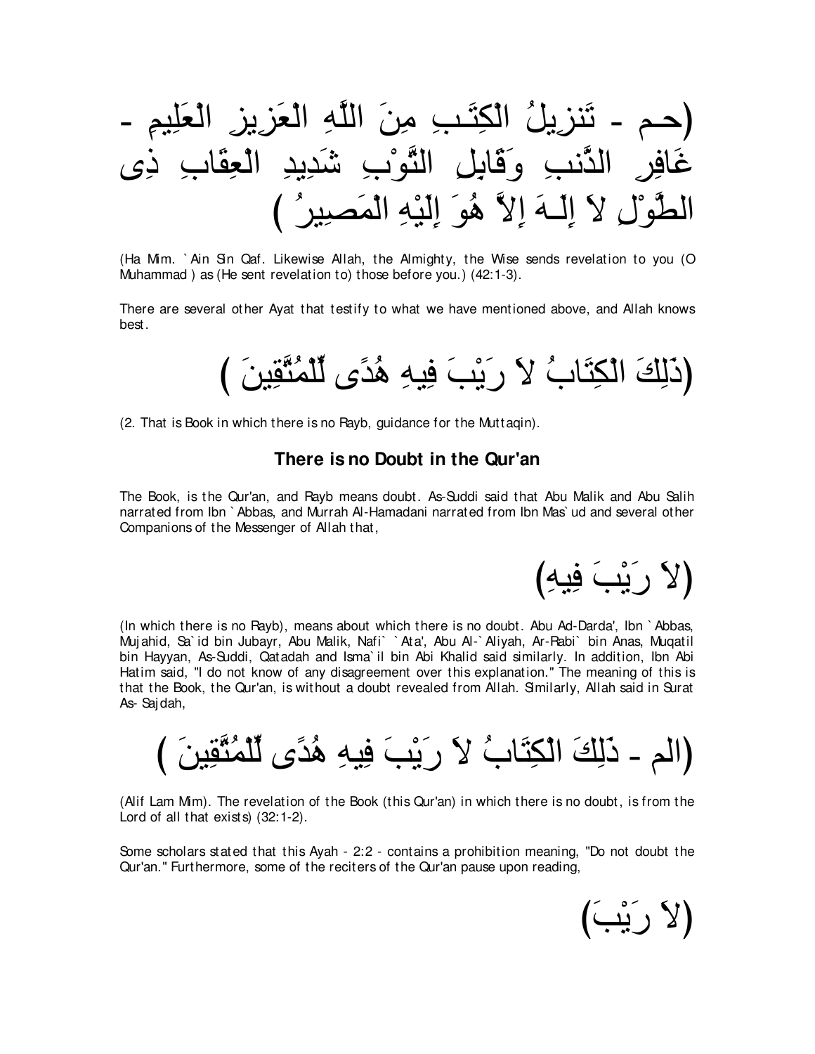(حـم - تَنزِيلُ الْكِتَـبِ مِنَ اللَّهِ الْعَزِيزِ الْعَلِيمِ - غَافِرِ الذَّنبِ وَقَابِلِ التَّوْبِ شَدِيدِ الْعِقَابِ ذِى الطَّوْلِ لاَ إِلَـهَ إِلاَّ هُوَ إِلَيْهِ الْمَصِيرُ )

(Ha Mim. `Ain Sin Qaf. Likewise Allah, the Almighty, the Wise sends revelation to you (O Muhammad ) as (He sent revelation to) those before you.) (42:1-3).

There are several other Ayat that testify to what we have mentioned above, and Allah knows best.

(ذَلِكَ الْكِتَابُ لاَ رَيْبَ فِيهِ هُدًى لِّلْمُتَّقِينَ )

(2. That is Book in which there is no Rayb, guidance for the Muttaqin).

### There is no Doubt in the Qur'an

The Book, is the Qur'an, and Rayb means doubt. As-Suddi said that Abu Malik and Abu Salih narrated from Ibn `Abbas, and Murrah Al-Hamadani narrated from Ibn Mas`ud and several other Companions of the Messenger of Allah that,

(لاَ رَيْبَ فِيهِ)

(In which there is no Rayb), means about which there is no doubt. Abu Ad-Darda', Ibn `Abbas, Mujahid, Sa`id bin Jubayr, Abu Malik, Nafi` `Ata', Abu Al-`Aliyah, Ar-Rabi` bin Anas, Muqatil bin Hayyan, As-Suddi, Qatadah and Isma`il bin Abi Khalid said similarly. In addition, Ibn Abi Hatim said, "I do not know of any disagreement over this explanation." The meaning of this is that the Book, the Qur'an, is without a doubt revealed from Allah. Similarly, Allah said in Surat As- Sajdah,

(الم - ذَلِكَ الْكِتَابُ لاَ رَيْبَ فِيهِ هُدًى لِّلْمُتَّقِينَ )

(Alif Lam Mim). The revelation of the Book (this Qur'an) in which there is no doubt, is from the Lord of all that exists) (32:1-2).

Some scholars stated that this Ayah - 2:2 - contains a prohibition meaning, "Do not doubt the Qur'an." Furthermore, some of the reciters of the Qur'an pause upon reading,

(لاَ رَيْبَ)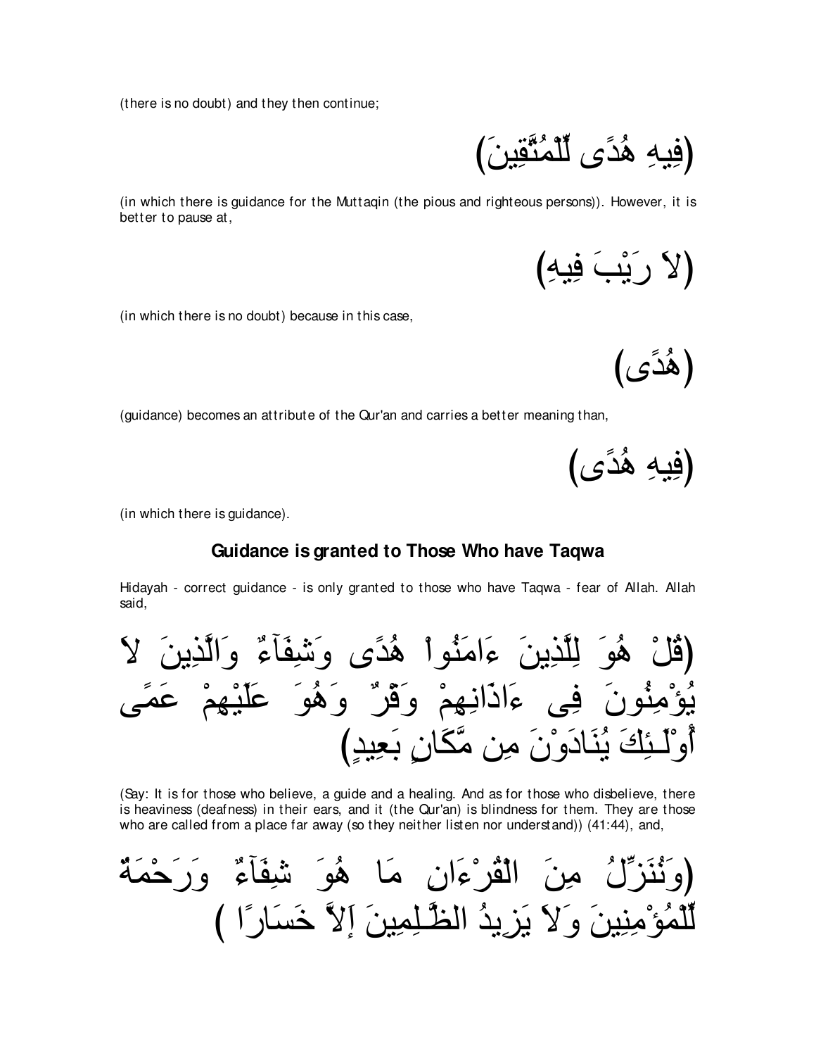(there is no doubt) and they then continue;

(فِيهِ هُدًى لِّلْمُتَّقِينَ)

(in which there is guidance for the Muttaqin (the pious and righteous persons)). However, it is better to pause at,

(لاَ رَيْبَ فِيهِ)

(in which there is no doubt) because in this case,

(هُدًى)

(guidance) becomes an attribute of the Qur'an and carries a better meaning than,

(فِيهِ هُدًى)

(in which there is guidance).

### Guidance is granted to Those Who have Taqwa

Hidayah - correct guidance - is only granted to those who have Taqwa - fear of Allah. Allah said,

(قُلْ هُوَ لِلَّذِينَ ءَامَنُواْ هُدًى وَشِفَآءٌ وَالَّذِينَ لاَ يُؤْمِنُونَ فِى ءَاذَانِهِمْ وَقْرٌ وَهُوَ عَلَيْهِمْ عَمًى أُوْلَـئِكَ يُنَادَوْنَ مِن مَّكَانٍ بَعِيدٍ)

(Say: It is for those who believe, a guide and a healing. And as for those who disbelieve, there is heaviness (deafness) in their ears, and it (the Qur'an) is blindness for them. They are those who are called from a place far away (so they neither listen nor understand)) (41:44), and,

(وَنُنَزِّلُ مِنَ الْقُرْءَانِ مَا هُوَ شِفَآءٌ وَرَحْمَةٌ لِّلْمُؤْمِنِينَ وَلاَ يَزِيدُ الظَّـلِمِينَ إَلاَّ خَسَارًا )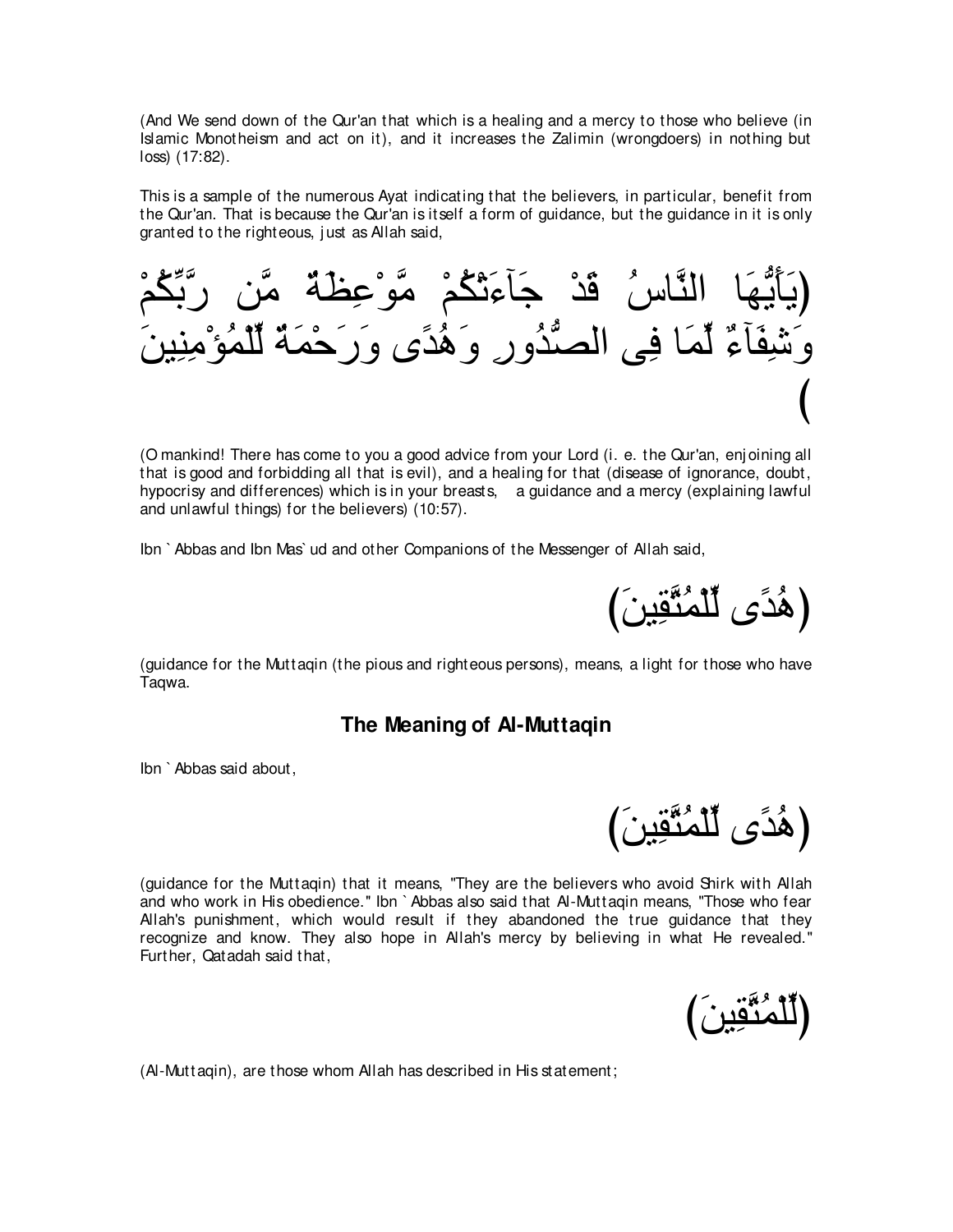(And We send down of the Qur'an that which is a healing and a mercy to those who believe (in Islamic Monotheism and act on it), and it increases the Zalimin (wrongdoers) in nothing but loss) (17:82).

This is a sample of the numerous Ayat indicating that the believers, in particular, benefit from the Qur'an. That is because the Qur'an is itself a form of guidance, but the guidance in it is only granted to the righteous, just as Allah said,

(يَأَيُّهَا النَّاسُ قَدْ جَآءَتْكُمْ مَّوْعِظَةٌ مِّن رَّبِّكُمْ وَشِفَآءٌ لِّمَا فِى الصُّدُورِ وَهُدًى وَرَحْمَةٌ لِّلْمُؤْمِنِينَ)

(O mankind! There has come to you a good advice from your Lord (i. e. the Qur'an, enjoining all that is good and forbidding all that is evil), and a healing for that (disease of ignorance, doubt, hypocrisy and differences) which is in your breasts, a guidance and a mercy (explaining lawful and unlawful things) for the believers) (10:57).

Ibn `Abbas and Ibn Mas`ud and other Companions of the Messenger of Allah said,

(هُدًى لِّلْمُتَّقِينَ)

(guidance for the Muttaqin (the pious and righteous persons), means, a light for those who have Taqwa.

## The Meaning of Al-Muttaqin

Ibn `Abbas said about,

(هُدًى لِّلْمُتَّقِينَ)

(guidance for the Muttaqin) that it means, "They are the believers who avoid Shirk with Allah and who work in His obedience." Ibn `Abbas also said that Al-Muttaqin means, "Those who fear Allah's punishment, which would result if they abandoned the true guidance that they recognize and know. They also hope in Allah's mercy by believing in what He revealed." Further, Qatadah said that,

(لِّلْمُتَّقِينَ)

(Al-Muttaqin), are those whom Allah has described in His statement;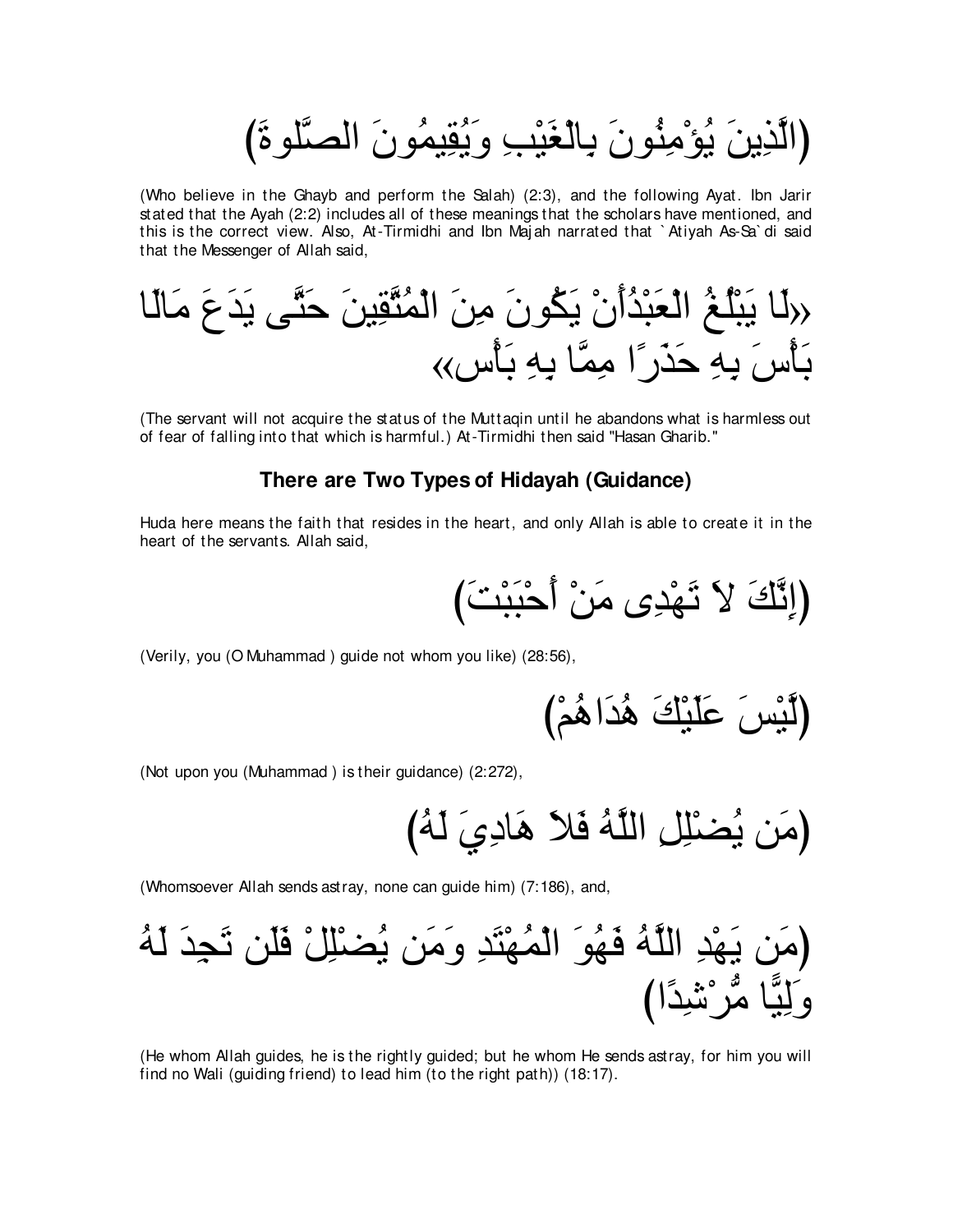(الَّذِينَ يُؤْمِنُونَ بِالْغَيْبِ وَيُقِيمُونَ الصَّلوةَ)

(Who believe in the Ghayb and perform the Salah) (2:3), and the following Ayat. Ibn Jarir stated that the Ayah (2:2) includes all of these meanings that the scholars have mentioned, and this is the correct view. Also, At-Tirmidhi and Ibn Majah narrated that `Atiyah As-Sa`di said that the Messenger of Allah said,

«لَا يَبْلُغُ الْعَبْدُأَنْ يَكُونَ مِنَ الْمُتَّقِينَ حَتَّى يَدَعَ مَالَا بَأْسَ بِهِ حَذَرًا مِمَّا بِهِ بَأْس»

(The servant will not acquire the status of the Muttaqin until he abandons what is harmless out of fear of falling into that which is harmful.) At-Tirmidhi then said "Hasan Gharib."

### There are Two Types of Hidayah (Guidance)

Huda here means the faith that resides in the heart, and only Allah is able to create it in the heart of the servants. Allah said,

(إِنَّكَ لاَ تَهْدِى مَنْ أَحْبَبْتَ)

(Verily, you (O Muhammad ) guide not whom you like) (28:56),

(لَّيْسَ عَلَيْكَ هُدَاهُمْ)

(Not upon you (Muhammad ) is their guidance) (2:272),

(مَن يُضْلِلِ اللَّهُ فَلاَ هَادِيَ لَهُ)

(Whomsoever Allah sends astray, none can guide him) (7:186), and,

(مَن يَهْدِ اللَّهُ فَهُوَ الْمُهْتَدِ وَمَن يُضْلِلْ فَلَن تَجِدَ لَهُ وَلِيًّا مُّرْشِدًا)

(He whom Allah guides, he is the rightly guided; but he whom He sends astray, for him you will find no Wali (guiding friend) to lead him (to the right path)) (18:17).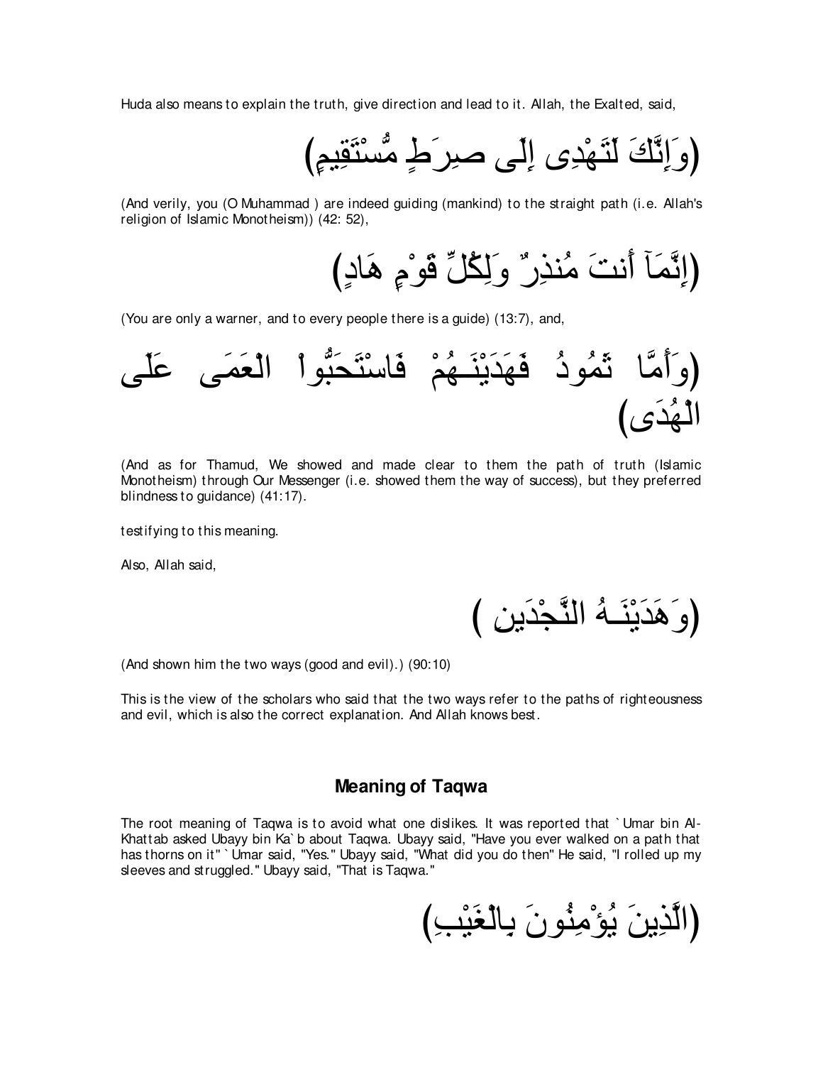Huda also means to explain the truth, give direction and lead to it. Allah, the Exalted, said,

(وَإِنَّكَ لَتَهْدِى إِلَى صِرَطٍ مُّسْتَقِيمٍ)

(And verily, you (O Muhammad ) are indeed guiding (mankind) to the straight path (i.e. Allah's religion of Islamic Monotheism)) (42: 52),

(إِنَّمَآ أَنتَ مُنذِرٌ وَلِكُلِّ قَوْمٍ هَادٍ)

(You are only a warner, and to every people there is a guide) (13:7), and,

(وَأَمَّا ثَمُودُ فَهَدَيْنَـهُمْ فَاسْتَحَبُّواْ الْعَمَى عَلَى الْهُدَى)

(And as for Thamud, We showed and made clear to them the path of truth (Islamic Monotheism) through Our Messenger (i.e. showed them the way of success), but they preferred blindness to guidance) (41:17).

testifying to this meaning.

Also, Allah said,

(وَهَدَيْنَـهُ النَّجْدَينِ )

(And shown him the two ways (good and evil).) (90:10)

This is the view of the scholars who said that the two ways refer to the paths of righteousness and evil, which is also the correct explanation. And Allah knows best.

## Meaning of Taqwa

The root meaning of Taqwa is to avoid what one dislikes. It was reported that `Umar bin Al-Khattab asked Ubayy bin Ka`b about Taqwa. Ubayy said, "Have you ever walked on a path that has thorns on it" `Umar said, "Yes." Ubayy said, "What did you do then" He said, "I rolled up my sleeves and struggled." Ubayy said, "That is Taqwa."

(الَّذِينَ يُؤْمِنُونَ بِالْغَيْبِ)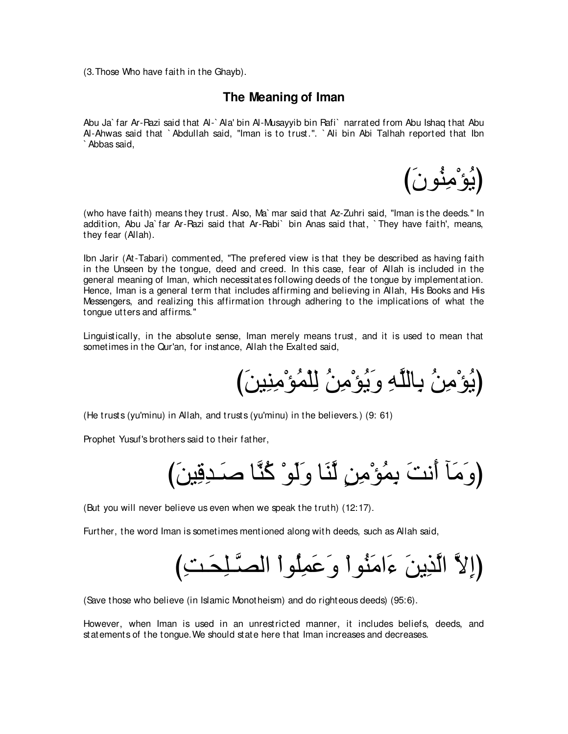(3.Those Who have faith in the Ghayb).

## The Meaning of Iman

Abu Ja`far Ar-Razi said that Al-`Ala' bin Al-Musayyib bin Rafi` narrated from Abu Ishaq that Abu Al-Ahwas said that `Abdullah said, "Iman is to trust.". `Ali bin Abi Talhah reported that Ibn `Abbas said,

(يُؤْمِنُونَ)

(who have faith) means they trust. Also, Ma`mar said that Az-Zuhri said, "Iman is the deeds." In addition, Abu Ja`far Ar-Razi said that Ar-Rabi` bin Anas said that, `They have faith', means, they fear (Allah).

Ibn Jarir (At-Tabari) commented, "The prefered view is that they be described as having faith in the Unseen by the tongue, deed and creed. In this case, fear of Allah is included in the general meaning of Iman, which necessitates following deeds of the tongue by implementation. Hence, Iman is a general term that includes affirming and believing in Allah, His Books and His Messengers, and realizing this affirmation through adhering to the implications of what the tongue utters and affirms."

Linguistically, in the absolute sense, Iman merely means trust, and it is used to mean that sometimes in the Qur'an, for instance, Allah the Exalted said,

(يُؤْمِنُ بِاللَّهِ وَيُؤْمِنُ لِلْمُؤْمِنِينَ)

(He trusts (yu'minu) in Allah, and trusts (yu'minu) in the believers.) (9: 61)

Prophet Yusuf's brothers said to their father,

(وَمَآ أَنتَ بِمُؤْمِنٍ لَّنَا وَلَوْ كُنَّا صَـدِقِينَ)

(But you will never believe us even when we speak the truth) (12:17).

Further, the word Iman is sometimes mentioned along with deeds, such as Allah said,

(إِلاَّ الَّذِينَ ءَامَنُواْ وَعَمِلُواْ الصَّـلِحَـتِ)

(Save those who believe (in Islamic Monotheism) and do righteous deeds) (95:6).

However, when Iman is used in an unrestricted manner, it includes beliefs, deeds, and statements of the tongue. We should state here that Iman increases and decreases.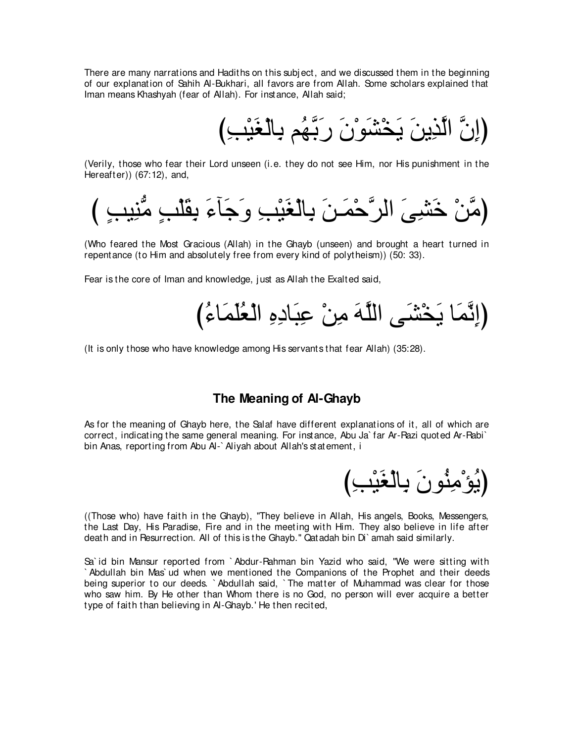There are many narrations and Hadiths on this subject, and we discussed them in the beginning of our explanation of Sahih Al-Bukhari, all favors are from Allah. Some scholars explained that Iman means Khashyah (fear of Allah). For instance, Allah said;

(إِنَّ الَّذِينَ يَخْشَوْنَ رَبَّهُم بِالْغَيْبِ)

(Verily, those who fear their Lord unseen (i.e. they do not see Him, nor His punishment in the Hereafter)) (67:12), and,

(مَّنْ خَشِيَ الرَّحْمَـنَ بِالْغَيْبِ وَجَآءَ بِقَلْبٍ مُّنِيبٍ )

(Who feared the Most Gracious (Allah) in the Ghayb (unseen) and brought a heart turned in repentance (to Him and absolutely free from every kind of polytheism)) (50: 33).

Fear is the core of Iman and knowledge, just as Allah the Exalted said,

(إِنَّمَا يَخْشَى اللَّهَ مِنْ عِبَادِهِ الْعُلَمَاءُ)

(It is only those who have knowledge among His servants that fear Allah) (35:28).

## The Meaning of Al-Ghayb

As for the meaning of Ghayb here, the Salaf have different explanations of it, all of which are correct, indicating the same general meaning. For instance, Abu Ja`far Ar-Razi quoted Ar-Rabi` bin Anas, reporting from Abu Al-`Aliyah about Allah's statement, i

(يُؤْمِنُونَ بِالْغَيْبِ)

((Those who) have faith in the Ghayb), "They believe in Allah, His angels, Books, Messengers, the Last Day, His Paradise, Fire and in the meeting with Him. They also believe in life after death and in Resurrection. All of this is the Ghayb." Qatadah bin Di`amah said similarly.

Sa`id bin Mansur reported from `Abdur-Rahman bin Yazid who said, "We were sitting with `Abdullah bin Mas`ud when we mentioned the Companions of the Prophet and their deeds being superior to our deeds. `Abdullah said, `The matter of Muhammad was clear for those who saw him. By He other than Whom there is no God, no person will ever acquire a better type of faith than believing in Al-Ghayb.' He then recited,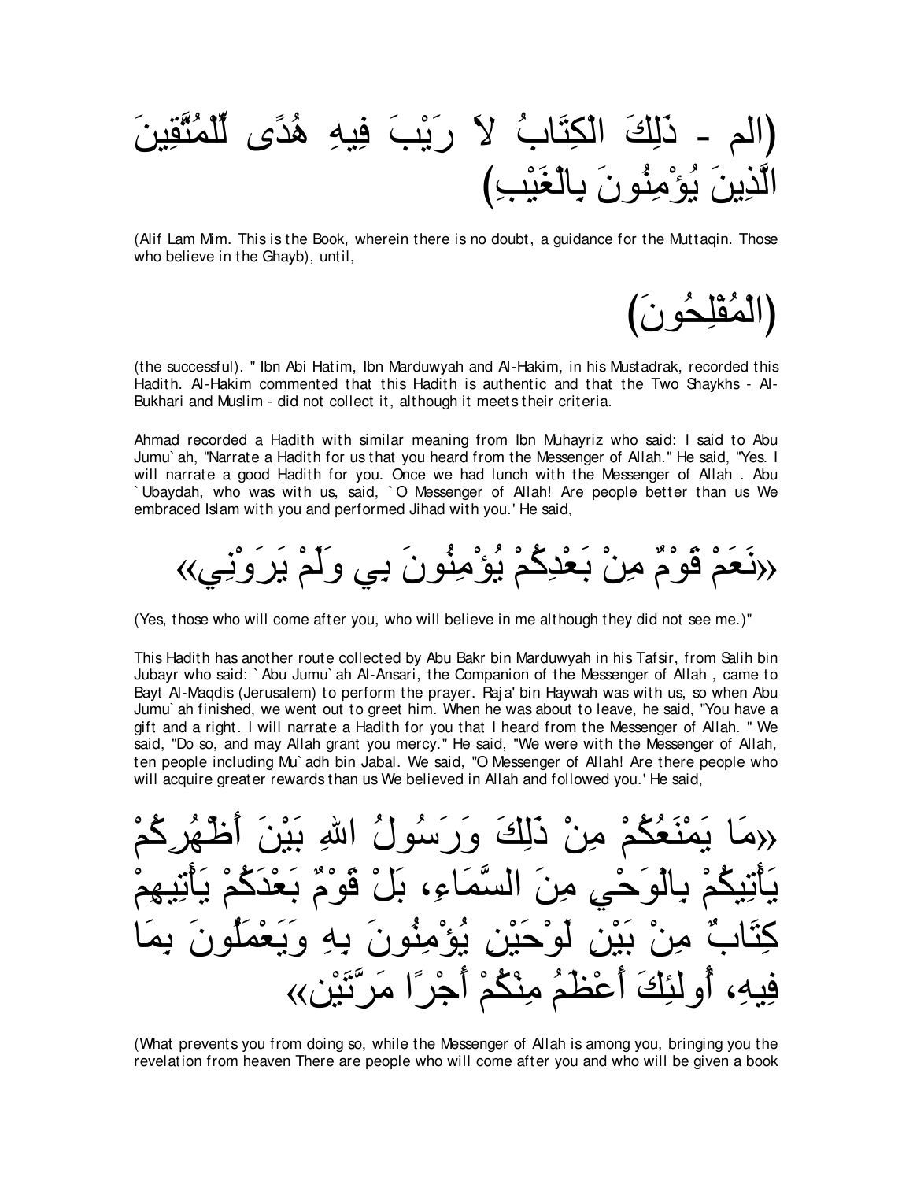(الم - ذَلِكَ الْكِتَابُ لاَ رَيْبَ فِيهِ هُدًى لِّلْمُتَّقِينَ الَّذِينَ يُؤْمِنُونَ بِالْغَيْبِ)

(Alif Lam Mim. This is the Book, wherein there is no doubt, a guidance for the Muttaqin. Those who believe in the Ghayb), until,

(الْمُفْلِحُونَ)

(the successful). " Ibn Abi Hatim, Ibn Marduwyah and Al-Hakim, in his Mustadrak, recorded this Hadith. Al-Hakim commented that this Hadith is authentic and that the Two Shaykhs - Al-Bukhari and Muslim - did not collect it, although it meets their criteria.

Ahmad recorded a Hadith with similar meaning from Ibn Muhayriz who said: I said to Abu Jumu`ah, "Narrate a Hadith for us that you heard from the Messenger of Allah." He said, "Yes. I will narrate a good Hadith for you. Once we had lunch with the Messenger of Allah . Abu `Ubaydah, who was with us, said, `O Messenger of Allah! Are people better than us We embraced Islam with you and performed Jihad with you.' He said,

«نَعَمْ قَوْمٌ مِنْ بَعْدِكُمْ يُؤْمِنُونَ بِي وَلَمْ يَرَوْنِي»

(Yes, those who will come after you, who will believe in me although they did not see me.)"

This Hadith has another route collected by Abu Bakr bin Marduwyah in his Tafsir, from Salih bin Jubayr who said: `Abu Jumu`ah Al-Ansari, the Companion of the Messenger of Allah , came to Bayt Al-Maqdis (Jerusalem) to perform the prayer. Raja' bin Haywah was with us, so when Abu Jumu`ah finished, we went out to greet him. When he was about to leave, he said, "You have a gift and a right. I will narrate a Hadith for you that I heard from the Messenger of Allah. " We said, "Do so, and may Allah grant you mercy." He said, "We were with the Messenger of Allah, ten people including Mu`adh bin Jabal. We said, "O Messenger of Allah! Are there people who will acquire greater rewards than us We believed in Allah and followed you.' He said,

«مَا يَمْنَعُكُمْ مِنْ ذَلِكَ وَرَسُولُ اللهِ بَيْنَ أَظْهُرِكُمْ يَأْتِيكُمْ بِالْوَحْيِ مِنَ السَّمَاءِ، بَلْ قَوْمٌ بَعْدَكُمْ يَأْتِيهِمْ كِتَابٌ مِنْ بَيْنِ لَوْحَيْنِ يُؤْمِنُونَ بِهِ وَيَعْمَلُونَ بِمَا فِيهِ، أُولئِكَ أَعْظَمُ مِنْكُمْ أَجْرًا مَرَّتَيْنِ»

(What prevents you from doing so, while the Messenger of Allah is among you, bringing you the revelation from heaven There are people who will come after you and who will be given a book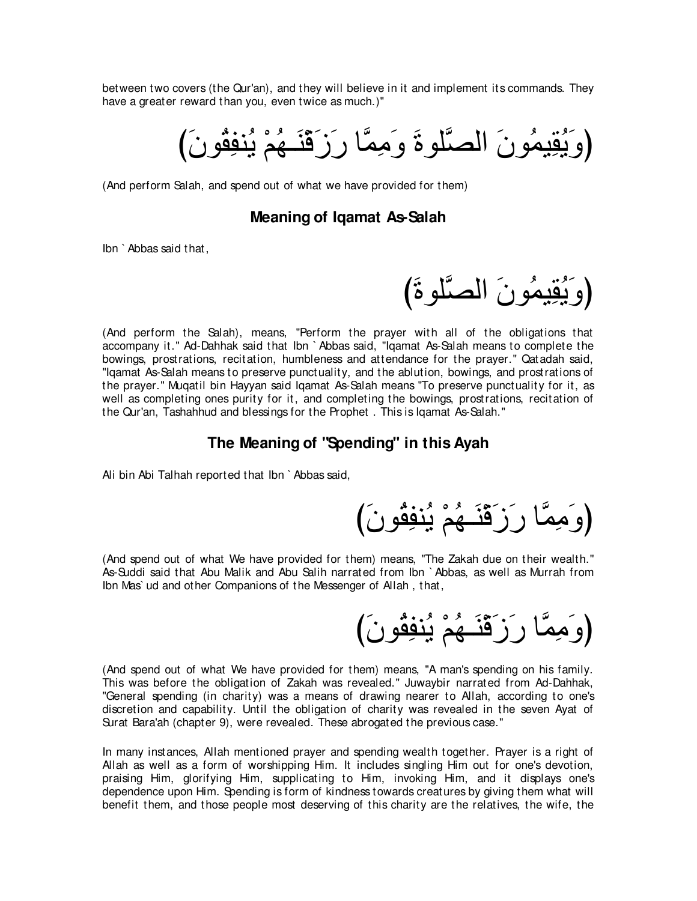between two covers (the Qur'an), and they will believe in it and implement its commands. They have a greater reward than you, even twice as much.)"

(وَيُقِيمُونَ الصَّلوةَ وَمِمَّا رَزَقْنَـهُمْ يُنفِقُونَ)

(And perform Salah, and spend out of what we have provided for them)

## Meaning of Iqamat As-Salah

Ibn `Abbas said that,

(وَيُقِيمُونَ الصَّلوةَ)

(And perform the Salah), means, "Perform the prayer with all of the obligations that accompany it." Ad-Dahhak said that Ibn `Abbas said, "Iqamat As-Salah means to complete the bowings, prostrations, recitation, humbleness and attendance for the prayer." Qatadah said, "Iqamat As-Salah means to preserve punctuality, and the ablution, bowings, and prostrations of the prayer." Muqatil bin Hayyan said Iqamat As-Salah means "To preserve punctuality for it, as well as completing ones purity for it, and completing the bowings, prostrations, recitation of the Qur'an, Tashahhud and blessings for the Prophet . This is Iqamat As-Salah."

## The Meaning of "Spending" in this Ayah

Ali bin Abi Talhah reported that Ibn `Abbas said,

(وَمِمَّا رَزَقْنَـهُمْ يُنفِقُونَ)

(And spend out of what We have provided for them) means, "The Zakah due on their wealth." As-Suddi said that Abu Malik and Abu Salih narrated from Ibn `Abbas, as well as Murrah from Ibn Mas`ud and other Companions of the Messenger of Allah , that,

(وَمِمَّا رَزَقْنَـهُمْ يُنفِقُونَ)

(And spend out of what We have provided for them) means, "A man's spending on his family. This was before the obligation of Zakah was revealed." Juwaybir narrated from Ad-Dahhak, "General spending (in charity) was a means of drawing nearer to Allah, according to one's discretion and capability. Until the obligation of charity was revealed in the seven Ayat of Surat Bara'ah (chapter 9), were revealed. These abrogated the previous case."

In many instances, Allah mentioned prayer and spending wealth together. Prayer is a right of Allah as well as a form of worshipping Him. It includes singling Him out for one's devotion, praising Him, glorifying Him, supplicating to Him, invoking Him, and it displays one's dependence upon Him. Spending is form of kindness towards creatures by giving them what will benefit them, and those people most deserving of this charity are the relatives, the wife, the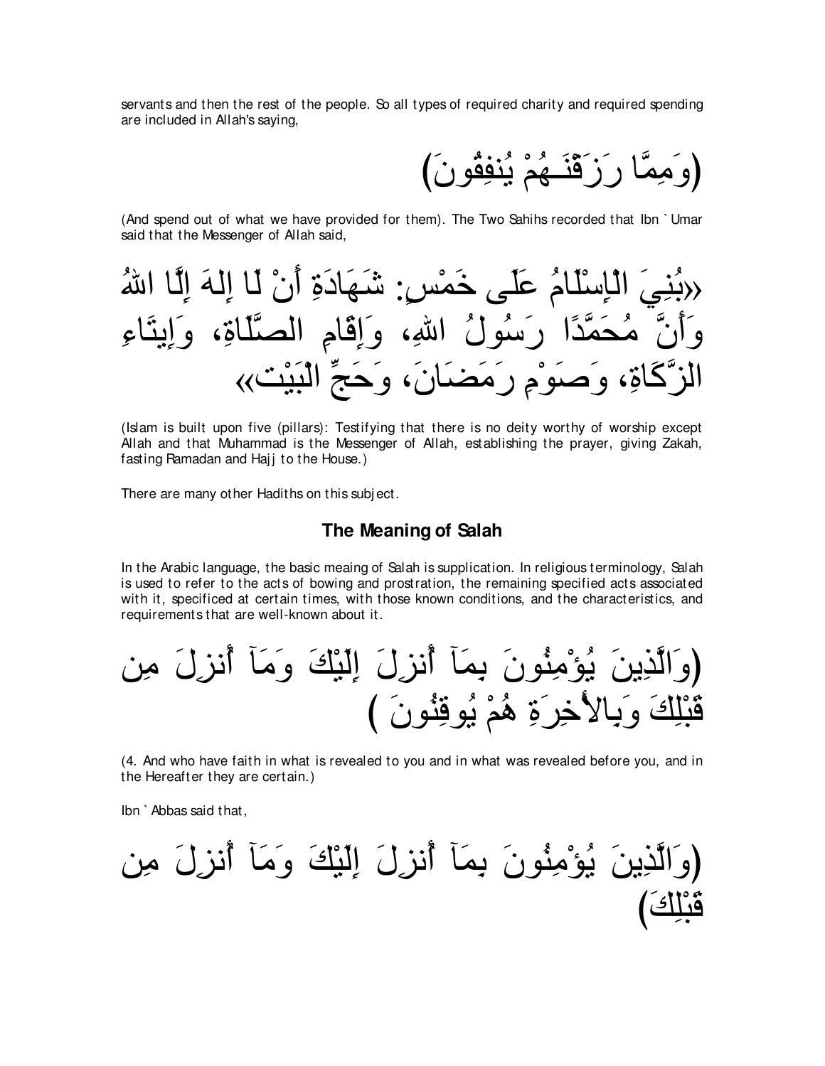servants and then the rest of the people. So all types of required charity and required spending are included in Allah's saying,

(وَمِمَّا رَزَقْنَـهُمْ يُنفِقُونَ)

(And spend out of what we have provided for them). The Two Sahihs recorded that Ibn `Umar said that the Messenger of Allah said,

«بُنِيَ الْإِسْلَامُ عَلَى خَمْسٍ: شَهَادَةِ أَنْ لَا إِلَهَ إِلَّا اللهُ وَأَنَّ مُحَمَّدًا رَسُولُ اللهِ، وَإِقَامِ الصَّلَاةِ، وَإِيتَاءِ الزَّكَاةِ، وَصَوْمِ رَمَضَانَ، وَحَجِّ الْبَيْتِ»

(Islam is built upon five (pillars): Testifying that there is no deity worthy of worship except Allah and that Muhammad is the Messenger of Allah, establishing the prayer, giving Zakah, fasting Ramadan and Hajj to the House.)

There are many other Hadiths on this subject.

### The Meaning of Salah

In the Arabic language, the basic meaing of Salah is supplication. In religious terminology, Salah is used to refer to the acts of bowing and prostration, the remaining specified acts associated with it, specificed at certain times, with those known conditions, and the characteristics, and requirements that are well-known about it.

(وَالَّذِينَ يُؤْمِنُونَ بِمَآ أُنزِلَ إِلَيْكَ وَمَآ أُنزِلَ مِن قَبْلِكَ وَبِالاٌّخِرَةِ هُمْ يُوقِنُونَ )

(4. And who have faith in what is revealed to you and in what was revealed before you, and in the Hereafter they are certain.)

Ibn `Abbas said that,

(وَالَّذِينَ يُؤْمِنُونَ بِمَآ أُنزِلَ إِلَيْكَ وَمَآ أُنزِلَ مِن قَبْلِكَ)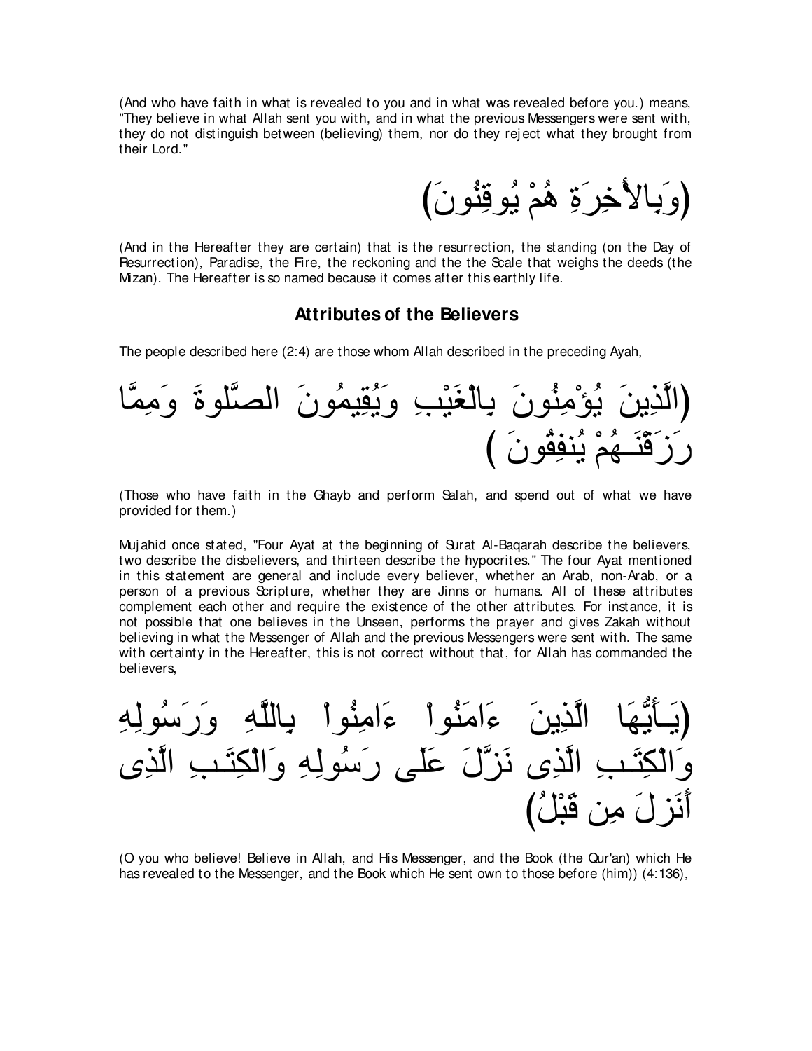(And who have faith in what is revealed to you and in what was revealed before you.) means, "They believe in what Allah sent you with, and in what the previous Messengers were sent with, they do not distinguish between (believing) them, nor do they reject what they brought from their Lord."

(وَبِالاٌّخِرَةِ هُمْ يُوقِنُونَ)

(And in the Hereafter they are certain) that is the resurrection, the standing (on the Day of Resurrection), Paradise, the Fire, the reckoning and the the Scale that weighs the deeds (the Mizan). The Hereafter is so named because it comes after this earthly life.

### Attributes of the Believers

The people described here (2:4) are those whom Allah described in the preceding Ayah,

(الَّذِينَ يُؤْمِنُونَ بِالْغَيْبِ وَيُقِيمُونَ الصَّلَوةَ وَمِمَّا رَزَقْنَـهُمْ يُنفِقُونَ )

(Those who have faith in the Ghayb and perform Salah, and spend out of what we have provided for them.)

Mujahid once stated, "Four Ayat at the beginning of Surat Al-Baqarah describe the believers, two describe the disbelievers, and thirteen describe the hypocrites." The four Ayat mentioned in this statement are general and include every believer, whether an Arab, non-Arab, or a person of a previous Scripture, whether they are Jinns or humans. All of these attributes complement each other and require the existence of the other attributes. For instance, it is not possible that one believes in the Unseen, performs the prayer and gives Zakah without believing in what the Messenger of Allah and the previous Messengers were sent with. The same with certainty in the Hereafter, this is not correct without that, for Allah has commanded the believers,

(يـأَيُّهَا الَّذِينَ ءَامَنُواْ ءَامِنُواْ بِاللَّهِ وَرَسُولِهِ وَالْكِتَـبِ الَّذِى نَزَّلَ عَلَى رَسُولِهِ وَالْكِتَـبِ الَّذِى أَنَزلَ مِن قَبْلُ)

(O you who believe! Believe in Allah, and His Messenger, and the Book (the Qur'an) which He has revealed to the Messenger, and the Book which He sent own to those before (him)) (4:136),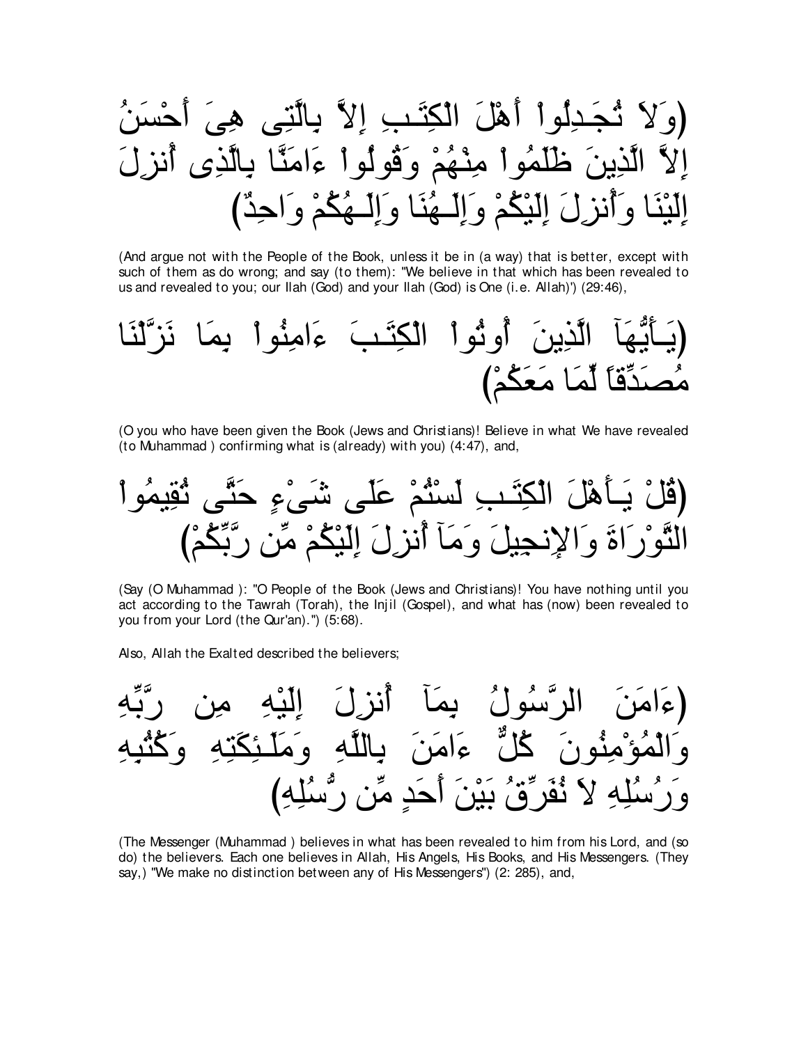(وَلاَ تُجَـدِلُوۤاْ أَهْلَ الْكِتَـبِ إِلاَّ بِالَّتِى هِىَ أَحْسَنُ إِلاَّ الَّذِينَ ظَلَمُواْ مِنْهُمْ وَقُولُوۤاْ ءَامَنَّا بِالَّذِى أُنزِلَ إِلَيْنَا وَأُنزِلَ إِلَيْكُمْ وَإِلَـهُنَا وَإِلَـهُكُمْ وَاحِدٌ)

(And argue not with the People of the Book, unless it be in (a way) that is better, except with such of them as do wrong; and say (to them): "We believe in that which has been revealed to us and revealed to you; our Ilah (God) and your Ilah (God) is One (i.e. Allah)') (29:46),

(يَـأَيُّهَآ الَّذِينَ أُوتُواْ الْكِتَـبَ ءَامِنُواْ بِمَا نَزَّلْنَا مُصَدِّقاً لِّمَا مَعَكُمْ)

(O you who have been given the Book (Jews and Christians)! Believe in what We have revealed (to Muhammad ) confirming what is (already) with you) (4:47), and,

(قُلْ يَـأَهْلَ الْكِتَـبِ لَسْتُمْ عَلَى شَىْءٍ حَتَّى تُقِيمُواْ التَّوْرَاةَ وَالإِنجِيلَ وَمَآ أُنزِلَ إِلَيْكُمْ مِّن رَّبِّكُمْ)

(Say (O Muhammad ): "O People of the Book (Jews and Christians)! You have nothing until you act according to the Tawrah (Torah), the Injil (Gospel), and what has (now) been revealed to you from your Lord (the Qur'an).") (5:68).

Also, Allah the Exalted described the believers;

(ءَامَنَ الرَّسُولُ بِمَآ أُنزِلَ إِلَيْهِ مِن رَّبِّهِ وَالْمُؤْمِنُونَ كُلٌّ ءَامَنَ بِاللَّهِ وَمَلَـئِكَتِهِ وَكُتُبِهِ وَرُسُلِهِ لاَ نُفَرِّقُ بَيْنَ أَحَدٍ مِّن رُّسُلِهِ)

(The Messenger (Muhammad ) believes in what has been revealed to him from his Lord, and (so do) the believers. Each one believes in Allah, His Angels, His Books, and His Messengers. (They say,) "We make no distinction between any of His Messengers") (2: 285), and,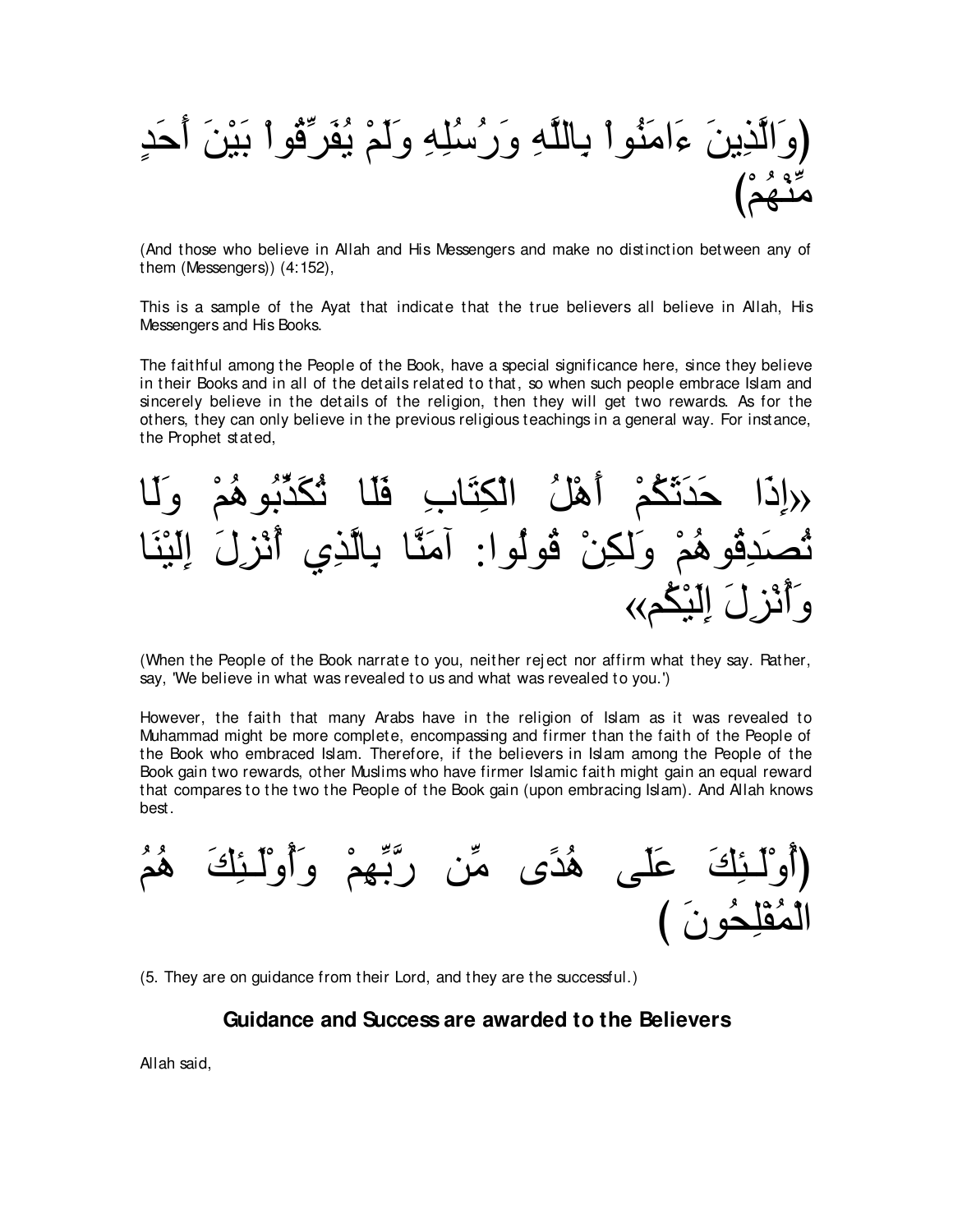(وَالَّذِينَ ءَامَنُواْ بِاللَّهِ وَرُسُلِهِ وَلَمْ يُفَرِّقُواْ بَيْنَ أَحَدٍ مِّنْهُمْ)

(And those who believe in Allah and His Messengers and make no distinction between any of them (Messengers)) (4:152),

This is a sample of the Ayat that indicate that the true believers all believe in Allah, His Messengers and His Books.

The faithful among the People of the Book, have a special significance here, since they believe in their Books and in all of the details related to that, so when such people embrace Islam and sincerely believe in the details of the religion, then they will get two rewards. As for the others, they can only believe in the previous religious teachings in a general way. For instance, the Prophet stated,

«إِذَا حَدَثَكُمْ أَهْلُ الْكِتَابِ فَلَا تُكَذِّبُوهُمْ وَلَا تُصَدِّقُوهُمْ وَلَكِنْ قُولُوا: آمَنَّا بِالَّذِي أُنْزِلَ إِلَيْنَا وَأُنْزِلَ إِلَيْكُم»

(When the People of the Book narrate to you, neither reject nor affirm what they say. Rather, say, 'We believe in what was revealed to us and what was revealed to you.')

However, the faith that many Arabs have in the religion of Islam as it was revealed to Muhammad might be more complete, encompassing and firmer than the faith of the People of the Book who embraced Islam. Therefore, if the believers in Islam among the People of the Book gain two rewards, other Muslims who have firmer Islamic faith might gain an equal reward that compares to the two the People of the Book gain (upon embracing Islam). And Allah knows best.

(أُوْلَـئِكَ عَلَى هُدًى مِّن رَّبِّهِمْ وَأُوْلَـئِكَ هُمُ الْمُفْلِحُونَ )

(5. They are on guidance from their Lord, and they are the successful.)

## Guidance and Success are awarded to the Believers

Allah said,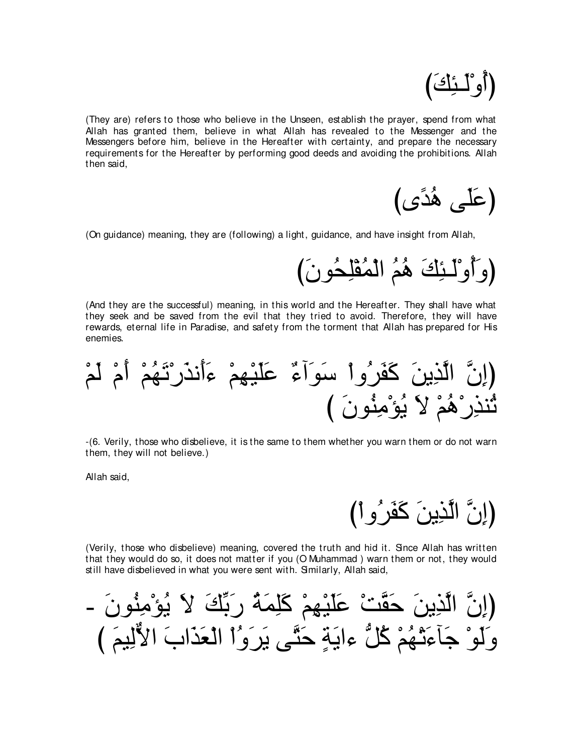(أُوْلَـئِكَ)

(They are) refers to those who believe in the Unseen, establish the prayer, spend from what Allah has granted them, believe in what Allah has revealed to the Messenger and the Messengers before him, believe in the Hereafter with certainty, and prepare the necessary requirements for the Hereafter by performing good deeds and avoiding the prohibitions. Allah then said,

(عَلَى هُدًى)

(On guidance) meaning, they are (following) a light, guidance, and have insight from Allah,

(وَأُوْلَـئِكَ هُمُ الْمُفْلِحُونَ)

(And they are the successful) meaning, in this world and the Hereafter. They shall have what they seek and be saved from the evil that they tried to avoid. Therefore, they will have rewards, eternal life in Paradise, and safety from the torment that Allah has prepared for His enemies.

(إِنَّ الَّذِينَ كَفَرُواْ سَوَآءٌ عَلَيْهِمْ ءَأَنذَرْتَهُمْ أَمْ لَمْ تُنذِرْهُمْ لاَ يُؤْمِنُونَ )

-(6. Verily, those who disbelieve, it is the same to them whether you warn them or do not warn them, they will not believe.)

Allah said,

(إِنَّ الَّذِينَ كَفَرُواْ)

(Verily, those who disbelieve) meaning, covered the truth and hid it. Since Allah has written that they would do so, it does not matter if you (O Muhammad ) warn them or not, they would still have disbelieved in what you were sent with. Similarly, Allah said,

(إِنَّ الَّذِينَ حَقَّتْ عَلَيْهِمْ كَلِمَةُ رَبِّكَ لاَ يُؤْمِنُونَ - وَلَوْ جَآءَتْهُمْ كُلُّ ءايَةٍ حَتَّى يَرَوُاْ الْعَذَابَ الأَلِيمَ )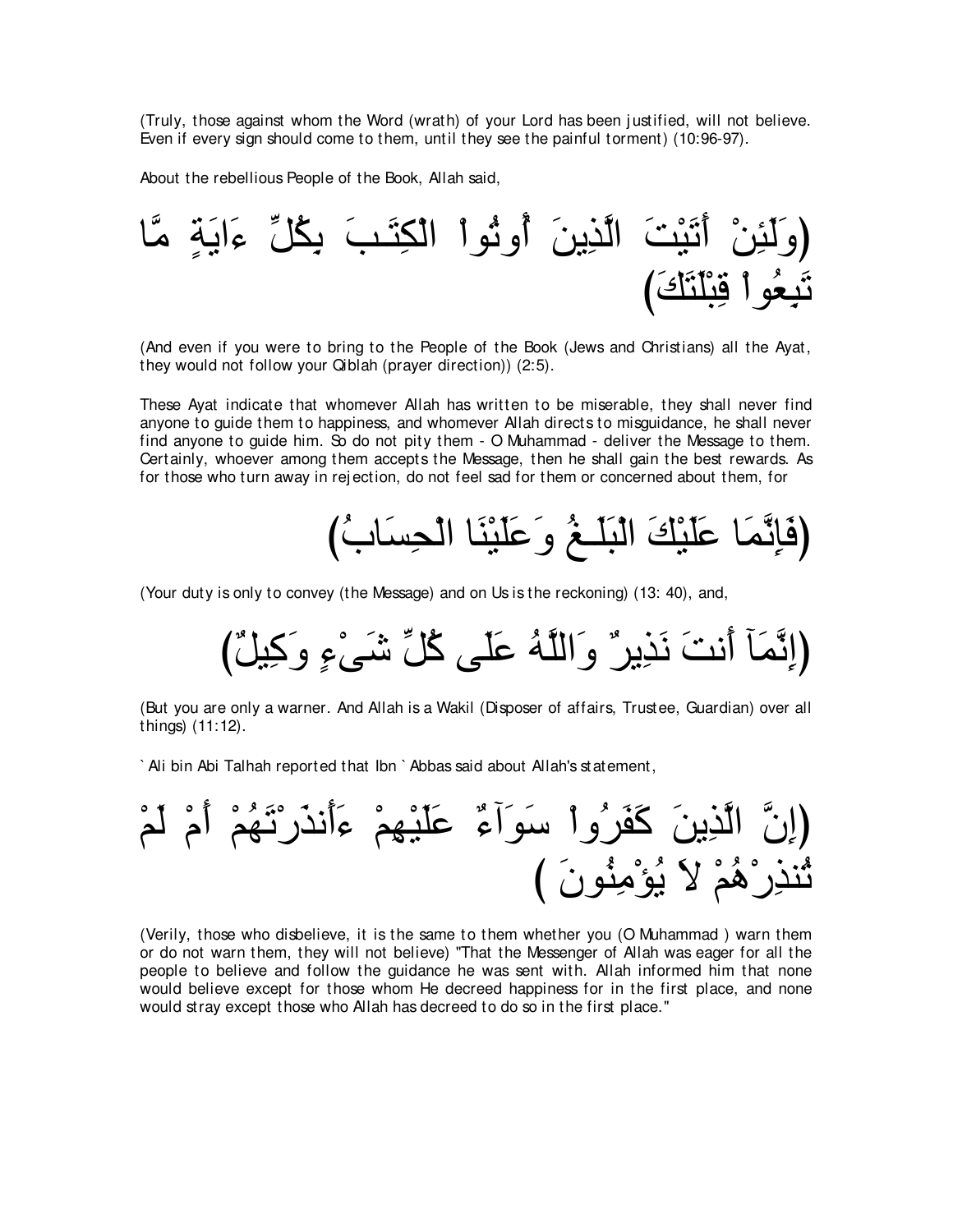(Truly, those against whom the Word (wrath) of your Lord has been justified, will not believe. Even if every sign should come to them, until they see the painful torment) (10:96-97).

About the rebellious People of the Book, Allah said,

(وَلَئِنْ أَتَيْتَ الَّذِينَ أُوتُواْ الْكِتَـبَ بِكُلِّ ءَايَةٍ مَّا تَبِعُواْ قِبْلَتَكَ)

(And even if you were to bring to the People of the Book (Jews and Christians) all the Ayat, they would not follow your Qiblah (prayer direction)) (2:5).

These Ayat indicate that whomever Allah has written to be miserable, they shall never find anyone to guide them to happiness, and whomever Allah directs to misguidance, he shall never find anyone to guide him. So do not pity them - O Muhammad - deliver the Message to them. Certainly, whoever among them accepts the Message, then he shall gain the best rewards. As for those who turn away in rejection, do not feel sad for them or concerned about them, for

(فَإِنَّمَا عَلَيْكَ الْبَلَـغُ وَعَلَيْنَا الْحِسَابُ)

(Your duty is only to convey (the Message) and on Us is the reckoning) (13: 40), and,

(إِنَّمَآ أَنتَ نَذِيرٌ وَاللَّهُ عَلَى كُلِّ شَىْءٍ وَكِيلٌ)

(But you are only a warner. And Allah is a Wakil (Disposer of affairs, Trustee, Guardian) over all things) (11:12).

`Ali bin Abi Talhah reported that Ibn `Abbas said about Allah's statement,

(إِنَّ الَّذِينَ كَفَرُواْ سَوَآءٌ عَلَيْهِمْ ءَأَنذَرْتَهُمْ أَمْ لَمْ تُنذِرْهُمْ لاَ يُؤْمِنُونَ )

(Verily, those who disbelieve, it is the same to them whether you (O Muhammad ) warn them or do not warn them, they will not believe) "That the Messenger of Allah was eager for all the people to believe and follow the guidance he was sent with. Allah informed him that none would believe except for those whom He decreed happiness for in the first place, and none would stray except those who Allah has decreed to do so in the first place."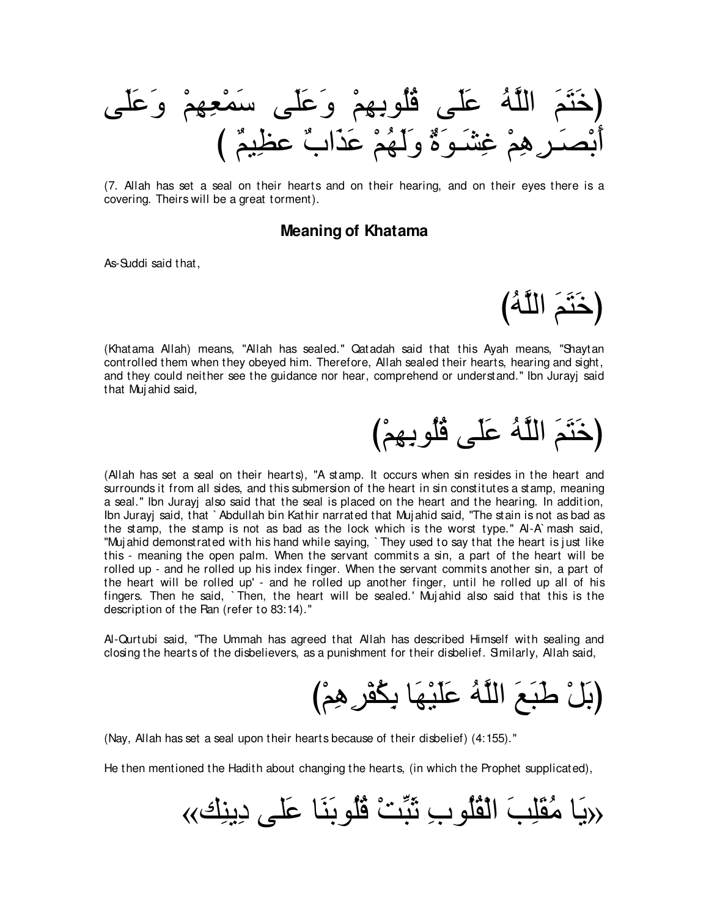(خَتَمَ اللَّهُ عَلَى قُلُوبِهمْ وَعَلَى سَمْعِهِمْ وَعَلَى أَبْصَـرِهِمْ غِشَـوَةٌ وَلَـهُمْ عَذَابٌ عظِيمٌ )

(7. Allah has set a seal on their hearts and on their hearing, and on their eyes there is a covering. Theirs will be a great torment).

### Meaning of Khatama

As-Suddi said that,

(خَتَمَ اللَّهُ)

(Khatama Allah) means, "Allah has sealed." Qatadah said that this Ayah means, "Shaytan controlled them when they obeyed him. Therefore, Allah sealed their hearts, hearing and sight, and they could neither see the guidance nor hear, comprehend or understand." Ibn Jurayj said that Mujahid said,

(خَتَمَ اللَّهُ عَلَى قُلُوبِهمْ)

(Allah has set a seal on their hearts), "A stamp. It occurs when sin resides in the heart and surrounds it from all sides, and this submersion of the heart in sin constitutes a stamp, meaning a seal." Ibn Jurayj also said that the seal is placed on the heart and the hearing. In addition, Ibn Jurayj said, that `Abdullah bin Kathir narrated that Mujahid said, "The stain is not as bad as the stamp, the stamp is not as bad as the lock which is the worst type." Al-A`mash said, "Mujahid demonstrated with his hand while saying, `They used to say that the heart is just like this - meaning the open palm. When the servant commits a sin, a part of the heart will be rolled up - and he rolled up his index finger. When the servant commits another sin, a part of the heart will be rolled up' - and he rolled up another finger, until he rolled up all of his fingers. Then he said, `Then, the heart will be sealed.' Mujahid also said that this is the description of the Ran (refer to 83:14)."

Al-Qurtubi said, "The Ummah has agreed that Allah has described Himself with sealing and closing the hearts of the disbelievers, as a punishment for their disbelief. Similarly, Allah said,

(بَلْ طَبَعَ اللَّهُ عَلَيْهَا بِكُفْرِهِمْ)

(Nay, Allah has set a seal upon their hearts because of their disbelief) (4:155)."

He then mentioned the Hadith about changing the hearts, (in which the Prophet supplicated),

«يَا مُقَلِبَ الْقُلُوبِ ثَبِّتْ قُلُوبَنَا عَلَى دِينِك»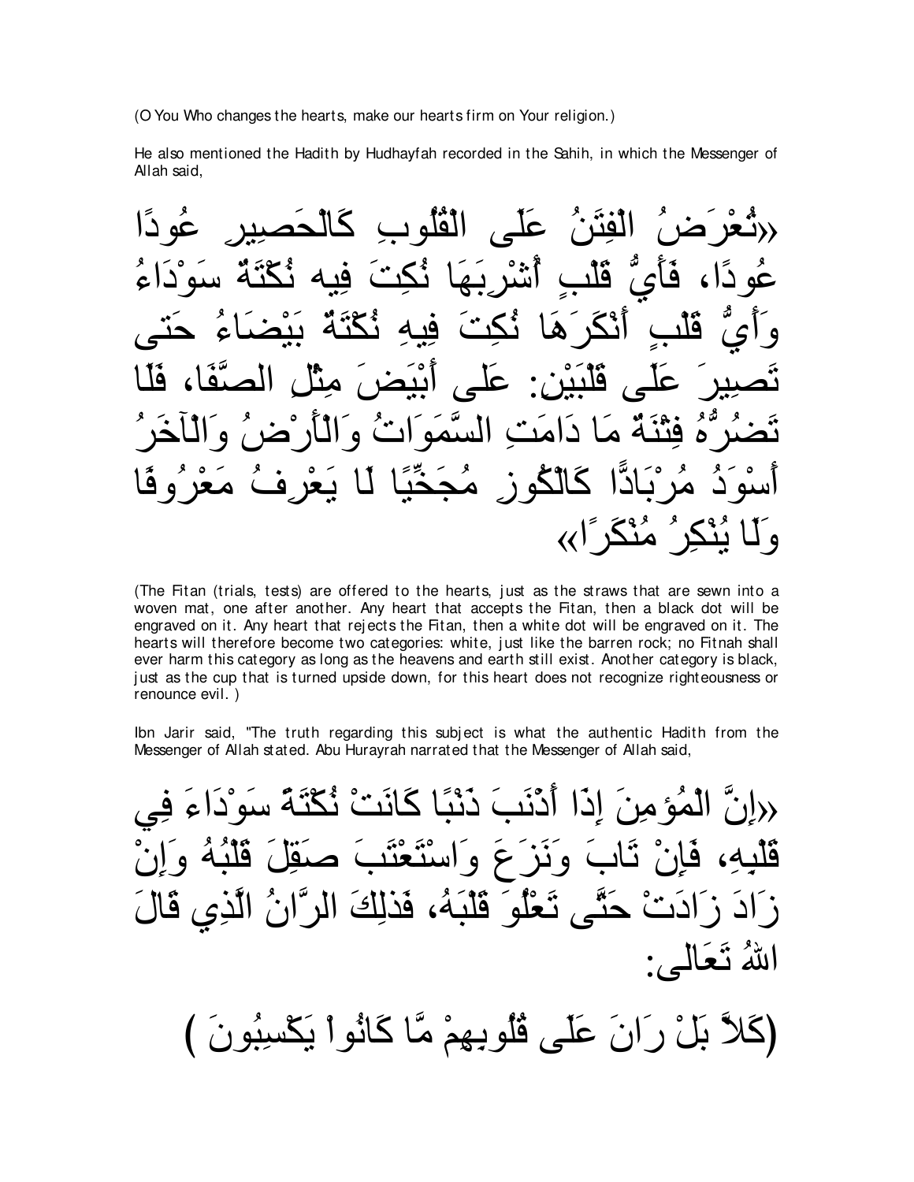(O You Who changes the hearts, make our hearts firm on Your religion.)

He also mentioned the Hadith by Hudhayfah recorded in the Sahih, in which the Messenger of Allah said,

«تُعْرَضُ الْفِتَنُ عَلَى الْقُلُوبِ كَالْحَصِيرِ عُودًا عُودًا، فَأَيُّ قَلْبٍ أُشْرِبَهَا نُكِتَ فِيه نُكْتَةٌ سَوْدَاءُ وَأَيُّ قَلْبٍ أَنْكَرَهَا نُكِتَ فِيهِ نُكْتَةٌ بَيْضَاءُ حَتى تَصِيرَ عَلَى قَلْبَيْنِ: عَلَى أَبْيَضَ مِثْلِ الصَّفَا، فَلَا تَضُرُّهُ فِتْنَةٌ مَا دَامَتِ السَّمَوَاتُ وَالْأَرْضُ وَالْآخَرُ أَسْوَدُ مُرْبَادًّا كَالْكُوزِ مُجَخِّيًا لَا يَعْرِفُ مَعْرُوفًا وَلَا يُنْكِرُ مُنْكَرًا»

(The Fitan (trials, tests) are offered to the hearts, just as the straws that are sewn into a woven mat, one after another. Any heart that accepts the Fitan, then a black dot will be engraved on it. Any heart that rejects the Fitan, then a white dot will be engraved on it. The hearts will therefore become two categories: white, just like the barren rock; no Fitnah shall ever harm this category as long as the heavens and earth still exist. Another category is black, just as the cup that is turned upside down, for this heart does not recognize righteousness or renounce evil. )

Ibn Jarir said, "The truth regarding this subject is what the authentic Hadith from the Messenger of Allah stated. Abu Hurayrah narrated that the Messenger of Allah said,

«إِنَّ الْمُؤمِنَ إِذَا أَذْنَبَ ذَنْبًا كَانَتْ نُكْتَةٌ سَوْدَاءَ فِي قَلْبِهِ، فَإِنْ تَابَ وَنَزَعَ وَاسْتَعْتَبَ صَقِلَ قَلْبُهُ وَإِنْ زَادَ زَادَتْ حَتَّى تَعْلُوَ قَلْبَهُ، فَذلِكَ الرَّانُ الَّذِي قَالَ اللهُ تَعَالَى:

(كَلاَّ بَلْ رَانَ عَلَى قُلُوبِهِمْ مَّا كَانُواْ يَكْسِبُونَ )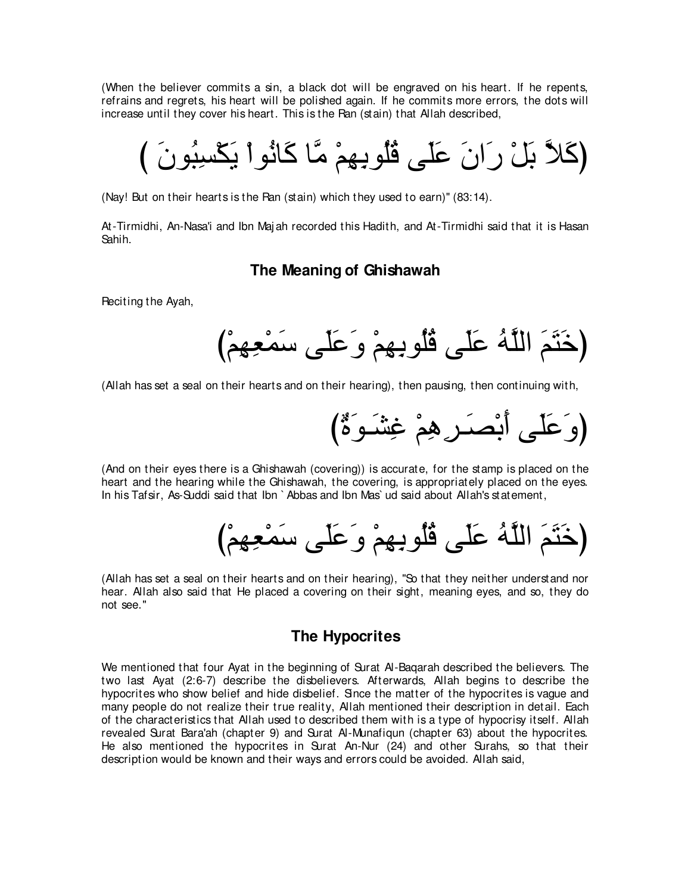(When the believer commits a sin, a black dot will be engraved on his heart. If he repents, refrains and regrets, his heart will be polished again. If he commits more errors, the dots will increase until they cover his heart. This is the Ran (stain) that Allah described,

(كَلاَّ بَلْ رَانَ عَلَى قُلُوبِهِمْ مَّا كَانُواْ يَكْسِبُونَ )

(Nay! But on their hearts is the Ran (stain) which they used to earn)" (83:14).

At-Tirmidhi, An-Nasa'i and Ibn Majah recorded this Hadith, and At-Tirmidhi said that it is Hasan Sahih.

## The Meaning of Ghishawah

Reciting the Ayah,

(خَتَمَ اللَّهُ عَلَى قُلُوبِهمْ وَعَلَى سَمْعِهِمْ)

(Allah has set a seal on their hearts and on their hearing), then pausing, then continuing with,

(وَعَلَى أَبْصَـرِهِمْ غِشَـوَةٌ)

(And on their eyes there is a Ghishawah (covering)) is accurate, for the stamp is placed on the heart and the hearing while the Ghishawah, the covering, is appropriately placed on the eyes. In his Tafsir, As-Suddi said that Ibn `Abbas and Ibn Mas`ud said about Allah's statement,

(خَتَمَ اللَّهُ عَلَى قُلُوبِهمْ وَعَلَى سَمْعِهِمْ)

(Allah has set a seal on their hearts and on their hearing), "So that they neither understand nor hear. Allah also said that He placed a covering on their sight, meaning eyes, and so, they do not see."

## The Hypocrites

We mentioned that four Ayat in the beginning of Surat Al-Baqarah described the believers. The two last Ayat (2:6-7) describe the disbelievers. Afterwards, Allah begins to describe the hypocrites who show belief and hide disbelief. Since the matter of the hypocrites is vague and many people do not realize their true reality, Allah mentioned their description in detail. Each of the characteristics that Allah used to described them with is a type of hypocrisy itself. Allah revealed Surat Bara'ah (chapter 9) and Surat Al-Munafiqun (chapter 63) about the hypocrites. He also mentioned the hypocrites in Surat An-Nur (24) and other Surahs, so that their description would be known and their ways and errors could be avoided. Allah said,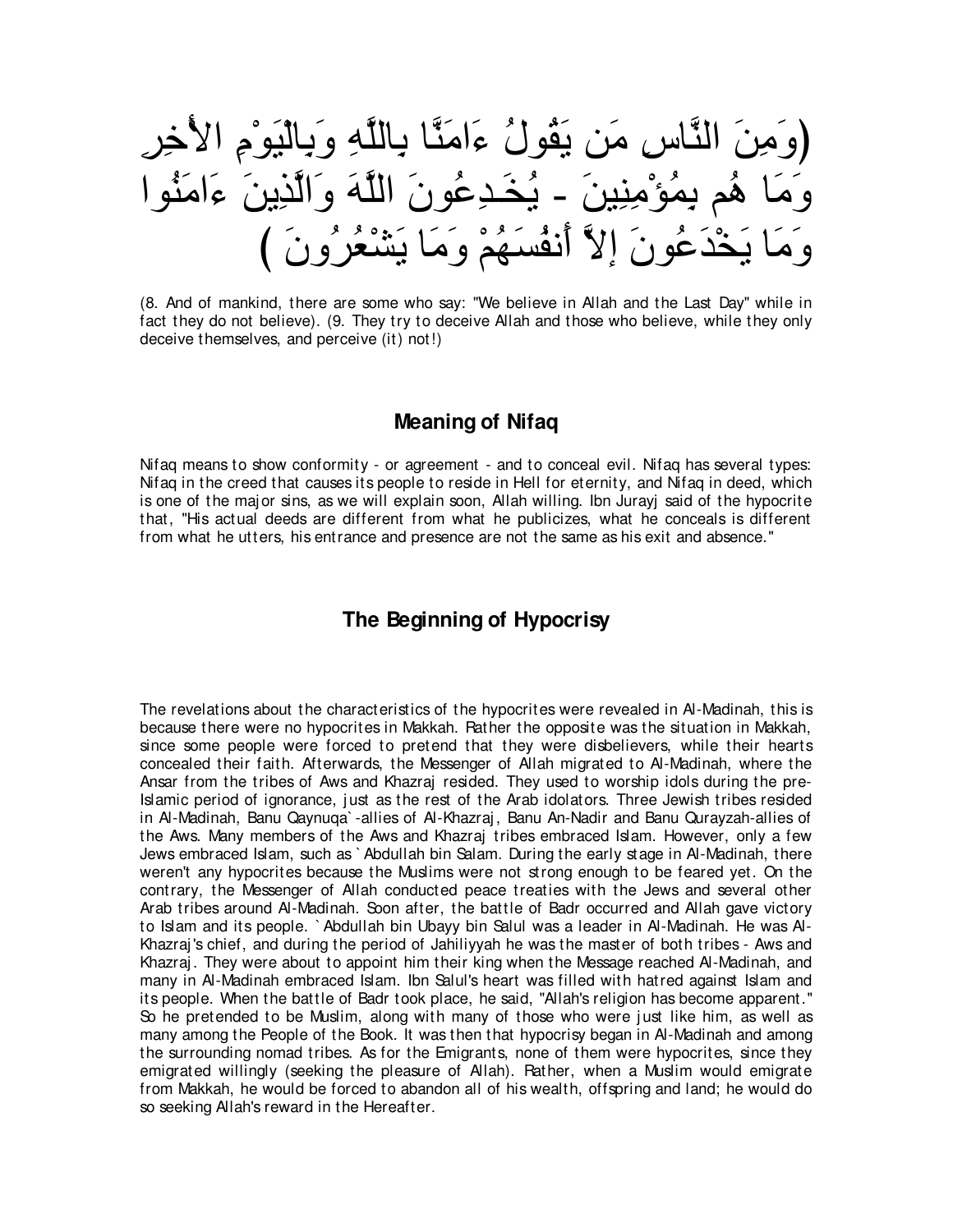(وَمِنَ النَّاسِ مَن يَقُولُ ءَامَنَّا بِاللَّهِ وَبِالْيَوْمِ الأَخِرِ وَمَا هُم بِمُؤْمِنِينَ - يُخَـدِعُونَ اللَّهَ وَالَّذِينَ ءَامَنُوا وَمَا يَخْدَعُونَ إِلاَّ أَنفُسَهُمْ وَمَا يَشْعُرُونَ )

(8. And of mankind, there are some who say: "We believe in Allah and the Last Day" while in fact they do not believe). (9. They try to deceive Allah and those who believe, while they only deceive themselves, and perceive (it) not!)

## Meaning of Nifaq

Nifaq means to show conformity - or agreement - and to conceal evil. Nifaq has several types: Nifaq in the creed that causes its people to reside in Hell for eternity, and Nifaq in deed, which is one of the major sins, as we will explain soon, Allah willing. Ibn Jurayj said of the hypocrite that, "His actual deeds are different from what he publicizes, what he conceals is different from what he utters, his entrance and presence are not the same as his exit and absence."

## The Beginning of Hypocrisy

The revelations about the characteristics of the hypocrites were revealed in Al-Madinah, this is because there were no hypocrites in Makkah. Rather the opposite was the situation in Makkah, since some people were forced to pretend that they were disbelievers, while their hearts concealed their faith. Afterwards, the Messenger of Allah migrated to Al-Madinah, where the Ansar from the tribes of Aws and Khazraj resided. They used to worship idols during the pre-Islamic period of ignorance, just as the rest of the Arab idolators. Three Jewish tribes resided in Al-Madinah, Banu Qaynuqa`-allies of Al-Khazraj, Banu An-Nadir and Banu Qurayzah-allies of the Aws. Many members of the Aws and Khazraj tribes embraced Islam. However, only a few Jews embraced Islam, such as `Abdullah bin Salam. During the early stage in Al-Madinah, there weren't any hypocrites because the Muslims were not strong enough to be feared yet. On the contrary, the Messenger of Allah conducted peace treaties with the Jews and several other Arab tribes around Al-Madinah. Soon after, the battle of Badr occurred and Allah gave victory to Islam and its people. `Abdullah bin Ubayy bin Salul was a leader in Al-Madinah. He was Al-Khazraj's chief, and during the period of Jahiliyyah he was the master of both tribes - Aws and Khazraj. They were about to appoint him their king when the Message reached Al-Madinah, and many in Al-Madinah embraced Islam. Ibn Salul's heart was filled with hatred against Islam and its people. When the battle of Badr took place, he said, "Allah's religion has become apparent." So he pretended to be Muslim, along with many of those who were just like him, as well as many among the People of the Book. It was then that hypocrisy began in Al-Madinah and among the surrounding nomad tribes. As for the Emigrants, none of them were hypocrites, since they emigrated willingly (seeking the pleasure of Allah). Rather, when a Muslim would emigrate from Makkah, he would be forced to abandon all of his wealth, offspring and land; he would do so seeking Allah's reward in the Hereafter.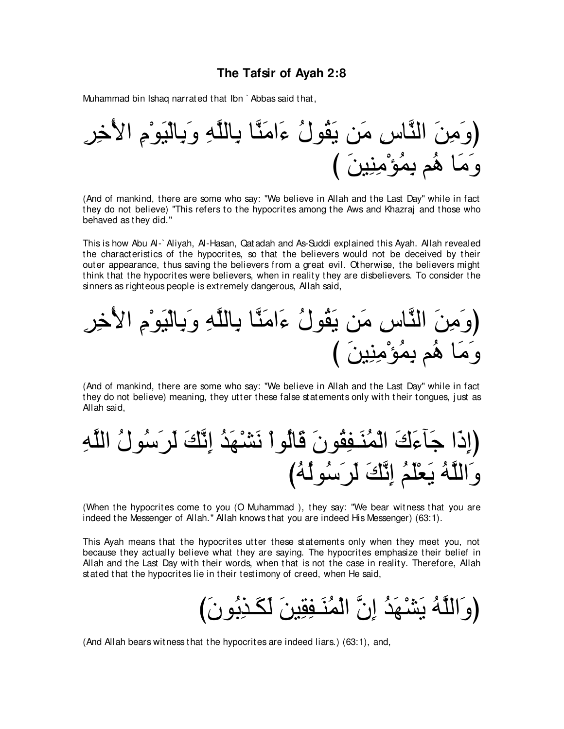## The Tafsir of Ayah 2:8

Muhammad bin Ishaq narrated that Ibn `Abbas said that,

(وَمِنَ النَّاسِ مَن يَقُولُ ءَامَنَّا بِاللَّهِ وَبِالْيَوْمِ الأَخِرِ وَمَا هُم بِمُؤْمِنِينَ )

(And of mankind, there are some who say: "We believe in Allah and the Last Day" while in fact they do not believe) "This refers to the hypocrites among the Aws and Khazraj and those who behaved as they did."

This is how Abu Al-`Aliyah, Al-Hasan, Qatadah and As-Suddi explained this Ayah. Allah revealed the characteristics of the hypocrites, so that the believers would not be deceived by their outer appearance, thus saving the believers from a great evil. Otherwise, the believers might think that the hypocrites were believers, when in reality they are disbelievers. To consider the sinners as righteous people is extremely dangerous, Allah said,

(وَمِنَ النَّاسِ مَن يَقُولُ ءَامَنَّا بِاللَّهِ وَبِالْيَوْمِ الأَخِرِ وَمَا هُم بِمُؤْمِنِينَ )

(And of mankind, there are some who say: "We believe in Allah and the Last Day" while in fact they do not believe) meaning, they utter these false statements only with their tongues, just as Allah said,

(إِذَا جَآءَكَ الْمُنَـفِقُونَ قَالُواْ نَشْهَدُ إِنَّكَ لَرَسُولُ اللَّهِ وَاللَّهُ يَعْلَمُ إِنَّكَ لَرَسُولُهُ)

(When the hypocrites come to you (O Muhammad ), they say: "We bear witness that you are indeed the Messenger of Allah." Allah knows that you are indeed His Messenger) (63:1).

This Ayah means that the hypocrites utter these statements only when they meet you, not because they actually believe what they are saying. The hypocrites emphasize their belief in Allah and the Last Day with their words, when that is not the case in reality. Therefore, Allah stated that the hypocrites lie in their testimony of creed, when He said,

(وَاللَّهُ يَشْهَدُ إِنَّ الْمُنَـفِقِينَ لَكَـذِبُونَ)

(And Allah bears witness that the hypocrites are indeed liars.) (63:1), and,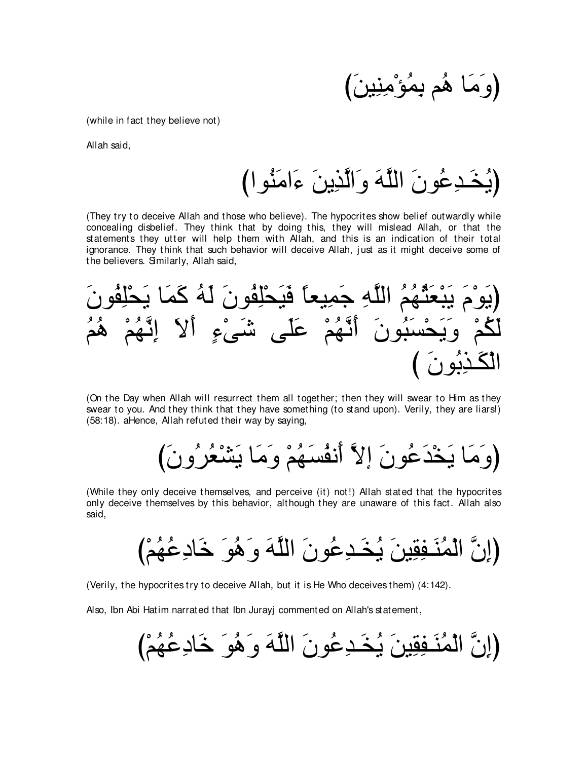(وَمَا هُم بِمُؤْمِنِينَ)

(while in fact they believe not)

Allah said,

(يُخَـدِعُونَ اللَّهَ وَالَّذِينَ ءَامَنُوا)

(They try to deceive Allah and those who believe). The hypocrites show belief outwardly while concealing disbelief. They think that by doing this, they will mislead Allah, or that the statements they utter will help them with Allah, and this is an indication of their total ignorance. They think that such behavior will deceive Allah, just as it might deceive some of the believers. Similarly, Allah said,

(يَوْمَ يَبْعَثُهُمُ اللَّهِ جَمِيعاً فَيَحْلِفُونَ لَهُ كَمَا يَحْلِفُونَ لَكُمْ وَيَحْسَبُونَ أَنَّهُمْ عَلَى شَىْءٍ أَلاَ إِنَّهُمْ هُمُ الْكَـذِبُونَ )

(On the Day when Allah will resurrect them all together; then they will swear to Him as they swear to you. And they think that they have something (to stand upon). Verily, they are liars!) (58:18). aHence, Allah refuted their way by saying,

(وَمَا يَخْدَعُونَ إِلاَّ أَنفُسَهُمْ وَمَا يَشْعُرُونَ)

(While they only deceive themselves, and perceive (it) not!) Allah stated that the hypocrites only deceive themselves by this behavior, although they are unaware of this fact. Allah also said,

(إِنَّ الْمُنَـفِقِينَ يُخَـدِعُونَ اللَّهَ وَهُوَ خَادِعُهُمْ)

(Verily, the hypocrites try to deceive Allah, but it is He Who deceives them) (4:142).

Also, Ibn Abi Hatim narrated that Ibn Jurayj commented on Allah's statement,

(إِنَّ الْمُنَـفِقِينَ يُخَـدِعُونَ اللَّهَ وَهُوَ خَادِعُهُمْ)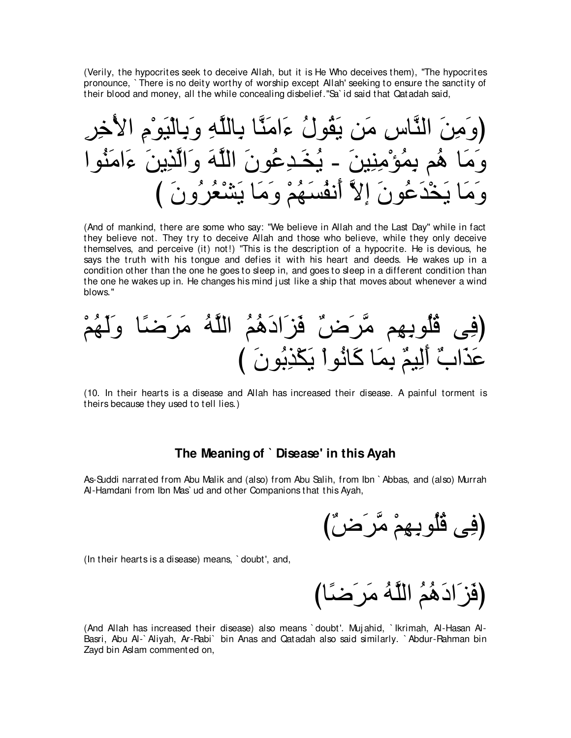(Verily, the hypocrites seek to deceive Allah, but it is He Who deceives them), "The hypocrites pronounce, `There is no deity worthy of worship except Allah' seeking to ensure the sanctity of their blood and money, all the while concealing disbelief."Sa`id said that Qatadah said,

(وَمِنَ النَّاسِ مَن يَقُولُ ءَامَنَّا بِاللَّهِ وَبِالْيَوْمِ الأَخِرِ وَمَا هُم بِمُؤْمِنِينَ - يُخَـدِعُونَ اللَّهَ وَالَّذِينَ ءَامَنُوا وَمَا يَخْدَعُونَ إِلاَّ أَنفُسَهُمْ وَمَا يَشْعُرُونَ )

(And of mankind, there are some who say: "We believe in Allah and the Last Day" while in fact they believe not. They try to deceive Allah and those who believe, while they only deceive themselves, and perceive (it) not!) "This is the description of a hypocrite. He is devious, he says the truth with his tongue and defies it with his heart and deeds. He wakes up in a condition other than the one he goes to sleep in, and goes to sleep in a different condition than the one he wakes up in. He changes his mind just like a ship that moves about whenever a wind blows."

(فِى قُلُوبِهِم مَّرَضٌ فَزَادَهُمُ اللَّهُ مَرَضًا وَلَهُمْ عَذَابٌ أَلِيمٌ بِمَا كَانُواْ يَكْذِبُونَ )

(10. In their hearts is a disease and Allah has increased their disease. A painful torment is theirs because they used to tell lies.)

## The Meaning of `Disease' in this Ayah

As-Suddi narrated from Abu Malik and (also) from Abu Salih, from Ibn `Abbas, and (also) Murrah Al-Hamdani from Ibn Mas`ud and other Companions that this Ayah,

(فِى قُلُوبِهِمْ مَّرَضٌ)

(In their hearts is a disease) means, `doubt', and,

(فَزَادَهُمُ اللَّهُ مَرَضًا)

(And Allah has increased their disease) also means `doubt'. Mujahid, `Ikrimah, Al-Hasan Al-Basri, Abu Al-`Aliyah, Ar-Rabi` bin Anas and Qatadah also said similarly. `Abdur-Rahman bin Zayd bin Aslam commented on,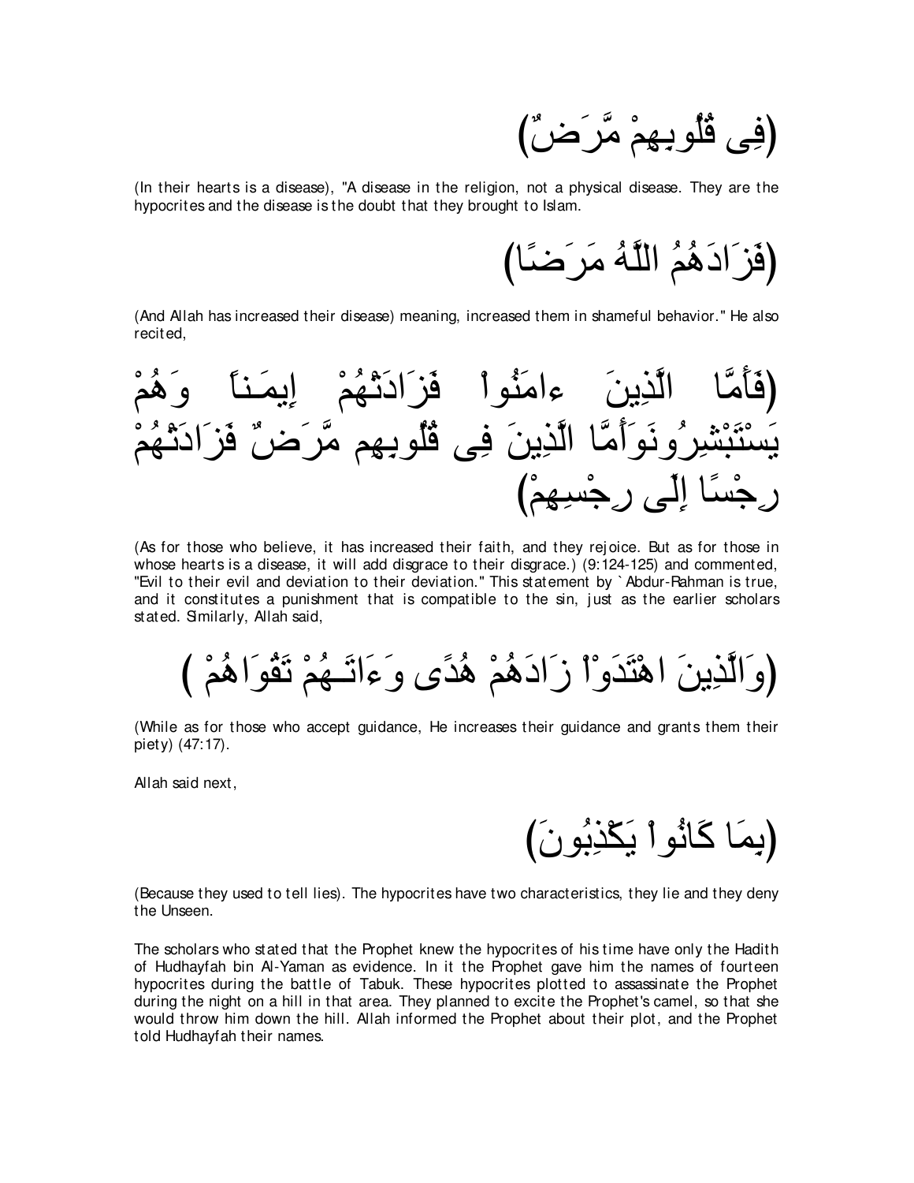(فِى قُلُوبِهِمْ مَّرَضٌ)

(In their hearts is a disease), "A disease in the religion, not a physical disease. They are the hypocrites and the disease is the doubt that they brought to Islam.

(فَزَادَهُمُ اللَّهُ مَرَضًا)

(And Allah has increased their disease) meaning, increased them in shameful behavior." He also recited,

(فَأَمَّا الَّذِينَ ءامَنُواْ فَزَادَتْهُمْ إِيمَـناً وَهُمْ يَسْتَبْشِرُونَوَأَمَّا الَّذِينَ فِى قُلُوبِهِم مَّرَضٌ فَزَادَتْهُمْ رِجْسًا إِلَى رِجْسِهِمْ)

(As for those who believe, it has increased their faith, and they rejoice. But as for those in whose hearts is a disease, it will add disgrace to their disgrace.) (9:124-125) and commented, "Evil to their evil and deviation to their deviation." This statement by `Abdur-Rahman is true, and it constitutes a punishment that is compatible to the sin, just as the earlier scholars stated. Similarly, Allah said,

(وَالَّذِينَ اهْتَدَوْاْ زَادَهُمْ هُدًى وَءَاتَـهُمْ تَقُوَاهُمْ )

(While as for those who accept guidance, He increases their guidance and grants them their piety) (47:17).

Allah said next,

(بِمَا كَانُواْ يَكْذِبُونَ)

(Because they used to tell lies). The hypocrites have two characteristics, they lie and they deny the Unseen.

The scholars who stated that the Prophet knew the hypocrites of his time have only the Hadith of Hudhayfah bin Al-Yaman as evidence. In it the Prophet gave him the names of fourteen hypocrites during the battle of Tabuk. These hypocrites plotted to assassinate the Prophet during the night on a hill in that area. They planned to excite the Prophet's camel, so that she would throw him down the hill. Allah informed the Prophet about their plot, and the Prophet told Hudhayfah their names.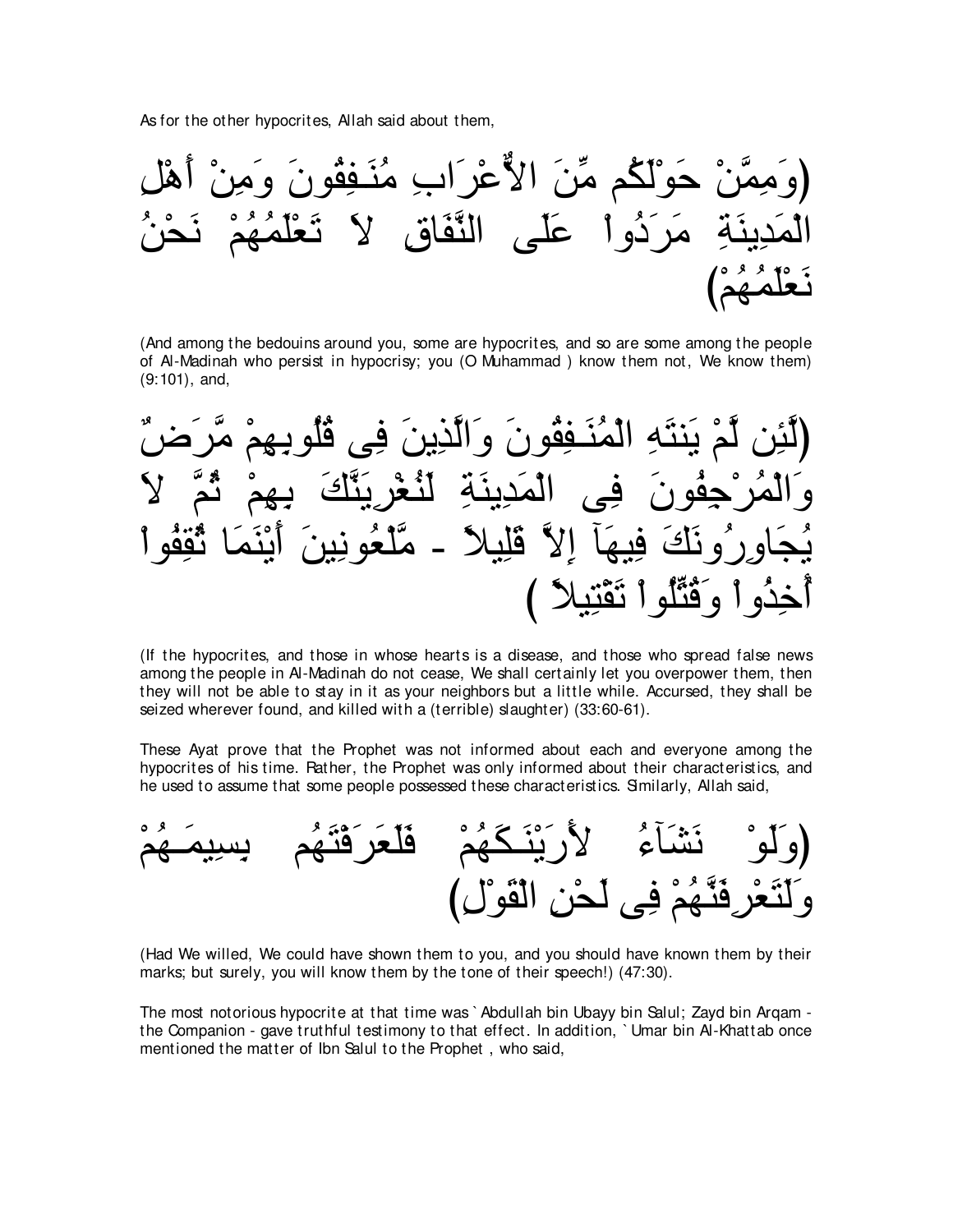As for the other hypocrites, Allah said about them,

(وَمِمَّنْ حَوْلَكُم مِّنَ الاٌّعْرَابِ مُنَـفِقُونَ وَمِنْ أَهْلِ الْمَدِينَةِ مَرَدُواْ عَلَى النِّفَاقِ لاَ تَعْلَمُهُمْ نَحْنُ نَعْلَمُهُمْ)

(And among the bedouins around you, some are hypocrites, and so are some among the people of Al-Madinah who persist in hypocrisy; you (O Muhammad ) know them not, We know them) (9:101), and,

(لَّئِن لَّمْ يَنتَهِ الْمُنَـفِقُونَ وَالَّذِينَ فِى قُلُوبِهِمْ مَّرَضٌ وَالْمُرْجِفُونَ فِى الْمَدِينَةِ لَنُغْرِيَنَّكَ بِهِمْ ثُمَّ لاَ يُجَاوِرُونَكَ فِيهَآ إِلاَّ قَلِيلاً - مَّلْعُونِينَ أَيْنَمَا ثُقِفُواْ أُخِذُواْ وَقُتِّلُواْ تَقْتِيلاً )

(If the hypocrites, and those in whose hearts is a disease, and those who spread false news among the people in Al-Madinah do not cease, We shall certainly let you overpower them, then they will not be able to stay in it as your neighbors but a little while. Accursed, they shall be seized wherever found, and killed with a (terrible) slaughter) (33:60-61).

These Ayat prove that the Prophet was not informed about each and everyone among the hypocrites of his time. Rather, the Prophet was only informed about their characteristics, and he used to assume that some people possessed these characteristics. Similarly, Allah said,

(وَلَوْ نَشَآءُ لأَرَيْنَـكَهُمْ فَلَعَرَفْتَهُم بِسِيمَـهُمْ وَلَتَعْرِفَنَّهُمْ فِى لَحْنِ الْقَوْلِ)

(Had We willed, We could have shown them to you, and you should have known them by their marks; but surely, you will know them by the tone of their speech!) (47:30).

The most notorious hypocrite at that time was `Abdullah bin Ubayy bin Salul; Zayd bin Arqam - the Companion - gave truthful testimony to that effect. In addition, `Umar bin Al-Khattab once mentioned the matter of Ibn Salul to the Prophet , who said,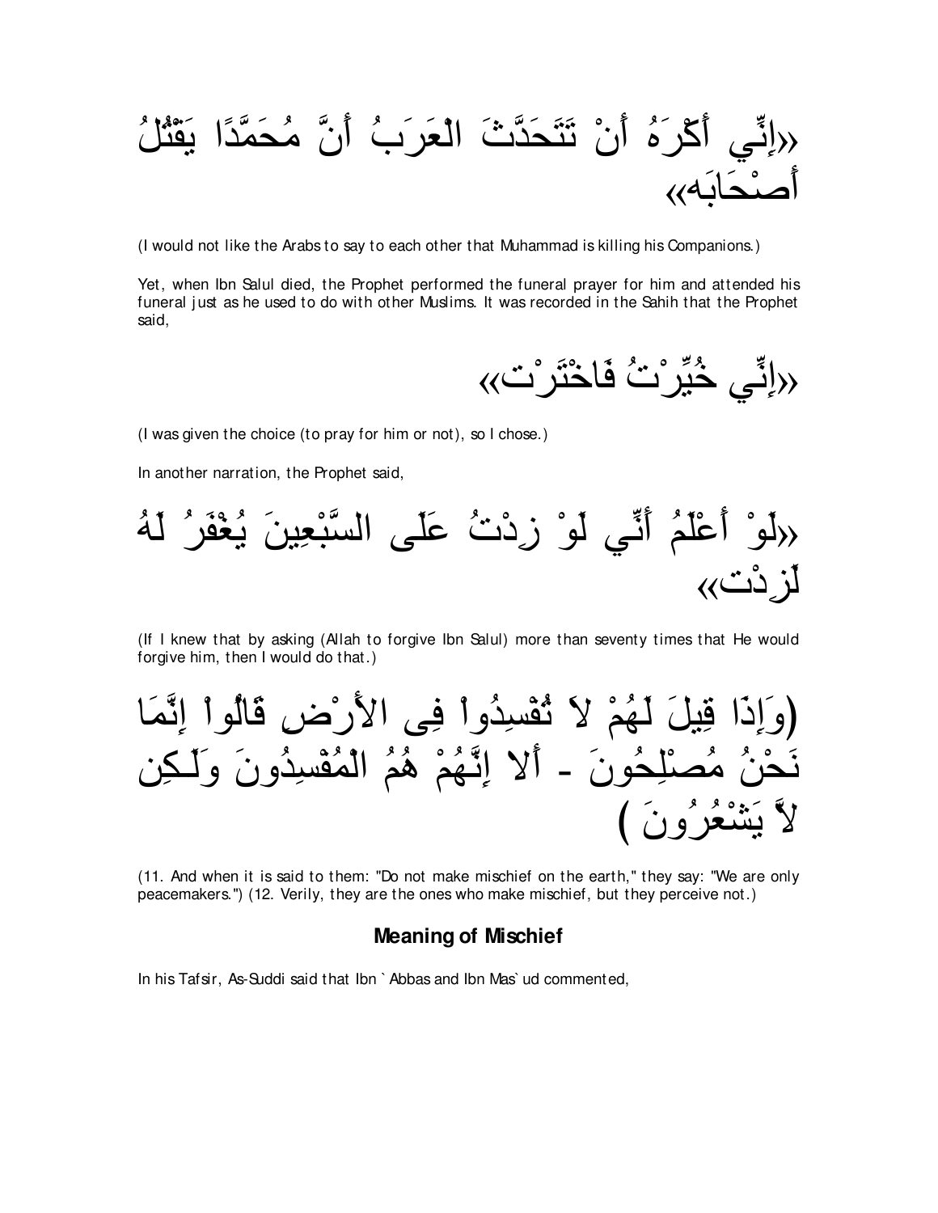«إِنِّي أَكْرَهُ أَنْ تَتَحَدَّثَ الْعَرَبُ أَنَّ مُحَمَّدًا يَقْتُلُ أَصْحَابَه»

(I would not like the Arabs to say to each other that Muhammad is killing his Companions.)

Yet, when Ibn Salul died, the Prophet performed the funeral prayer for him and attended his funeral just as he used to do with other Muslims. It was recorded in the Sahih that the Prophet said,

«إِنِّي خُيِّرْتُ فَاخْتَرْت»

(I was given the choice (to pray for him or not), so I chose.)

In another narration, the Prophet said,

«لَوْ أَعْلَمُ أَنِّي لَوْ زِدْتُ عَلَى السَّبْعِينَ يُغْفَرُ لَهُ لَزِدْت»

(If I knew that by asking (Allah to forgive Ibn Salul) more than seventy times that He would forgive him, then I would do that.)

(وَإِذَا قِيلَ لَهُمْ لاَ تُفْسِدُواْ فِى الأَرْضِ قَالُواْ إِنَّمَا نَحْنُ مُصْلِحُونَ - أَلا إِنَّهُمْ هُمُ الْمُفْسِدُونَ وَلَـكِن لاَّ يَشْعُرُونَ )

(11. And when it is said to them: "Do not make mischief on the earth," they say: "We are only peacemakers.") (12. Verily, they are the ones who make mischief, but they perceive not.)

### Meaning of Mischief

In his Tafsir, As-Suddi said that Ibn `Abbas and Ibn Mas`ud commented,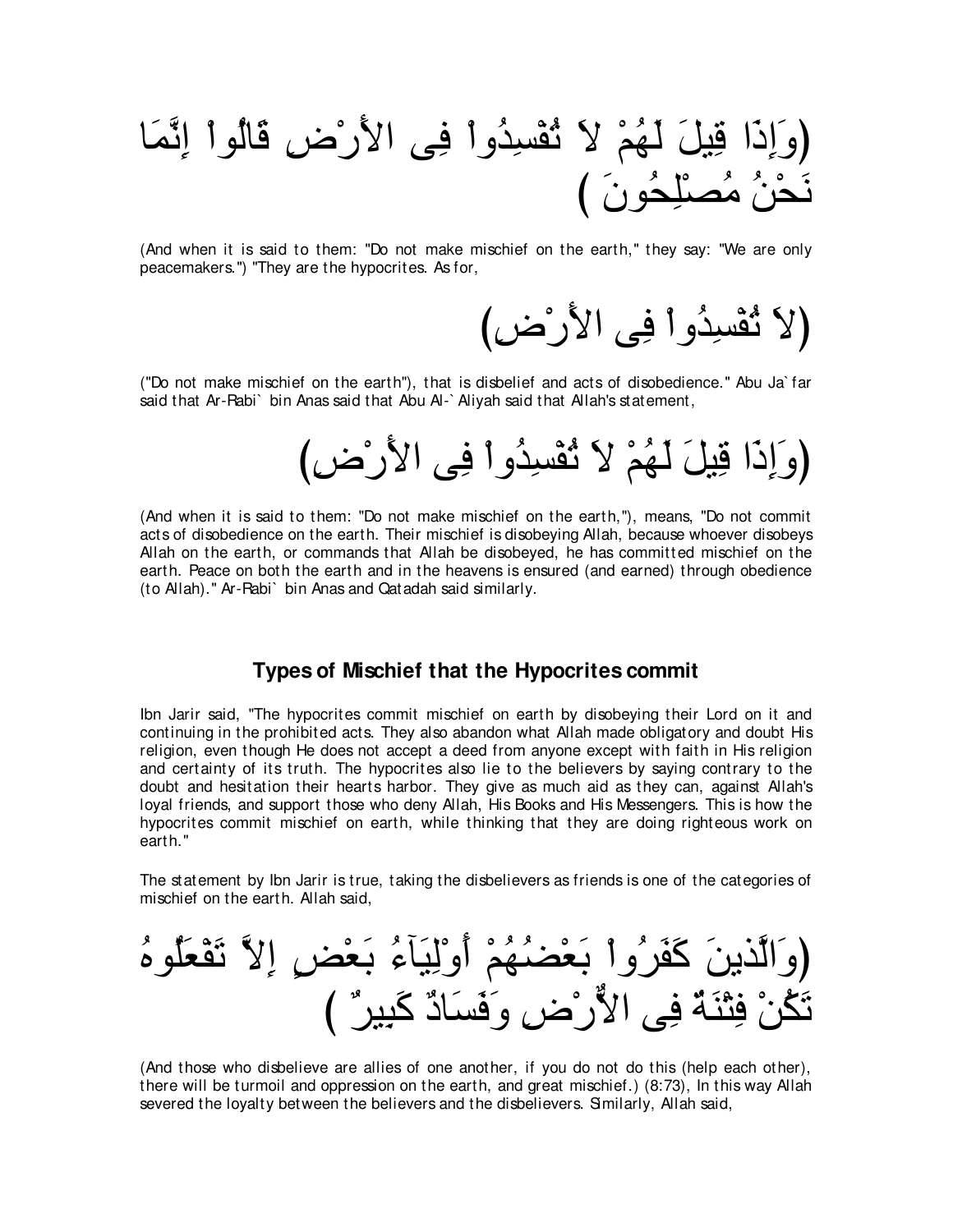(وَإِذَا قِيلَ لَهُمْ لاَ تُفْسِدُواْ فِى الأَرْضِ قَالُواْ إِنَّمَا نَحْنُ مُصْلِحُونَ )

(And when it is said to them: "Do not make mischief on the earth," they say: "We are only peacemakers.") "They are the hypocrites. As for,

(لاَ تُفْسِدُواْ فِى الأَرْضِ)

("Do not make mischief on the earth"), that is disbelief and acts of disobedience." Abu Ja`far said that Ar-Rabi` bin Anas said that Abu Al-`Aliyah said that Allah's statement,

(وَإِذَا قِيلَ لَهُمْ لاَ تُفْسِدُواْ فِى الأَرْضِ)

(And when it is said to them: "Do not make mischief on the earth,"), means, "Do not commit acts of disobedience on the earth. Their mischief is disobeying Allah, because whoever disobeys Allah on the earth, or commands that Allah be disobeyed, he has committed mischief on the earth. Peace on both the earth and in the heavens is ensured (and earned) through obedience (to Allah)." Ar-Rabi` bin Anas and Qatadah said similarly.

### Types of Mischief that the Hypocrites commit

Ibn Jarir said, "The hypocrites commit mischief on earth by disobeying their Lord on it and continuing in the prohibited acts. They also abandon what Allah made obligatory and doubt His religion, even though He does not accept a deed from anyone except with faith in His religion and certainty of its truth. The hypocrites also lie to the believers by saying contrary to the doubt and hesitation their hearts harbor. They give as much aid as they can, against Allah's loyal friends, and support those who deny Allah, His Books and His Messengers. This is how the hypocrites commit mischief on earth, while thinking that they are doing righteous work on earth."

The statement by Ibn Jarir is true, taking the disbelievers as friends is one of the categories of mischief on the earth. Allah said,

(وَالَّذينَ كَفَرُواْ بَعْضُهُمْ أَوْلِيَآءُ بَعْضٍ إِلاَّ تَفْعَلُوهُ تَكُنْ فِتْنَةٌ فِى الاٌّرْضِ وَفَسَادٌ كَبِيرٌ )

(And those who disbelieve are allies of one another, if you do not do this (help each other), there will be turmoil and oppression on the earth, and great mischief.) (8:73), In this way Allah severed the loyalty between the believers and the disbelievers. Similarly, Allah said,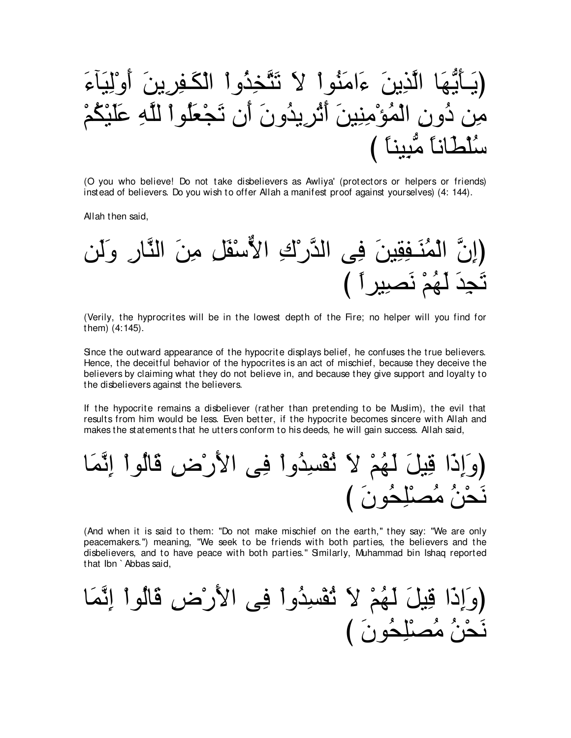(يَـأَيُّهَا الَّذِينَ ءَامَنُواْ لاَ تَتَّخِذُواْ الْكَـفِرِينَ أَوْلِيَآءَ مِن دُونِ الْمُؤْمِنِينَ أَتُرِيدُونَ أَن تَجْعَلُواْ للَّهِ عَلَيْكُمْ سُلْطَاناً مُّبِيناً )

(O you who believe! Do not take disbelievers as Awliya' (protectors or helpers or friends) instead of believers. Do you wish to offer Allah a manifest proof against yourselves) (4: 144).

Allah then said,

(إِنَّ الْمُنَـفِقِينَ فِى الدَّرْكِ الأَسْفَلِ مِنَ النَّارِ وَلَن تَجِدَ لَهُمْ نَصِيراً )

(Verily, the hyprocrites will be in the lowest depth of the Fire; no helper will you find for them) (4:145).

Since the outward appearance of the hypocrite displays belief, he confuses the true believers. Hence, the deceitful behavior of the hypocrites is an act of mischief, because they deceive the believers by claiming what they do not believe in, and because they give support and loyalty to the disbelievers against the believers.

If the hypocrite remains a disbeliever (rather than pretending to be Muslim), the evil that results from him would be less. Even better, if the hypocrite becomes sincere with Allah and makes the statements that he utters conform to his deeds, he will gain success. Allah said,

(وَإِذَا قِيلَ لَهُمْ لاَ تُفْسِدُواْ فِى الأَرْضِ قَالُواْ إِنَّمَا نَحْنُ مُصْلِحُونَ )

(And when it is said to them: "Do not make mischief on the earth," they say: "We are only peacemakers.") meaning, "We seek to be friends with both parties, the believers and the disbelievers, and to have peace with both parties." Similarly, Muhammad bin Ishaq reported that Ibn `Abbas said,

(وَإِذَا قِيلَ لَهُمْ لاَ تُفْسِدُواْ فِى الأَرْضِ قَالُواْ إِنَّمَا نَحْنُ مُصْلِحُونَ )